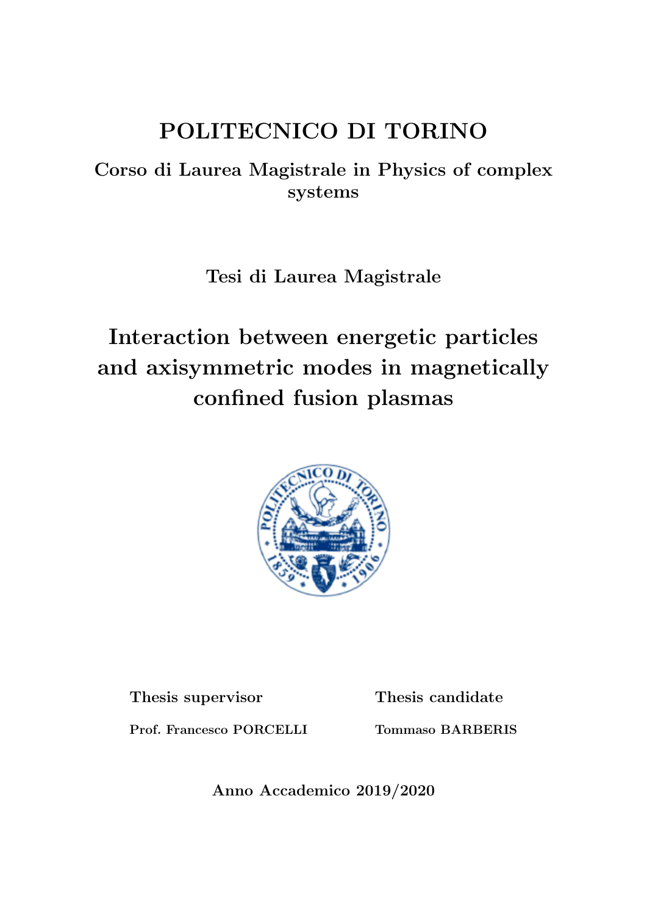# POLITECNICO DI TORINO

**Corso di Laurea Magistrale in Physics of complex systems**

**Tesi di Laurea Magistrale**

## Interaction between energetic particles and axisymmetric modes in magnetically confined fusion plasmas

**Thesis supervisor**

**Prof. Francesco PORCELLI**

**Thesis candidate**

**Tommaso BARBERIS**

**Anno Accademico 2019/2020**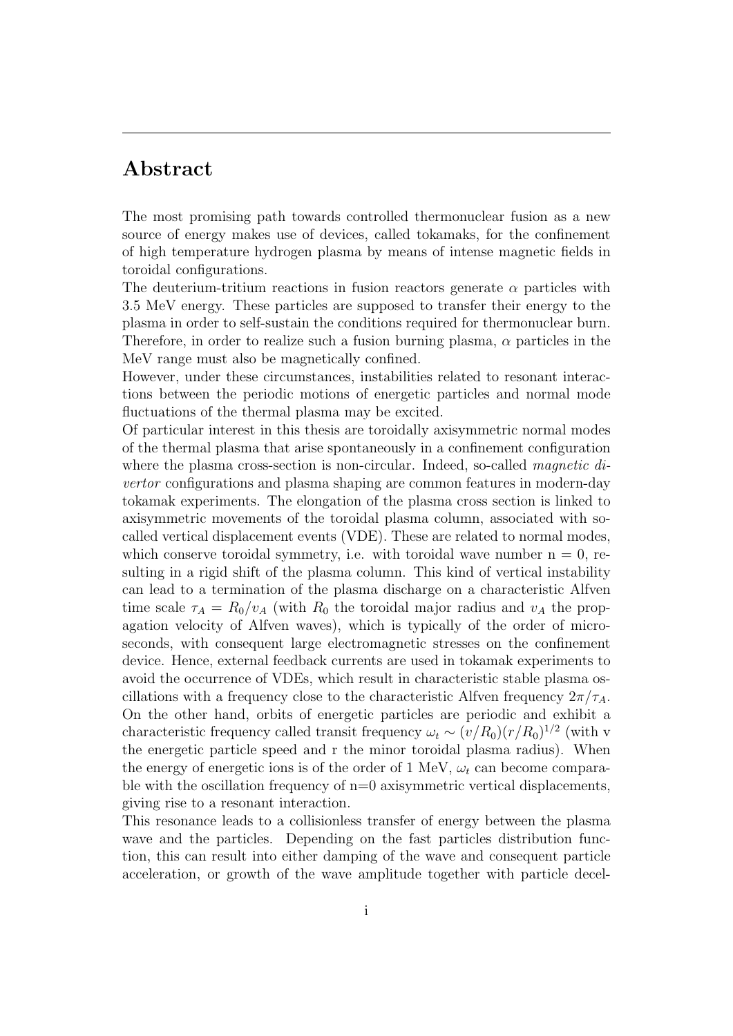# Abstract

The most promising path towards controlled thermonuclear fusion as a new source of energy makes use of devices, called tokamaks, for the confinement of high temperature hydrogen plasma by means of intense magnetic fields in toroidal configurations.

The deuterium-tritium reactions in fusion reactors generate $\alpha$ particles with 3.5 MeV energy. These particles are supposed to transfer their energy to the plasma in order to self-sustain the conditions required for thermonuclear burn. Therefore, in order to realize such a fusion burning plasma, $\alpha$ particles in the MeV range must also be magnetically confined.

However, under these circumstances, instabilities related to resonant interactions between the periodic motions of energetic particles and normal mode fluctuations of the thermal plasma may be excited.

Of particular interest in this thesis are toroidally axisymmetric normal modes of the thermal plasma that arise spontaneously in a confinement configuration where the plasma cross-section is non-circular. Indeed, so-called *magnetic divertor* configurations and plasma shaping are common features in modern-day tokamak experiments. The elongation of the plasma cross section is linked to axisymmetric movements of the toroidal plasma column, associated with so-called vertical displacement events (VDE). These are related to normal modes, which conserve toroidal symmetry, i.e. with toroidal wave number n = 0, resulting in a rigid shift of the plasma column. This kind of vertical instability can lead to a termination of the plasma discharge on a characteristic Alfven time scale $\tau_A = R_0/v_A$ (with $R_0$ the toroidal major radius and $v_A$ the propagation velocity of Alfven waves), which is typically of the order of microseconds, with consequent large electromagnetic stresses on the confinement device. Hence, external feedback currents are used in tokamak experiments to avoid the occurrence of VDEs, which result in characteristic stable plasma oscillations with a frequency close to the characteristic Alfven frequency $2\pi/\tau_A$. On the other hand, orbits of energetic particles are periodic and exhibit a characteristic frequency called transit frequency $\omega_t \sim (v/R_0)(r/R_0)^{1/2}$ (with v the energetic particle speed and r the minor toroidal plasma radius). When the energy of energetic ions is of the order of 1 MeV, $\omega_t$ can become comparable with the oscillation frequency of n=0 axisymmetric vertical displacements, giving rise to a resonant interaction.

This resonance leads to a collisionless transfer of energy between the plasma wave and the particles. Depending on the fast particles distribution function, this can result into either damping of the wave and consequent particle acceleration, or growth of the wave amplitude together with particle decel-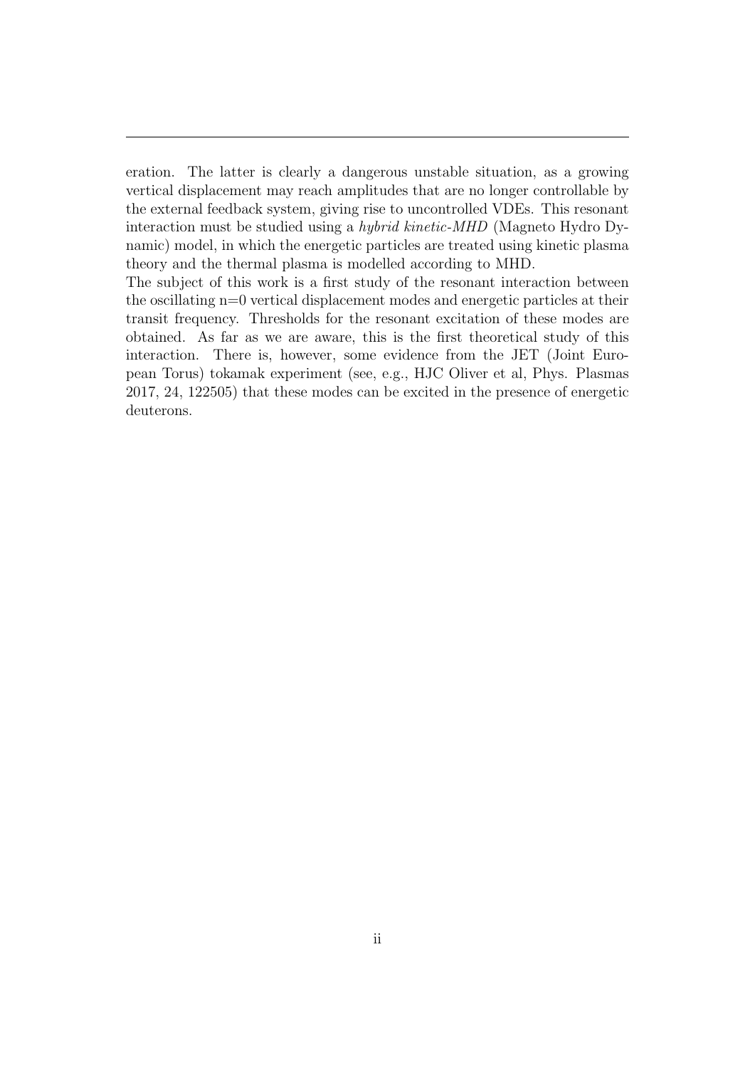eration. The latter is clearly a dangerous unstable situation, as a growing vertical displacement may reach amplitudes that are no longer controllable by the external feedback system, giving rise to uncontrolled VDEs. This resonant interaction must be studied using a *hybrid kinetic-MHD* (Magneto Hydro Dynamic) model, in which the energetic particles are treated using kinetic plasma theory and the thermal plasma is modelled according to MHD.

The subject of this work is a first study of the resonant interaction between the oscillating n=0 vertical displacement modes and energetic particles at their transit frequency. Thresholds for the resonant excitation of these modes are obtained. As far as we are aware, this is the first theoretical study of this interaction. There is, however, some evidence from the JET (Joint European Torus) tokamak experiment (see, e.g., HJC Oliver et al, Phys. Plasmas 2017, 24, 122505) that these modes can be excited in the presence of energetic deuterons.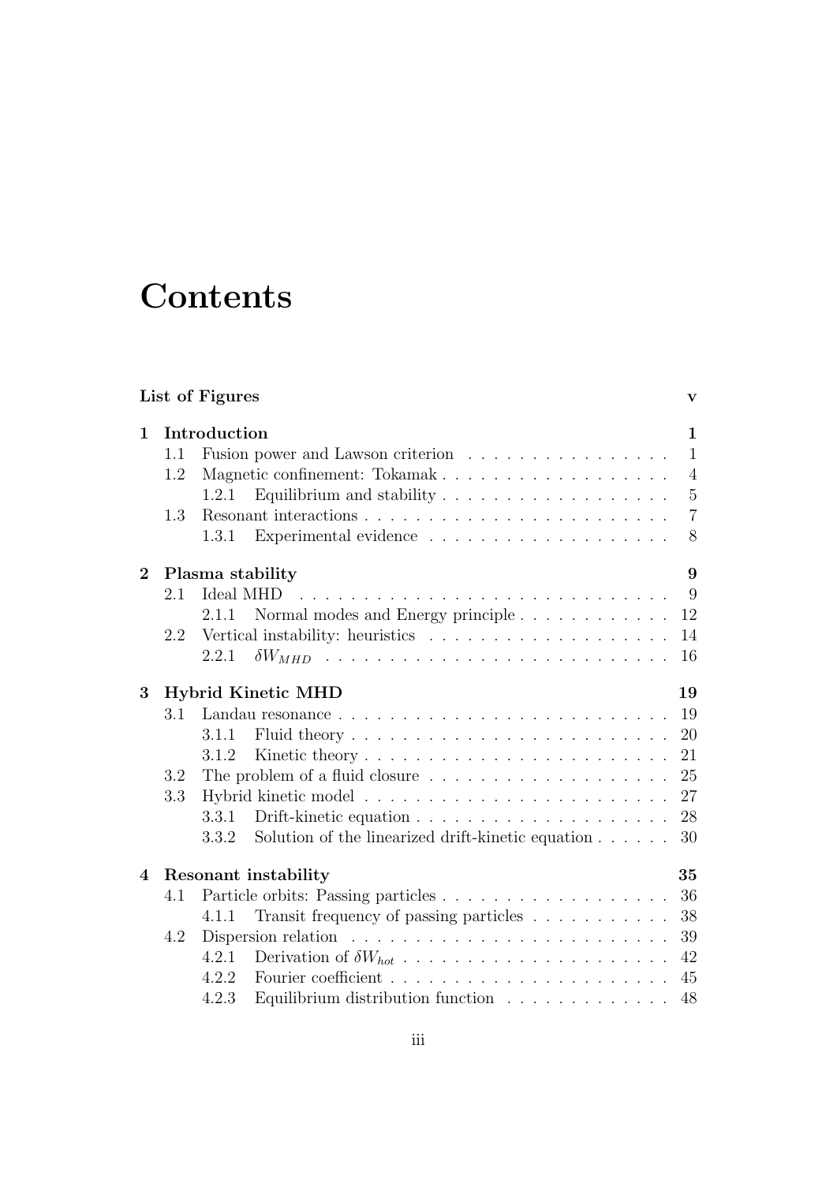# Contents

**List of Figures** **v**

**1 Introduction** **1**

- 1.1 Fusion power and Lawson criterion . . . . . . . . . . . . . . . . 1
- 1.2 Magnetic confinement: Tokamak . . . . . . . . . . . . . . . . . . 4
  - 1.2.1 Equilibrium and stability . . . . . . . . . . . . . . . . . . 5
- 1.3 Resonant interactions . . . . . . . . . . . . . . . . . . . . . . . . 7
  - 1.3.1 Experimental evidence . . . . . . . . . . . . . . . . . . . 8

**2 Plasma stability** **9**

- 2.1 Ideal MHD . . . . . . . . . . . . . . . . . . . . . . . . . . . . . 9
  - 2.1.1 Normal modes and Energy principle . . . . . . . . . . . . 12
- 2.2 Vertical instability: heuristics . . . . . . . . . . . . . . . . . . . 14
  - 2.2.1 $\delta W_{MHD}$ . . . . . . . . . . . . . . . . . . . . . . . . . . 16

**3 Hybrid Kinetic MHD** **19**

- 3.1 Landau resonance . . . . . . . . . . . . . . . . . . . . . . . . . . 19
  - 3.1.1 Fluid theory . . . . . . . . . . . . . . . . . . . . . . . . . 20
  - 3.1.2 Kinetic theory . . . . . . . . . . . . . . . . . . . . . . . . 21
- 3.2 The problem of a fluid closure . . . . . . . . . . . . . . . . . . . 25
- 3.3 Hybrid kinetic model . . . . . . . . . . . . . . . . . . . . . . . . 27
  - 3.3.1 Drift-kinetic equation . . . . . . . . . . . . . . . . . . . . 28
  - 3.3.2 Solution of the linearized drift-kinetic equation . . . . . . 30

**4 Resonant instability** **35**

- 4.1 Particle orbits: Passing particles . . . . . . . . . . . . . . . . . . 36
  - 4.1.1 Transit frequency of passing particles . . . . . . . . . . . 38
- 4.2 Dispersion relation . . . . . . . . . . . . . . . . . . . . . . . . . 39
  - 4.2.1 Derivation of $\delta W_{hot}$ . . . . . . . . . . . . . . . . . . . . . 42
  - 4.2.2 Fourier coefficient . . . . . . . . . . . . . . . . . . . . . . 45
  - 4.2.3 Equilibrium distribution function . . . . . . . . . . . . . 48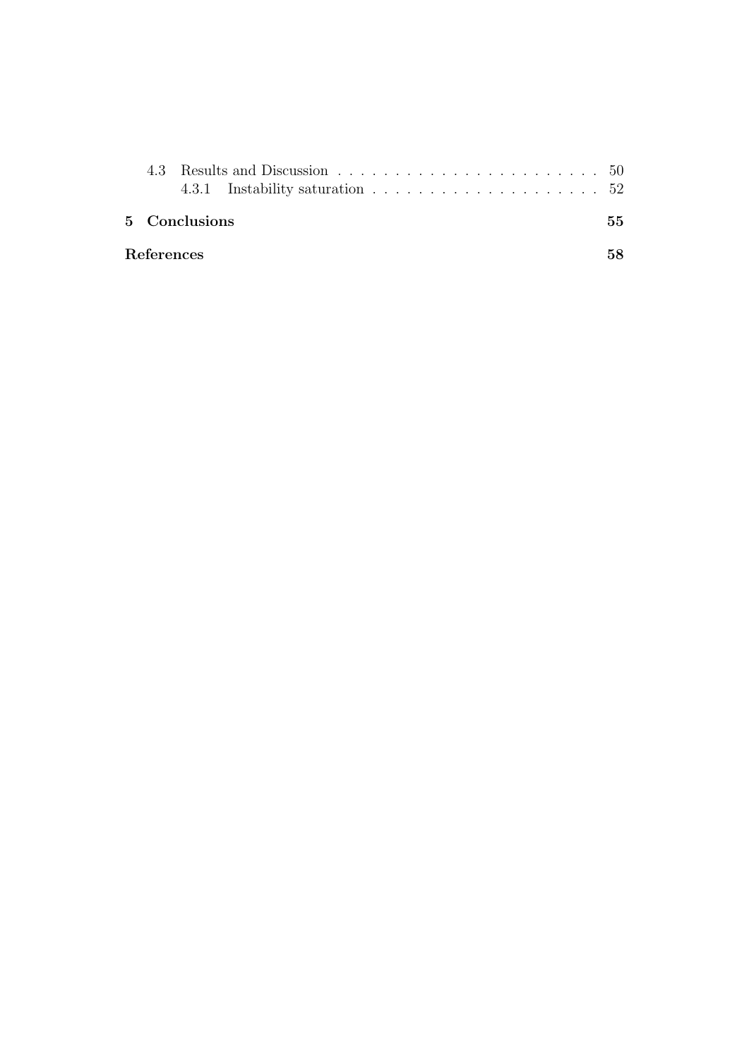4.3 Results and Discussion . . . . . . . . . . . . . . . . . . . . . . . . 50

4.3.1 Instability saturation . . . . . . . . . . . . . . . . . . . . . 52

**5 Conclusions** **55**

**References** **58**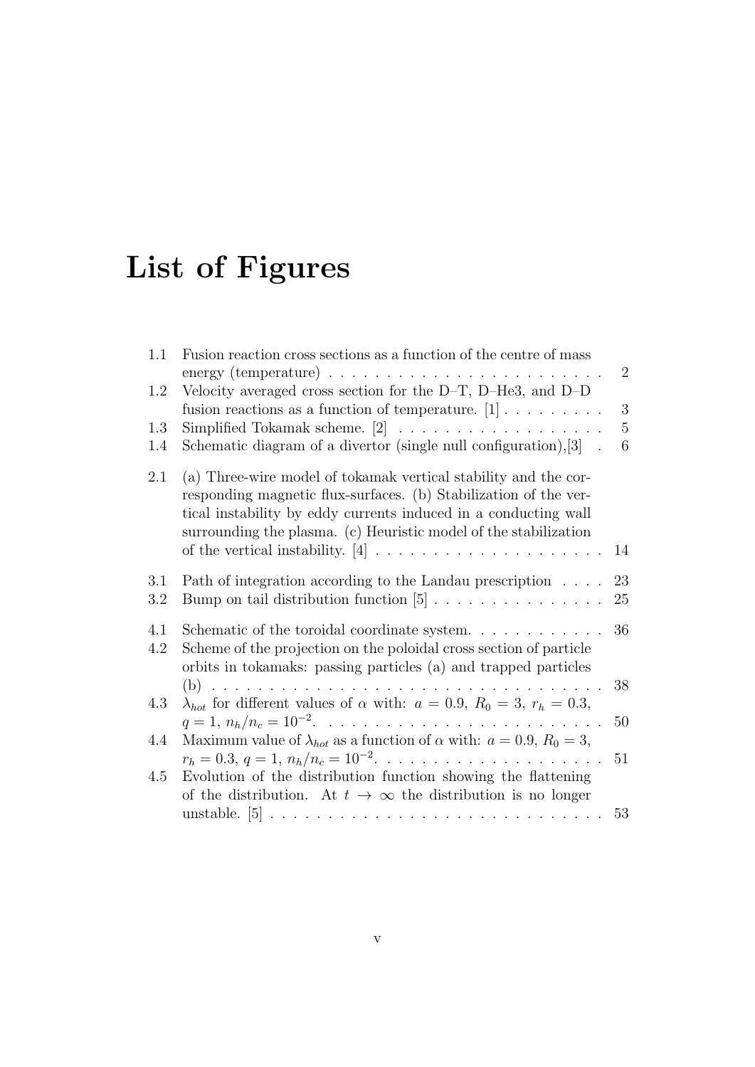# List of Figures

1.1 Fusion reaction cross sections as a function of the centre of mass energy (temperature) . . . . . . . . . . . . . . . . . . . . . . . . 2

1.2 Velocity averaged cross section for the D–T, D–He3, and D–D fusion reactions as a function of temperature. [1] . . . . . . . . . 3

1.3 Simplified Tokamak scheme. [2] . . . . . . . . . . . . . . . . . . 5

1.4 Schematic diagram of a divertor (single null configuration),[3] . 6

2.1 (a) Three-wire model of tokamak vertical stability and the corresponding magnetic flux-surfaces. (b) Stabilization of the vertical instability by eddy currents induced in a conducting wall surrounding the plasma. (c) Heuristic model of the stabilization of the vertical instability. [4] . . . . . . . . . . . . . . . . . . . . 14

3.1 Path of integration according to the Landau prescription . . . . 23

3.2 Bump on tail distribution function [5] . . . . . . . . . . . . . . . 25

4.1 Schematic of the toroidal coordinate system. . . . . . . . . . . . 36

4.2 Scheme of the projection on the poloidal cross section of particle orbits in tokamaks: passing particles (a) and trapped particles (b) . . . . . . . . . . . . . . . . . . . . . . . . . . . . . . . . . . 38

4.3 $\lambda_{hot}$ for different values of $\alpha$ with: $a = 0.9$, $R_0 = 3$, $r_h = 0.3$, $q = 1$, $n_h/n_c = 10^{-2}$. . . . . . . . . . . . . . . . . . . . . . . 50

4.4 Maximum value of $\lambda_{hot}$ as a function of $\alpha$ with: $a = 0.9$, $R_0 = 3$, $r_h = 0.3$, $q = 1$, $n_h/n_c = 10^{-2}$. . . . . . . . . . . . . . . . . . 51

4.5 Evolution of the distribution function showing the flattening of the distribution. At $t \to \infty$ the distribution is no longer unstable. [5] . . . . . . . . . . . . . . . . . . . . . . . . . . . . . 53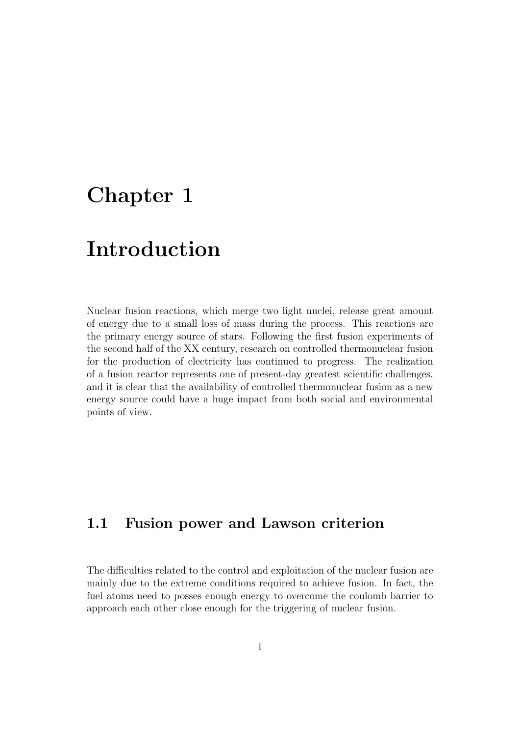# Chapter 1

# Introduction

Nuclear fusion reactions, which merge two light nuclei, release great amount of energy due to a small loss of mass during the process. This reactions are the primary energy source of stars. Following the first fusion experiments of the second half of the XX century, research on controlled thermonuclear fusion for the production of electricity has continued to progress. The realization of a fusion reactor represents one of present-day greatest scientific challenges, and it is clear that the availability of controlled thermonuclear fusion as a new energy source could have a huge impact from both social and environmental points of view.

## 1.1 Fusion power and Lawson criterion

The difficulties related to the control and exploitation of the nuclear fusion are mainly due to the extreme conditions required to achieve fusion. In fact, the fuel atoms need to posses enough energy to overcome the coulomb barrier to approach each other close enough for the triggering of nuclear fusion.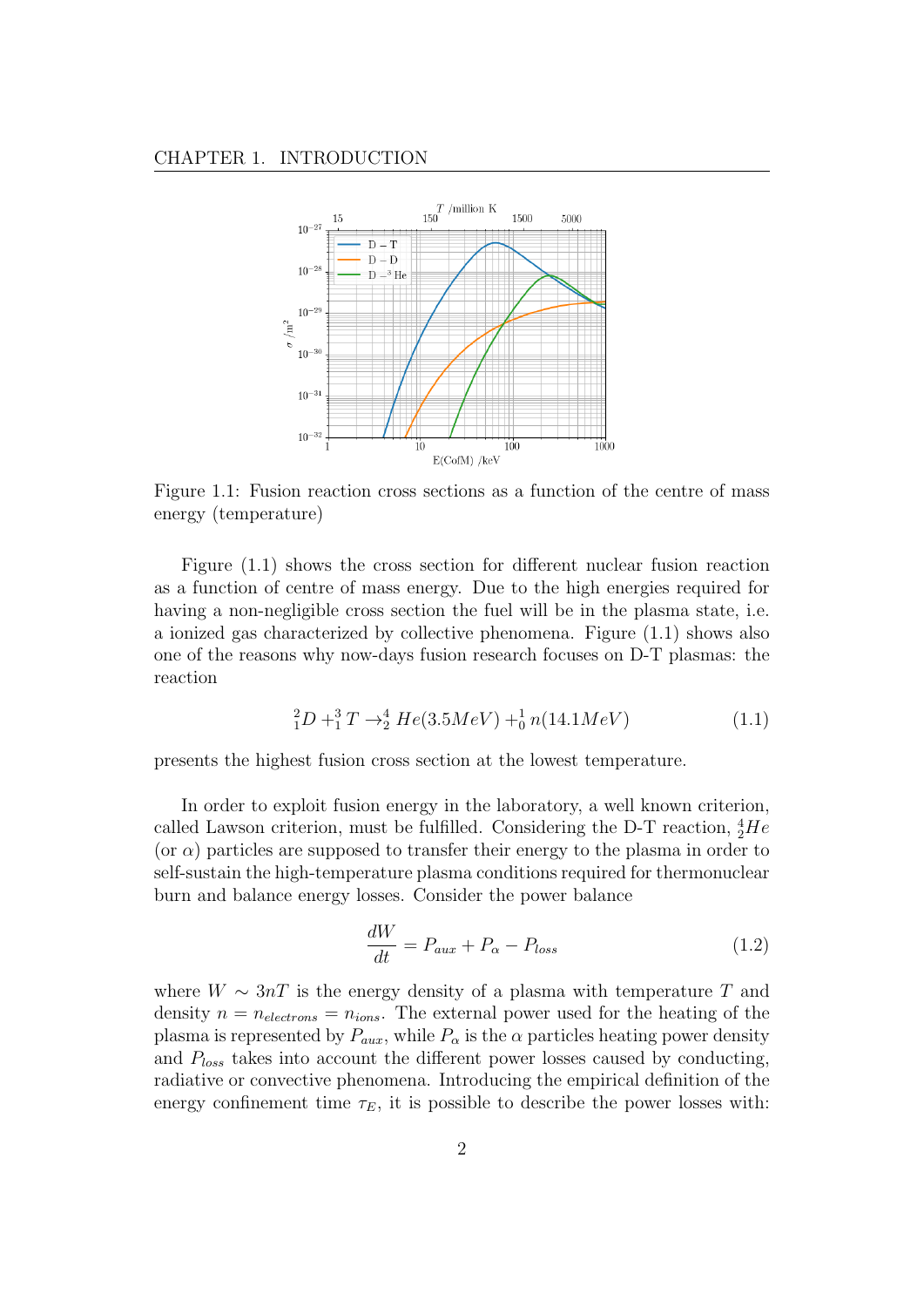Figure 1.1: Fusion reaction cross sections as a function of the centre of mass energy (temperature)

Figure (1.1) shows the cross section for different nuclear fusion reaction as a function of centre of mass energy. Due to the high energies required for having a non-negligible cross section the fuel will be in the plasma state, i.e. a ionized gas characterized by collective phenomena. Figure (1.1) shows also one of the reasons why now-days fusion research focuses on D-T plasmas: the reaction

$$^{2}_{1}D +^{3}_{1} T \rightarrow^{4}_{2} He(3.5MeV) +^{1}_{0} n(14.1MeV) \tag{1.1}$$

presents the highest fusion cross section at the lowest temperature.

In order to exploit fusion energy in the laboratory, a well known criterion, called Lawson criterion, must be fulfilled. Considering the D-T reaction, $^{4}_{2}He$ (or $\alpha$) particles are supposed to transfer their energy to the plasma in order to self-sustain the high-temperature plasma conditions required for thermonuclear burn and balance energy losses. Consider the power balance

$$\frac{dW}{dt} = P_{aux} + P_{\alpha} - P_{loss} \tag{1.2}$$

where $W \sim 3nT$ is the energy density of a plasma with temperature $T$ and density $n = n_{electrons} = n_{ions}$. The external power used for the heating of the plasma is represented by $P_{aux}$, while $P_{\alpha}$ is the $\alpha$ particles heating power density and $P_{loss}$ takes into account the different power losses caused by conducting, radiative or convective phenomena. Introducing the empirical definition of the energy confinement time $\tau_E$, it is possible to describe the power losses with: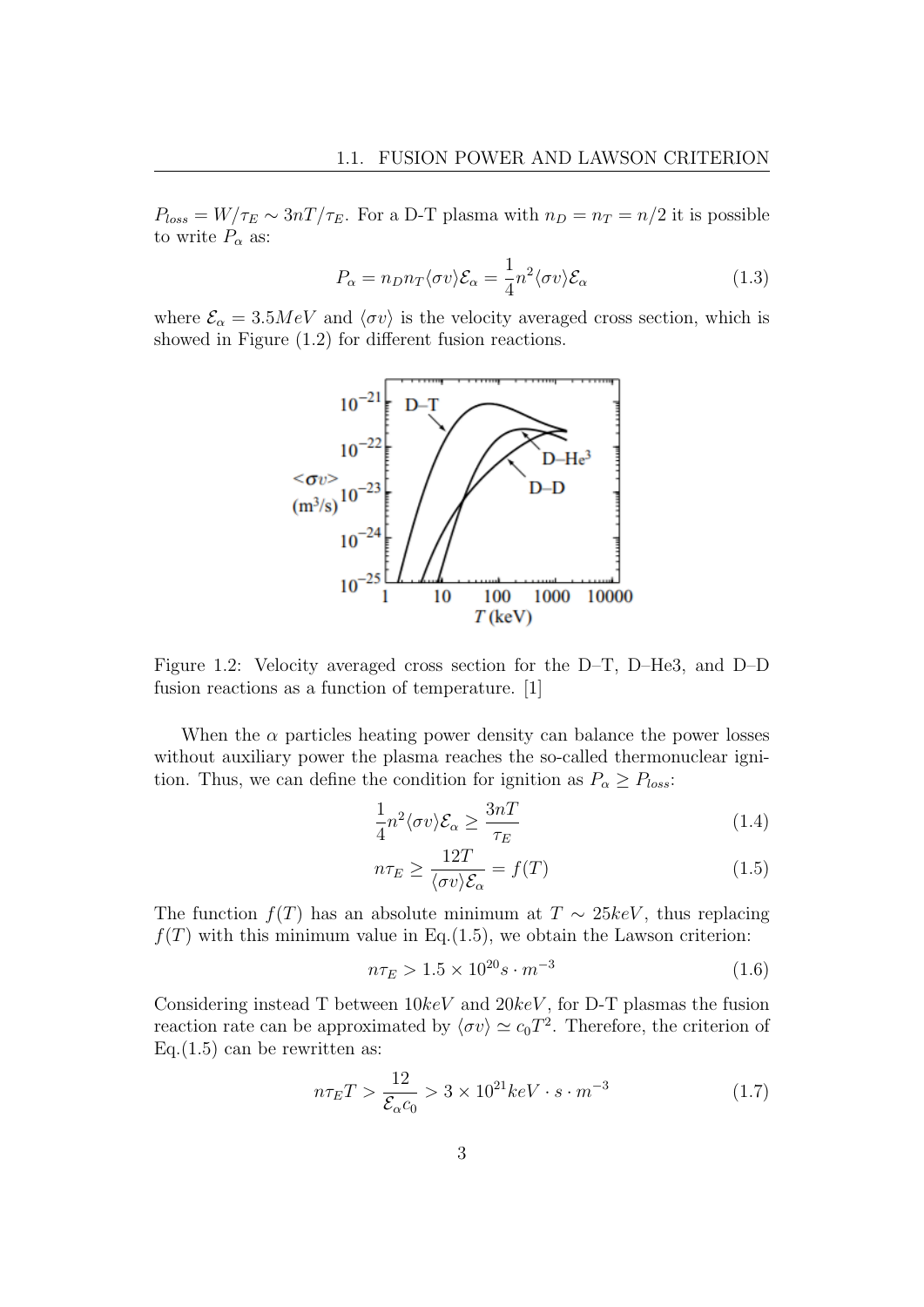$P_{loss} = W/\tau_E \sim 3nT/\tau_E$. For a D-T plasma with $n_D = n_T = n/2$ it is possible to write $P_\alpha$ as:

$$P_\alpha = n_D n_T \langle \sigma v \rangle \mathcal{E}_\alpha = \frac{1}{4} n^2 \langle \sigma v \rangle \mathcal{E}_\alpha \tag{1.3}$$

where $\mathcal{E}_\alpha = 3.5MeV$ and $\langle \sigma v \rangle$ is the velocity averaged cross section, which is showed in Figure (1.2) for different fusion reactions.

Figure 1.2: Velocity averaged cross section for the D–T, D–He3, and D–D fusion reactions as a function of temperature. [1]

When the $\alpha$ particles heating power density can balance the power losses without auxiliary power the plasma reaches the so-called thermonuclear ignition. Thus, we can define the condition for ignition as $P_\alpha \geq P_{loss}$:

$$\frac{1}{4} n^2 \langle \sigma v \rangle \mathcal{E}_\alpha \geq \frac{3nT}{\tau_E} \tag{1.4}$$

$$n\tau_E \geq \frac{12T}{\langle \sigma v \rangle \mathcal{E}_\alpha} = f(T) \tag{1.5}$$

The function $f(T)$ has an absolute minimum at $T \sim 25keV$, thus replacing $f(T)$ with this minimum value in Eq.(1.5), we obtain the Lawson criterion:

$$n\tau_E > 1.5 \times 10^{20} s \cdot m^{-3} \tag{1.6}$$

Considering instead T between $10keV$ and $20keV$, for D-T plasmas the fusion reaction rate can be approximated by $\langle \sigma v \rangle \simeq c_0 T^2$. Therefore, the criterion of Eq.(1.5) can be rewritten as:

$$n\tau_E T > \frac{12}{\mathcal{E}_\alpha c_0} > 3 \times 10^{21} keV \cdot s \cdot m^{-3} \tag{1.7}$$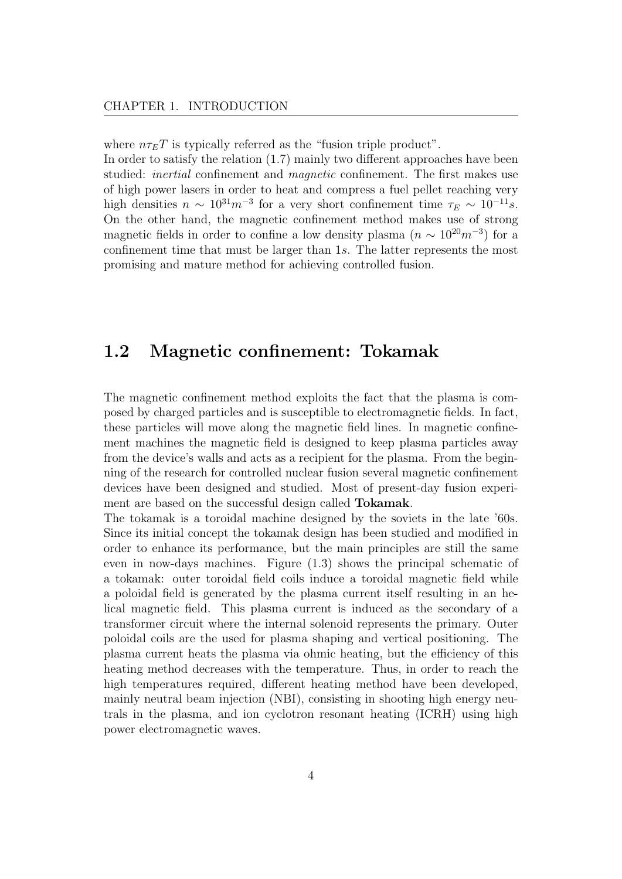where $n\tau_E T$ is typically referred as the "fusion triple product".
In order to satisfy the relation (1.7) mainly two different approaches have been studied: *inertial* confinement and *magnetic* confinement. The first makes use of high power lasers in order to heat and compress a fuel pellet reaching very high densities $n \sim 10^{31} m^{-3}$ for a very short confinement time $\tau_E \sim 10^{-11} s$. On the other hand, the magnetic confinement method makes use of strong magnetic fields in order to confine a low density plasma ($n \sim 10^{20} m^{-3}$) for a confinement time that must be larger than $1s$. The latter represents the most promising and mature method for achieving controlled fusion.

## 1.2 Magnetic confinement: Tokamak

The magnetic confinement method exploits the fact that the plasma is composed by charged particles and is susceptible to electromagnetic fields. In fact, these particles will move along the magnetic field lines. In magnetic confinement machines the magnetic field is designed to keep plasma particles away from the device's walls and acts as a recipient for the plasma. From the beginning of the research for controlled nuclear fusion several magnetic confinement devices have been designed and studied. Most of present-day fusion experiment are based on the successful design called **Tokamak**.
The tokamak is a toroidal machine designed by the soviets in the late '60s. Since its initial concept the tokamak design has been studied and modified in order to enhance its performance, but the main principles are still the same even in now-days machines. Figure (1.3) shows the principal schematic of a tokamak: outer toroidal field coils induce a toroidal magnetic field while a poloidal field is generated by the plasma current itself resulting in an helical magnetic field. This plasma current is induced as the secondary of a transformer circuit where the internal solenoid represents the primary. Outer poloidal coils are the used for plasma shaping and vertical positioning. The plasma current heats the plasma via ohmic heating, but the efficiency of this heating method decreases with the temperature. Thus, in order to reach the high temperatures required, different heating method have been developed, mainly neutral beam injection (NBI), consisting in shooting high energy neutrals in the plasma, and ion cyclotron resonant heating (ICRH) using high power electromagnetic waves.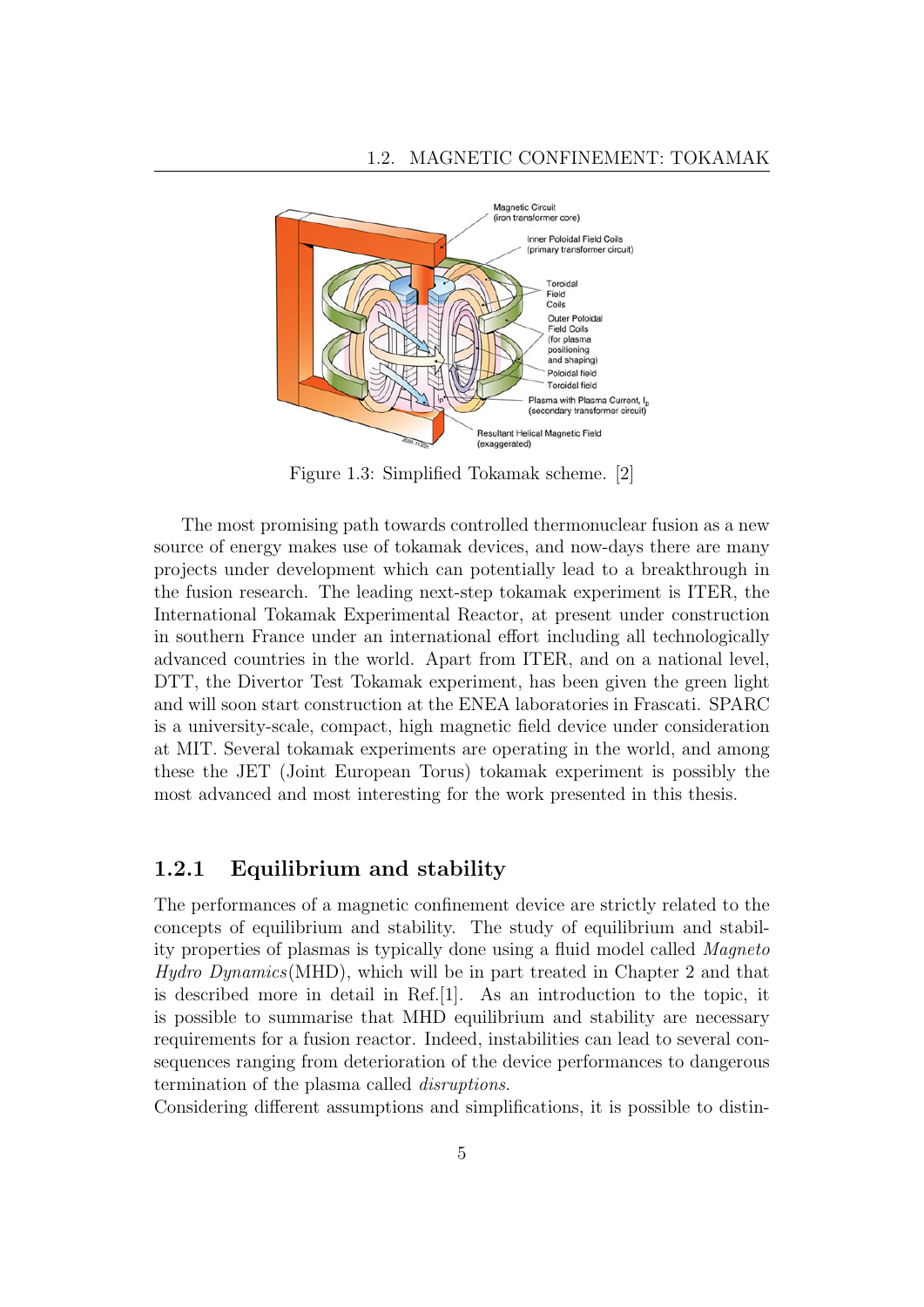Figure 1.3: Simplified Tokamak scheme. [2]

The most promising path towards controlled thermonuclear fusion as a new source of energy makes use of tokamak devices, and now-days there are many projects under development which can potentially lead to a breakthrough in the fusion research. The leading next-step tokamak experiment is ITER, the International Tokamak Experimental Reactor, at present under construction in southern France under an international effort including all technologically advanced countries in the world. Apart from ITER, and on a national level, DTT, the Divertor Test Tokamak experiment, has been given the green light and will soon start construction at the ENEA laboratories in Frascati. SPARC is a university-scale, compact, high magnetic field device under consideration at MIT. Several tokamak experiments are operating in the world, and among these the JET (Joint European Torus) tokamak experiment is possibly the most advanced and most interesting for the work presented in this thesis.

### 1.2.1 Equilibrium and stability

The performances of a magnetic confinement device are strictly related to the concepts of equilibrium and stability. The study of equilibrium and stability properties of plasmas is typically done using a fluid model called *Magneto Hydro Dynamics*(MHD), which will be in part treated in Chapter 2 and that is described more in detail in Ref.[1]. As an introduction to the topic, it is possible to summarise that MHD equilibrium and stability are necessary requirements for a fusion reactor. Indeed, instabilities can lead to several consequences ranging from deterioration of the device performances to dangerous termination of the plasma called *disruptions*.
Considering different assumptions and simplifications, it is possible to distin-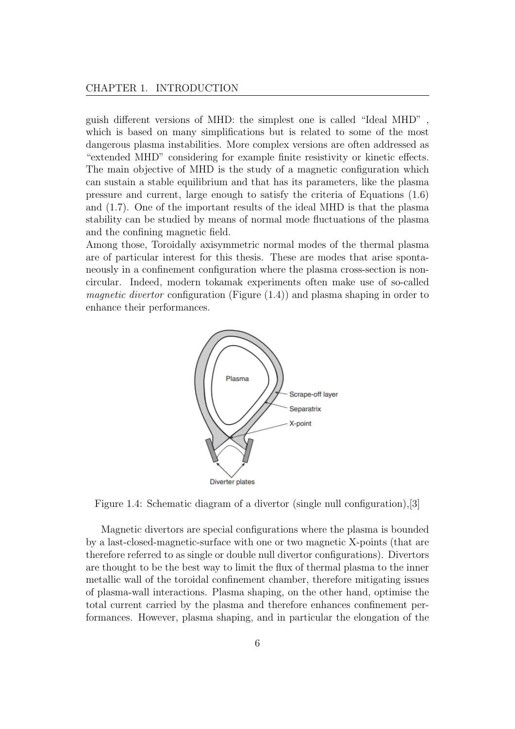guish different versions of MHD: the simplest one is called "Ideal MHD" , which is based on many simplifications but is related to some of the most dangerous plasma instabilities. More complex versions are often addressed as "extended MHD" considering for example finite resistivity or kinetic effects. The main objective of MHD is the study of a magnetic configuration which can sustain a stable equilibrium and that has its parameters, like the plasma pressure and current, large enough to satisfy the criteria of Equations (1.6) and (1.7). One of the important results of the ideal MHD is that the plasma stability can be studied by means of normal mode fluctuations of the plasma and the confining magnetic field.
Among those, Toroidally axisymmetric normal modes of the thermal plasma are of particular interest for this thesis. These are modes that arise spontaneously in a confinement configuration where the plasma cross-section is non-circular. Indeed, modern tokamak experiments often make use of so-called *magnetic divertor* configuration (Figure (1.4)) and plasma shaping in order to enhance their performances.

Figure 1.4: Schematic diagram of a divertor (single null configuration),[3]

Magnetic divertors are special configurations where the plasma is bounded by a last-closed-magnetic-surface with one or two magnetic X-points (that are therefore referred to as single or double null divertor configurations). Divertors are thought to be the best way to limit the flux of thermal plasma to the inner metallic wall of the toroidal confinement chamber, therefore mitigating issues of plasma-wall interactions. Plasma shaping, on the other hand, optimise the total current carried by the plasma and therefore enhances confinement performances. However, plasma shaping, and in particular the elongation of the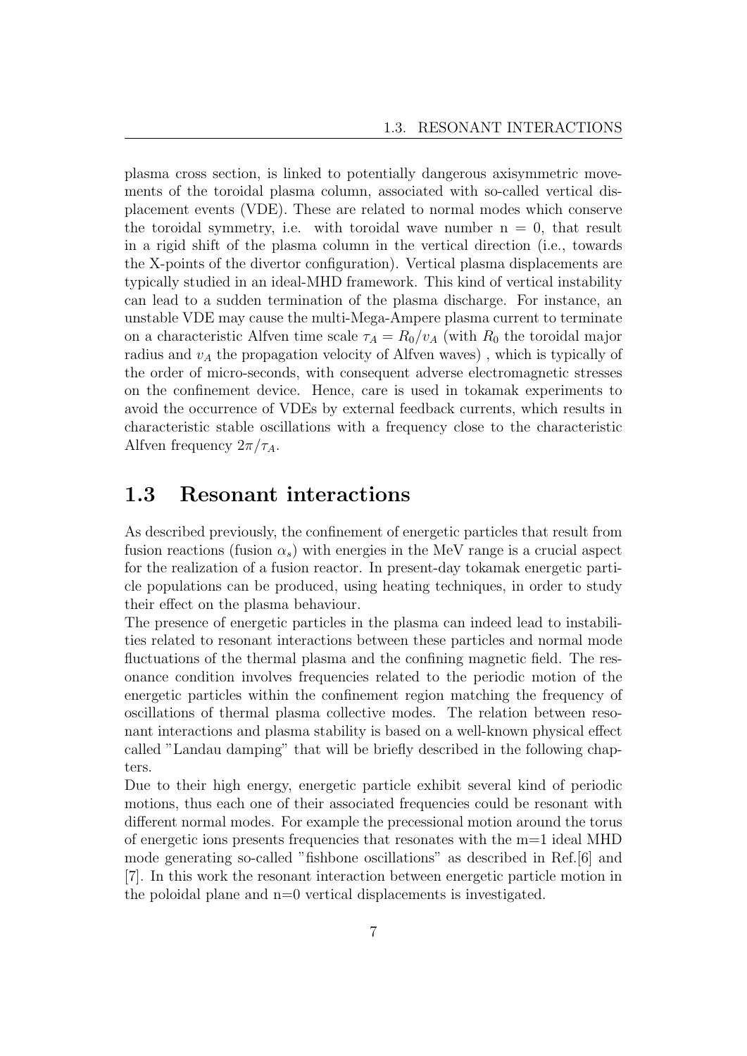plasma cross section, is linked to potentially dangerous axisymmetric movements of the toroidal plasma column, associated with so-called vertical displacement events (VDE). These are related to normal modes which conserve the toroidal symmetry, i.e. with toroidal wave number n = 0, that result in a rigid shift of the plasma column in the vertical direction (i.e., towards the X-points of the divertor configuration). Vertical plasma displacements are typically studied in an ideal-MHD framework. This kind of vertical instability can lead to a sudden termination of the plasma discharge. For instance, an unstable VDE may cause the multi-Mega-Ampere plasma current to terminate on a characteristic Alfven time scale $\tau_A = R_0/v_A$ (with $R_0$ the toroidal major radius and $v_A$ the propagation velocity of Alfven waves) , which is typically of the order of micro-seconds, with consequent adverse electromagnetic stresses on the confinement device. Hence, care is used in tokamak experiments to avoid the occurrence of VDEs by external feedback currents, which results in characteristic stable oscillations with a frequency close to the characteristic Alfven frequency $2\pi/\tau_A$.

## 1.3 Resonant interactions

As described previously, the confinement of energetic particles that result from fusion reactions (fusion $\alpha_s$) with energies in the MeV range is a crucial aspect for the realization of a fusion reactor. In present-day tokamak energetic particle populations can be produced, using heating techniques, in order to study their effect on the plasma behaviour.
The presence of energetic particles in the plasma can indeed lead to instabilities related to resonant interactions between these particles and normal mode fluctuations of the thermal plasma and the confining magnetic field. The resonance condition involves frequencies related to the periodic motion of the energetic particles within the confinement region matching the frequency of oscillations of thermal plasma collective modes. The relation between resonant interactions and plasma stability is based on a well-known physical effect called "Landau damping" that will be briefly described in the following chapters.
Due to their high energy, energetic particle exhibit several kind of periodic motions, thus each one of their associated frequencies could be resonant with different normal modes. For example the precessional motion around the torus of energetic ions presents frequencies that resonates with the m=1 ideal MHD mode generating so-called "fishbone oscillations" as described in Ref.[6] and [7]. In this work the resonant interaction between energetic particle motion in the poloidal plane and n=0 vertical displacements is investigated.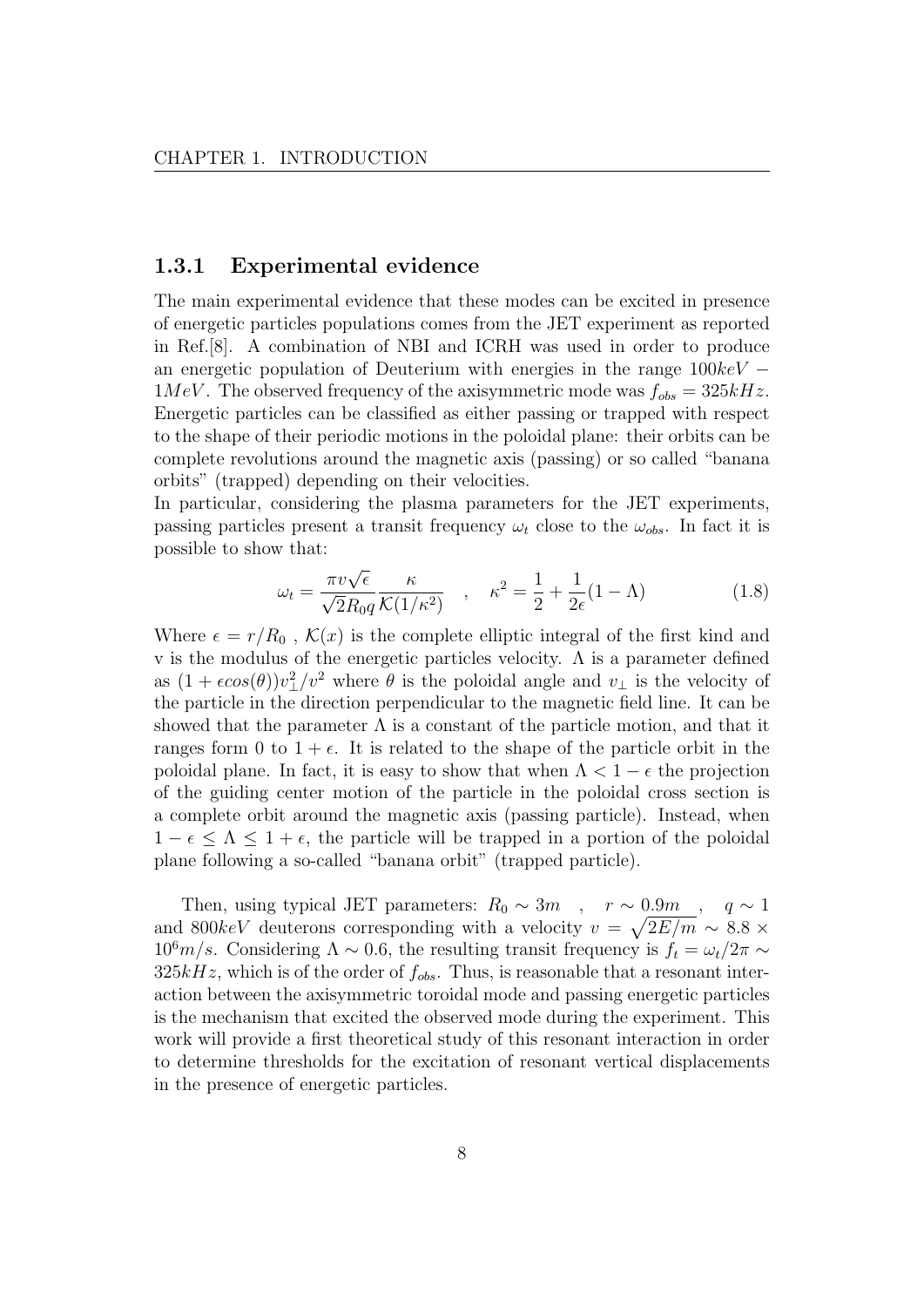### 1.3.1 Experimental evidence

The main experimental evidence that these modes can be excited in presence of energetic particles populations comes from the JET experiment as reported in Ref.[8]. A combination of NBI and ICRH was used in order to produce an energetic population of Deuterium with energies in the range $100keV - 1MeV$. The observed frequency of the axisymmetric mode was $f_{obs} = 325kHz$. Energetic particles can be classified as either passing or trapped with respect to the shape of their periodic motions in the poloidal plane: their orbits can be complete revolutions around the magnetic axis (passing) or so called "banana orbits" (trapped) depending on their velocities.

In particular, considering the plasma parameters for the JET experiments, passing particles present a transit frequency $\omega_t$ close to the $\omega_{obs}$. In fact it is possible to show that:

$$\omega_t = \frac{\pi v \sqrt{\epsilon}}{\sqrt{2} R_0 q} \frac{\kappa}{\mathcal{K}(1/\kappa^2)} \quad , \quad \kappa^2 = \frac{1}{2} + \frac{1}{2\epsilon}(1 - \Lambda) \tag{1.8}$$

Where $\epsilon = r/R_0$ , $\mathcal{K}(x)$ is the complete elliptic integral of the first kind and v is the modulus of the energetic particles velocity. $\Lambda$ is a parameter defined as $(1 + \epsilon cos(\theta))v_\perp^2/v^2$ where $\theta$ is the poloidal angle and $v_\perp$ is the velocity of the particle in the direction perpendicular to the magnetic field line. It can be showed that the parameter $\Lambda$ is a constant of the particle motion, and that it ranges form 0 to $1 + \epsilon$. It is related to the shape of the particle orbit in the poloidal plane. In fact, it is easy to show that when $\Lambda < 1 - \epsilon$ the projection of the guiding center motion of the particle in the poloidal cross section is a complete orbit around the magnetic axis (passing particle). Instead, when $1 - \epsilon \leq \Lambda \leq 1 + \epsilon$, the particle will be trapped in a portion of the poloidal plane following a so-called "banana orbit" (trapped particle).

Then, using typical JET parameters: $R_0 \sim 3m$ , $r \sim 0.9m$ , $q \sim 1$ and $800keV$ deuterons corresponding with a velocity $v = \sqrt{2E/m} \sim 8.8 \times 10^6 m/s$. Considering $\Lambda \sim 0.6$, the resulting transit frequency is $f_t = \omega_t/2\pi \sim 325kHz$, which is of the order of $f_{obs}$. Thus, is reasonable that a resonant interaction between the axisymmetric toroidal mode and passing energetic particles is the mechanism that excited the observed mode during the experiment. This work will provide a first theoretical study of this resonant interaction in order to determine thresholds for the excitation of resonant vertical displacements in the presence of energetic particles.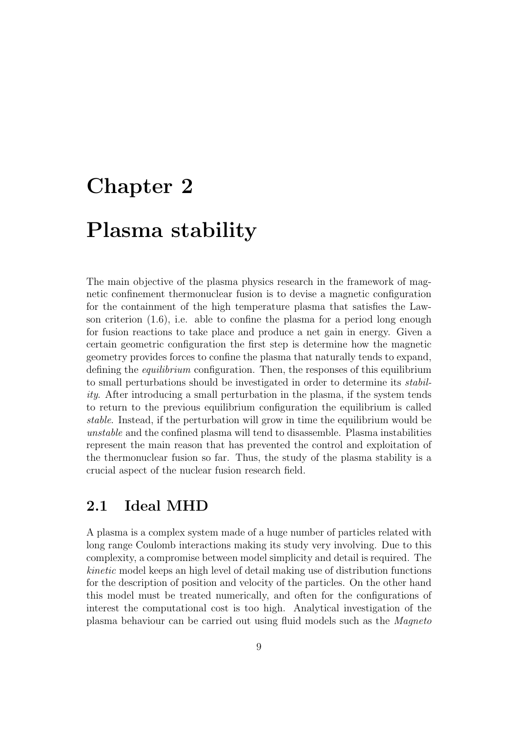# Chapter 2

# Plasma stability

The main objective of the plasma physics research in the framework of magnetic confinement thermonuclear fusion is to devise a magnetic configuration for the containment of the high temperature plasma that satisfies the Lawson criterion (1.6), i.e. able to confine the plasma for a period long enough for fusion reactions to take place and produce a net gain in energy. Given a certain geometric configuration the first step is determine how the magnetic geometry provides forces to confine the plasma that naturally tends to expand, defining the *equilibrium* configuration. Then, the responses of this equilibrium to small perturbations should be investigated in order to determine its *stability*. After introducing a small perturbation in the plasma, if the system tends to return to the previous equilibrium configuration the equilibrium is called *stable*. Instead, if the perturbation will grow in time the equilibrium would be *unstable* and the confined plasma will tend to disassemble. Plasma instabilities represent the main reason that has prevented the control and exploitation of the thermonuclear fusion so far. Thus, the study of the plasma stability is a crucial aspect of the nuclear fusion research field.

## 2.1 Ideal MHD

A plasma is a complex system made of a huge number of particles related with long range Coulomb interactions making its study very involving. Due to this complexity, a compromise between model simplicity and detail is required. The *kinetic* model keeps an high level of detail making use of distribution functions for the description of position and velocity of the particles. On the other hand this model must be treated numerically, and often for the configurations of interest the computational cost is too high. Analytical investigation of the plasma behaviour can be carried out using fluid models such as the *Magneto*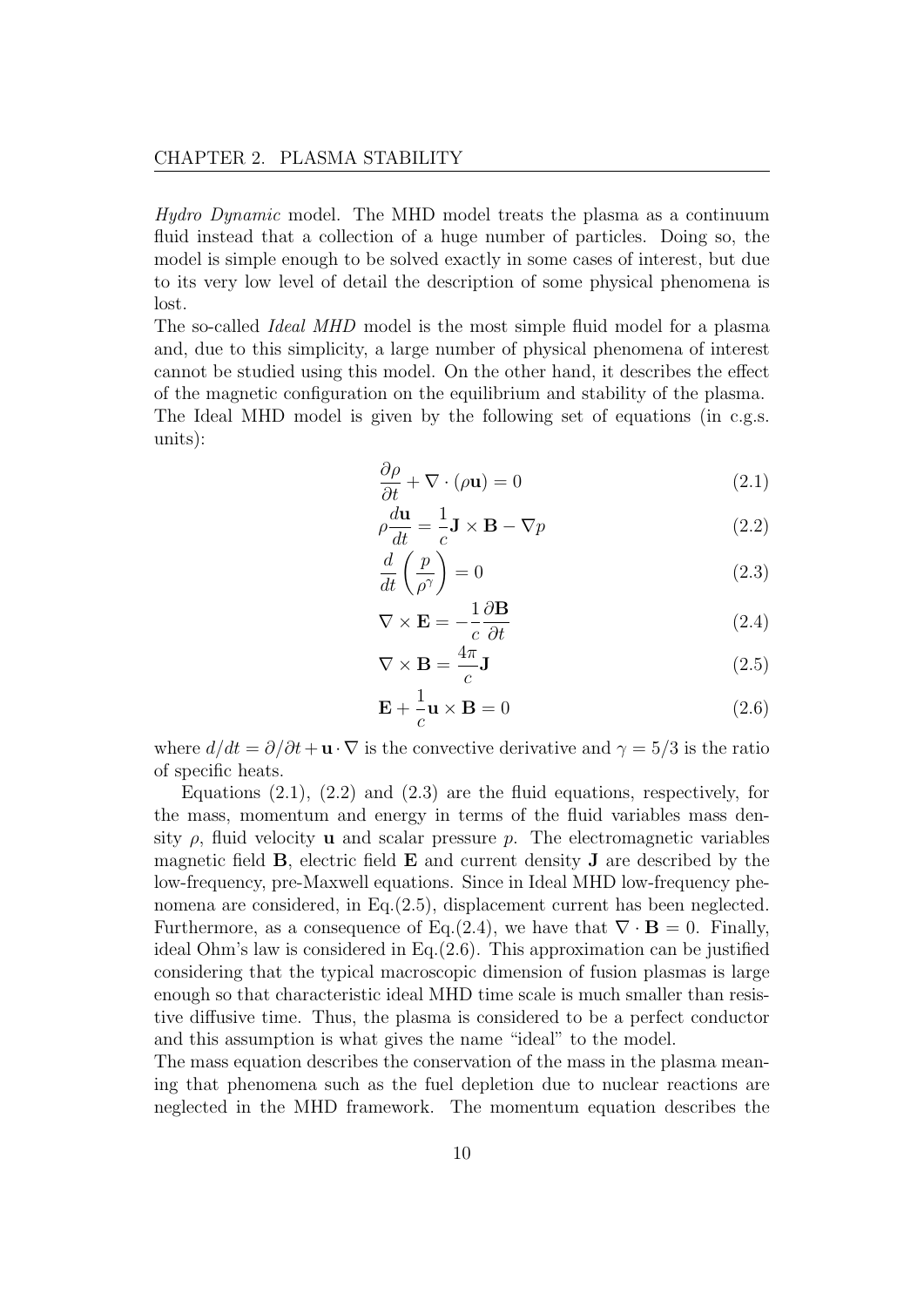*Hydro Dynamic* model. The MHD model treats the plasma as a continuum fluid instead that a collection of a huge number of particles. Doing so, the model is simple enough to be solved exactly in some cases of interest, but due to its very low level of detail the description of some physical phenomena is lost.

The so-called *Ideal MHD* model is the most simple fluid model for a plasma and, due to this simplicity, a large number of physical phenomena of interest cannot be studied using this model. On the other hand, it describes the effect of the magnetic configuration on the equilibrium and stability of the plasma. The Ideal MHD model is given by the following set of equations (in c.g.s. units):

$$\frac{\partial \rho}{\partial t} + \nabla \cdot (\rho \mathbf{u}) = 0 \tag{2.1}$$

$$\rho \frac{d\mathbf{u}}{dt} = \frac{1}{c} \mathbf{J} \times \mathbf{B} - \nabla p \tag{2.2}$$

$$\frac{d}{dt} \left( \frac{p}{\rho^\gamma} \right) = 0 \tag{2.3}$$

$$\nabla \times \mathbf{E} = -\frac{1}{c} \frac{\partial \mathbf{B}}{\partial t} \tag{2.4}$$

$$\nabla \times \mathbf{B} = \frac{4\pi}{c} \mathbf{J} \tag{2.5}$$

$$\mathbf{E} + \frac{1}{c} \mathbf{u} \times \mathbf{B} = 0 \tag{2.6}$$

where $d/dt = \partial/\partial t + \mathbf{u} \cdot \nabla$ is the convective derivative and $\gamma = 5/3$ is the ratio of specific heats.

Equations (2.1), (2.2) and (2.3) are the fluid equations, respectively, for the mass, momentum and energy in terms of the fluid variables mass density $\rho$, fluid velocity $\mathbf{u}$ and scalar pressure $p$. The electromagnetic variables magnetic field $\mathbf{B}$, electric field $\mathbf{E}$ and current density $\mathbf{J}$ are described by the low-frequency, pre-Maxwell equations. Since in Ideal MHD low-frequency phenomena are considered, in Eq.(2.5), displacement current has been neglected. Furthermore, as a consequence of Eq.(2.4), we have that $\nabla \cdot \mathbf{B} = 0$. Finally, ideal Ohm's law is considered in Eq.(2.6). This approximation can be justified considering that the typical macroscopic dimension of fusion plasmas is large enough so that characteristic ideal MHD time scale is much smaller than resistive diffusive time. Thus, the plasma is considered to be a perfect conductor and this assumption is what gives the name "ideal" to the model.

The mass equation describes the conservation of the mass in the plasma meaning that phenomena such as the fuel depletion due to nuclear reactions are neglected in the MHD framework. The momentum equation describes the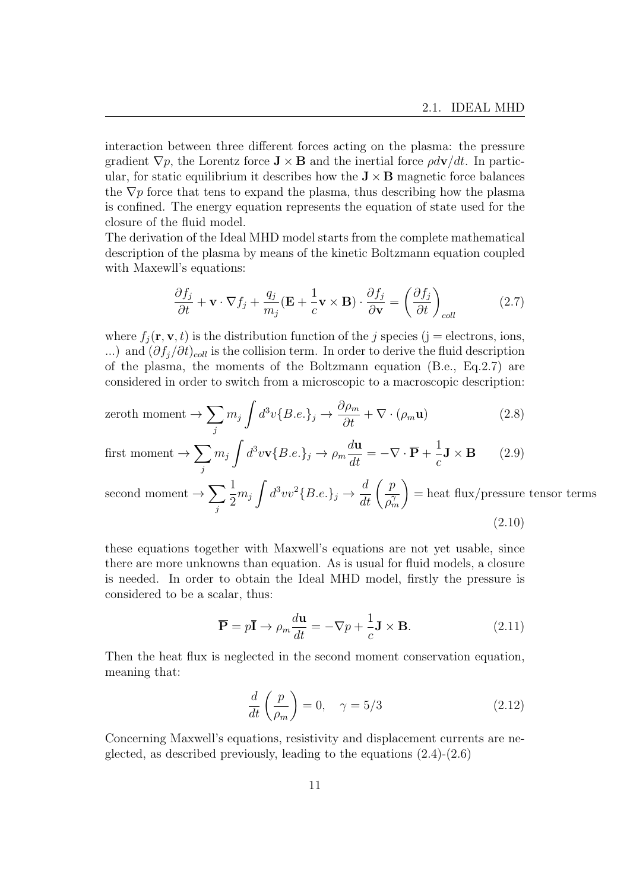interaction between three different forces acting on the plasma: the pressure gradient $\nabla p$, the Lorentz force $\mathbf{J} \times \mathbf{B}$ and the inertial force $\rho d\mathbf{v}/dt$. In particular, for static equilibrium it describes how the $\mathbf{J} \times \mathbf{B}$ magnetic force balances the $\nabla p$ force that tens to expand the plasma, thus describing how the plasma is confined. The energy equation represents the equation of state used for the closure of the fluid model.

The derivation of the Ideal MHD model starts from the complete mathematical description of the plasma by means of the kinetic Boltzmann equation coupled with Maxewll's equations:

$$\frac{\partial f_j}{\partial t} + \mathbf{v} \cdot \nabla f_j + \frac{q_j}{m_j}(\mathbf{E} + \frac{1}{c}\mathbf{v} \times \mathbf{B}) \cdot \frac{\partial f_j}{\partial \mathbf{v}} = \left(\frac{\partial f_j}{\partial t}\right)_{coll} \tag{2.7}$$

where $f_j(\mathbf{r}, \mathbf{v}, t)$ is the distribution function of the $j$ species (j = electrons, ions, ...) and $(\partial f_j/\partial t)_{coll}$ is the collision term. In order to derive the fluid description of the plasma, the moments of the Boltzmann equation (B.e., Eq.2.7) are considered in order to switch from a microscopic to a macroscopic description:

$$\text{zeroth moment} \rightarrow \sum_j m_j \int d^3v \{B.e.\}_j \rightarrow \frac{\partial \rho_m}{\partial t} + \nabla \cdot (\rho_m \mathbf{u}) \tag{2.8}$$

$$\text{first moment} \rightarrow \sum_j m_j \int d^3v \mathbf{v} \{B.e.\}_j \rightarrow \rho_m \frac{d\mathbf{u}}{dt} = -\nabla \cdot \overline{\mathbf{P}} + \frac{1}{c}\mathbf{J} \times \mathbf{B} \tag{2.9}$$

$$\text{second moment} \rightarrow \sum_j \frac{1}{2} m_j \int d^3v v^2 \{B.e.\}_j \rightarrow \frac{d}{dt}\left(\frac{p}{\rho_m^\gamma}\right) = \text{heat flux/pressure tensor terms} \tag{2.10}$$

these equations together with Maxwell's equations are not yet usable, since there are more unknowns than equation. As is usual for fluid models, a closure is needed. In order to obtain the Ideal MHD model, firstly the pressure is considered to be a scalar, thus:

$$\overline{\mathbf{P}} = p\bar{\mathbf{I}} \rightarrow \rho_m \frac{d\mathbf{u}}{dt} = -\nabla p + \frac{1}{c}\mathbf{J} \times \mathbf{B}. \tag{2.11}$$

Then the heat flux is neglected in the second moment conservation equation, meaning that:

$$\frac{d}{dt}\left(\frac{p}{\rho_m}\right) = 0, \quad \gamma = 5/3 \tag{2.12}$$

Concerning Maxwell's equations, resistivity and displacement currents are neglected, as described previously, leading to the equations (2.4)-(2.6)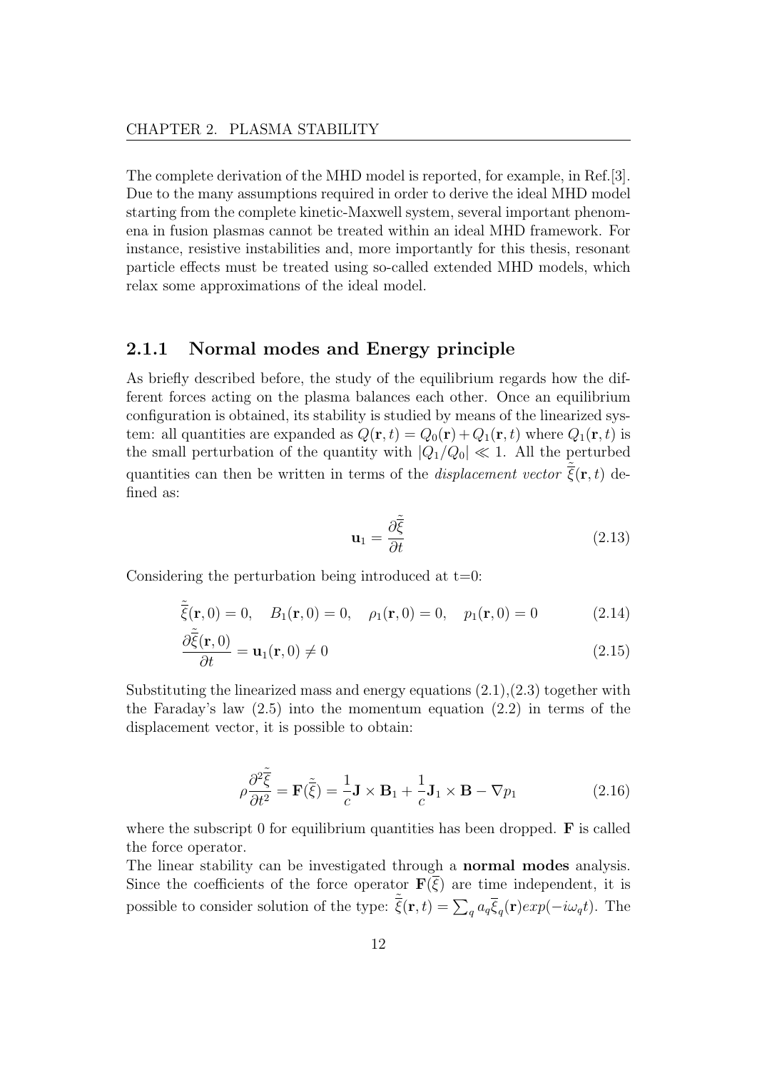The complete derivation of the MHD model is reported, for example, in Ref.[3]. Due to the many assumptions required in order to derive the ideal MHD model starting from the complete kinetic-Maxwell system, several important phenomena in fusion plasmas cannot be treated within an ideal MHD framework. For instance, resistive instabilities and, more importantly for this thesis, resonant particle effects must be treated using so-called extended MHD models, which relax some approximations of the ideal model.

### 2.1.1 Normal modes and Energy principle

As briefly described before, the study of the equilibrium regards how the different forces acting on the plasma balances each other. Once an equilibrium configuration is obtained, its stability is studied by means of the linearized system: all quantities are expanded as $Q(\mathbf{r},t) = Q_0(\mathbf{r}) + Q_1(\mathbf{r},t)$ where $Q_1(\mathbf{r},t)$ is the small perturbation of the quantity with $|Q_1/Q_0| \ll 1$. All the perturbed quantities can then be written in terms of the *displacement vector* $\tilde{\overline{\xi}}(\mathbf{r},t)$ defined as:

$$\mathbf{u}_1 = \frac{\partial \tilde{\overline{\xi}}}{\partial t} \tag{2.13}$$

Considering the perturbation being introduced at t=0:

$$\tilde{\overline{\xi}}(\mathbf{r},0) = 0, \quad B_1(\mathbf{r},0) = 0, \quad \rho_1(\mathbf{r},0) = 0, \quad p_1(\mathbf{r},0) = 0 \tag{2.14}$$

$$\frac{\partial \tilde{\overline{\xi}}(\mathbf{r},0)}{\partial t} = \mathbf{u}_1(\mathbf{r},0) \neq 0 \tag{2.15}$$

Substituting the linearized mass and energy equations (2.1),(2.3) together with the Faraday's law (2.5) into the momentum equation (2.2) in terms of the displacement vector, it is possible to obtain:

$$\rho \frac{\partial^2 \tilde{\overline{\xi}}}{\partial t^2} = \mathbf{F}(\tilde{\overline{\xi}}) = \frac{1}{c}\mathbf{J} \times \mathbf{B}_1 + \frac{1}{c}\mathbf{J}_1 \times \mathbf{B} - \nabla p_1 \tag{2.16}$$

where the subscript 0 for equilibrium quantities has been dropped. $\mathbf{F}$ is called the force operator.

The linear stability can be investigated through a **normal modes** analysis. Since the coefficients of the force operator $\mathbf{F}(\overline{\xi})$ are time independent, it is possible to consider solution of the type: $\tilde{\overline{\xi}}(\mathbf{r},t) = \sum_q a_q \overline{\xi}_q(\mathbf{r}) exp(-i\omega_q t)$. The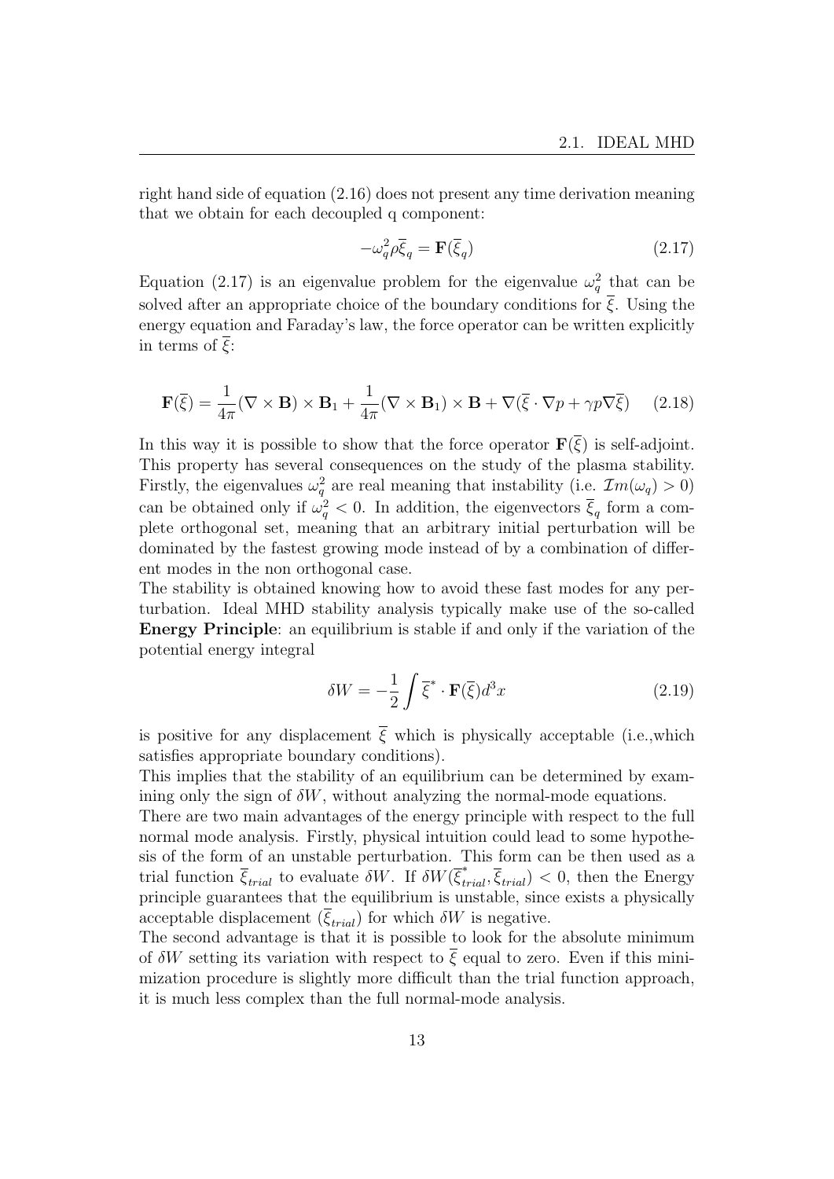right hand side of equation (2.16) does not present any time derivation meaning that we obtain for each decoupled q component:

$$-\omega_q^2 \rho \overline{\xi}_q = \mathbf{F}(\overline{\xi}_q) \tag{2.17}$$

Equation (2.17) is an eigenvalue problem for the eigenvalue $\omega_q^2$ that can be solved after an appropriate choice of the boundary conditions for $\overline{\xi}$. Using the energy equation and Faraday's law, the force operator can be written explicitly in terms of $\overline{\xi}$:

$$\mathbf{F}(\overline{\xi}) = \frac{1}{4\pi}(\nabla \times \mathbf{B}) \times \mathbf{B}_1 + \frac{1}{4\pi}(\nabla \times \mathbf{B}_1) \times \mathbf{B} + \nabla(\overline{\xi} \cdot \nabla p + \gamma p \nabla \overline{\xi}) \tag{2.18}$$

In this way it is possible to show that the force operator $\mathbf{F}(\overline{\xi})$ is self-adjoint. This property has several consequences on the study of the plasma stability. Firstly, the eigenvalues $\omega_q^2$ are real meaning that instability (i.e. $\mathcal{I}m(\omega_q) > 0$) can be obtained only if $\omega_q^2 < 0$. In addition, the eigenvectors $\overline{\xi}_q$ form a complete orthogonal set, meaning that an arbitrary initial perturbation will be dominated by the fastest growing mode instead of by a combination of different modes in the non orthogonal case.
The stability is obtained knowing how to avoid these fast modes for any perturbation. Ideal MHD stability analysis typically make use of the so-called **Energy Principle**: an equilibrium is stable if and only if the variation of the potential energy integral

$$\delta W = -\frac{1}{2} \int \overline{\xi}^* \cdot \mathbf{F}(\overline{\xi}) d^3x \tag{2.19}$$

is positive for any displacement $\overline{\xi}$ which is physically acceptable (i.e.,which satisfies appropriate boundary conditions).
This implies that the stability of an equilibrium can be determined by examining only the sign of $\delta W$, without analyzing the normal-mode equations.
There are two main advantages of the energy principle with respect to the full normal mode analysis. Firstly, physical intuition could lead to some hypothesis of the form of an unstable perturbation. This form can be then used as a trial function $\overline{\xi}_{trial}$ to evaluate $\delta W$. If $\delta W(\overline{\xi}^*_{trial}, \overline{\xi}_{trial}) < 0$, then the Energy principle guarantees that the equilibrium is unstable, since exists a physically acceptable displacement ($\overline{\xi}_{trial}$) for which $\delta W$ is negative.
The second advantage is that it is possible to look for the absolute minimum of $\delta W$ setting its variation with respect to $\overline{\xi}$ equal to zero. Even if this minimization procedure is slightly more difficult than the trial function approach, it is much less complex than the full normal-mode analysis.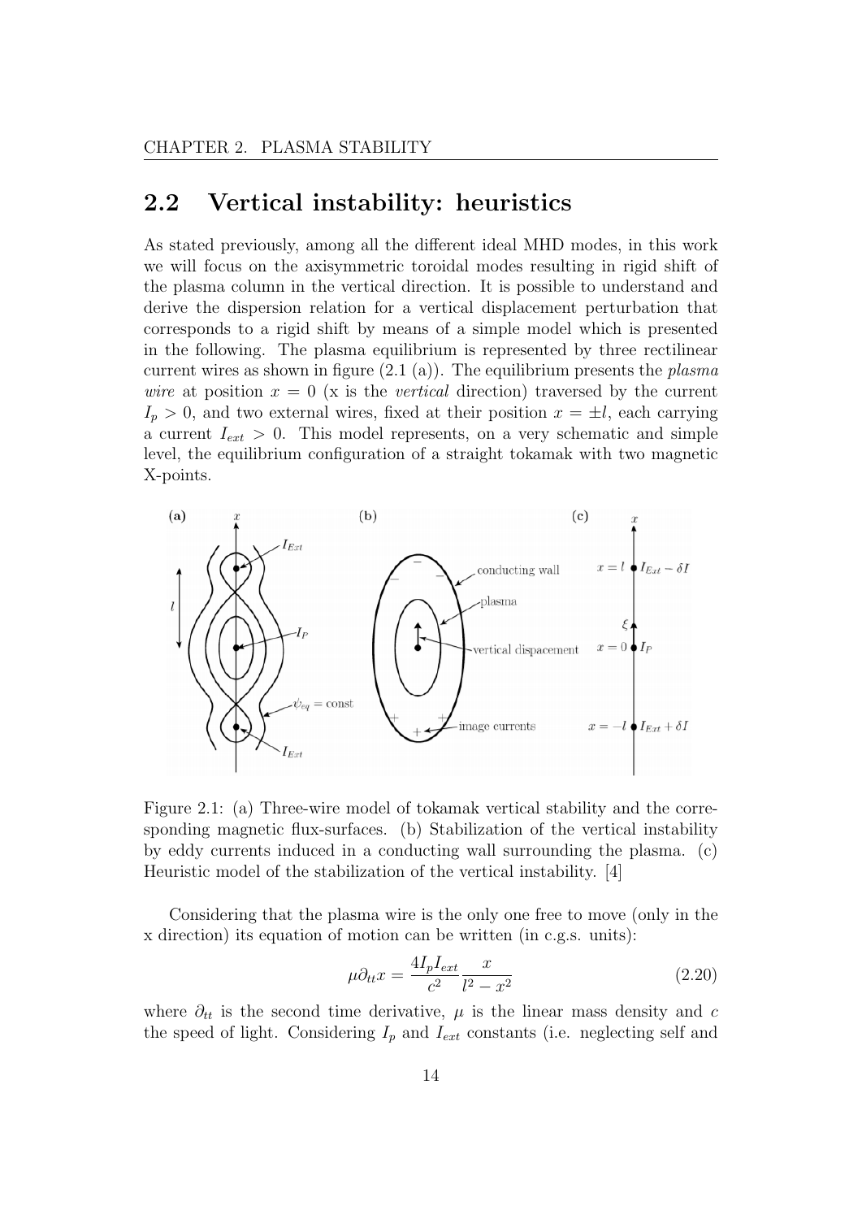## 2.2 Vertical instability: heuristics

As stated previously, among all the different ideal MHD modes, in this work we will focus on the axisymmetric toroidal modes resulting in rigid shift of the plasma column in the vertical direction. It is possible to understand and derive the dispersion relation for a vertical displacement perturbation that corresponds to a rigid shift by means of a simple model which is presented in the following. The plasma equilibrium is represented by three rectilinear current wires as shown in figure (2.1 (a)). The equilibrium presents the *plasma wire* at position $x = 0$ (x is the *vertical* direction) traversed by the current $I_p > 0$, and two external wires, fixed at their position $x = \pm l$, each carrying a current $I_{ext} > 0$. This model represents, on a very schematic and simple level, the equilibrium configuration of a straight tokamak with two magnetic X-points.

Figure 2.1: (a) Three-wire model of tokamak vertical stability and the corresponding magnetic flux-surfaces. (b) Stabilization of the vertical instability by eddy currents induced in a conducting wall surrounding the plasma. (c) Heuristic model of the stabilization of the vertical instability. [4]

Considering that the plasma wire is the only one free to move (only in the x direction) its equation of motion can be written (in c.g.s. units):

$$\mu \partial_{tt} x = \frac{4 I_p I_{ext}}{c^2} \frac{x}{l^2 - x^2} \tag{2.20}$$

where $\partial_{tt}$ is the second time derivative, $\mu$ is the linear mass density and $c$ the speed of light. Considering $I_p$ and $I_{ext}$ constants (i.e. neglecting self and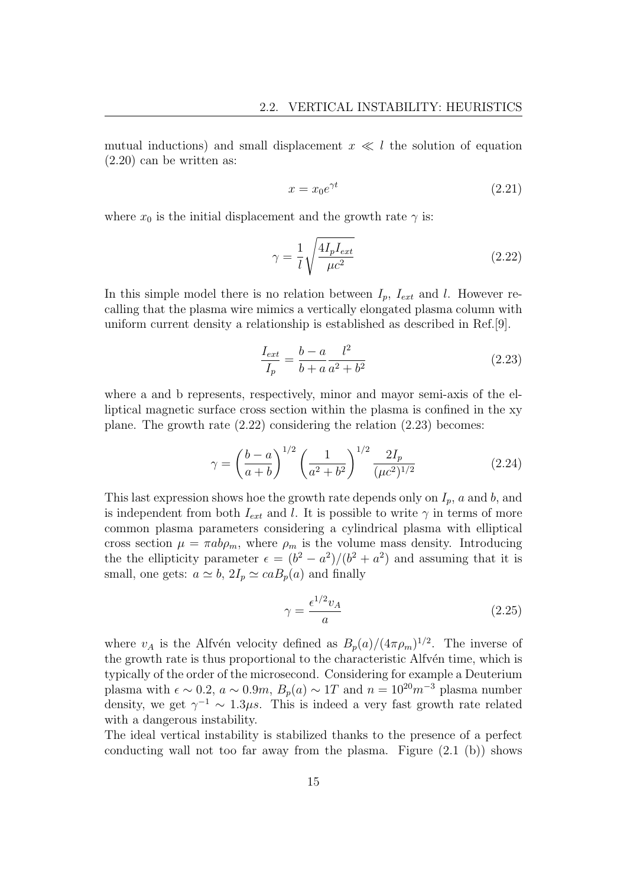mutual inductions) and small displacement $x \ll l$ the solution of equation (2.20) can be written as:

$$x = x_0 e^{\gamma t} \tag{2.21}$$

where $x_0$ is the initial displacement and the growth rate $\gamma$ is:

$$\gamma = \frac{1}{l}\sqrt{\frac{4I_p I_{ext}}{\mu c^2}} \tag{2.22}$$

In this simple model there is no relation between $I_p$, $I_{ext}$ and $l$. However recalling that the plasma wire mimics a vertically elongated plasma column with uniform current density a relationship is established as described in Ref.[9].

$$\frac{I_{ext}}{I_p} = \frac{b-a}{b+a}\frac{l^2}{a^2+b^2} \tag{2.23}$$

where a and b represents, respectively, minor and mayor semi-axis of the elliptical magnetic surface cross section within the plasma is confined in the xy plane. The growth rate (2.22) considering the relation (2.23) becomes:

$$\gamma = \left(\frac{b-a}{a+b}\right)^{1/2}\left(\frac{1}{a^2+b^2}\right)^{1/2}\frac{2I_p}{(\mu c^2)^{1/2}} \tag{2.24}$$

This last expression shows hoe the growth rate depends only on $I_p$, $a$ and $b$, and is independent from both $I_{ext}$ and $l$. It is possible to write $\gamma$ in terms of more common plasma parameters considering a cylindrical plasma with elliptical cross section $\mu = \pi ab\rho_m$, where $\rho_m$ is the volume mass density. Introducing the the ellipticity parameter $\epsilon = (b^2 - a^2)/(b^2 + a^2)$ and assuming that it is small, one gets: $a \simeq b$, $2I_p \simeq caB_p(a)$ and finally

$$\gamma = \frac{\epsilon^{1/2} v_A}{a} \tag{2.25}$$

where $v_A$ is the Alfvén velocity defined as $B_p(a)/(4\pi\rho_m)^{1/2}$. The inverse of the growth rate is thus proportional to the characteristic Alfvén time, which is typically of the order of the microsecond. Considering for example a Deuterium plasma with $\epsilon \sim 0.2$, $a \sim 0.9m$, $B_p(a) \sim 1T$ and $n = 10^{20}m^{-3}$ plasma number density, we get $\gamma^{-1} \sim 1.3\mu s$. This is indeed a very fast growth rate related with a dangerous instability.

The ideal vertical instability is stabilized thanks to the presence of a perfect conducting wall not too far away from the plasma. Figure (2.1 (b)) shows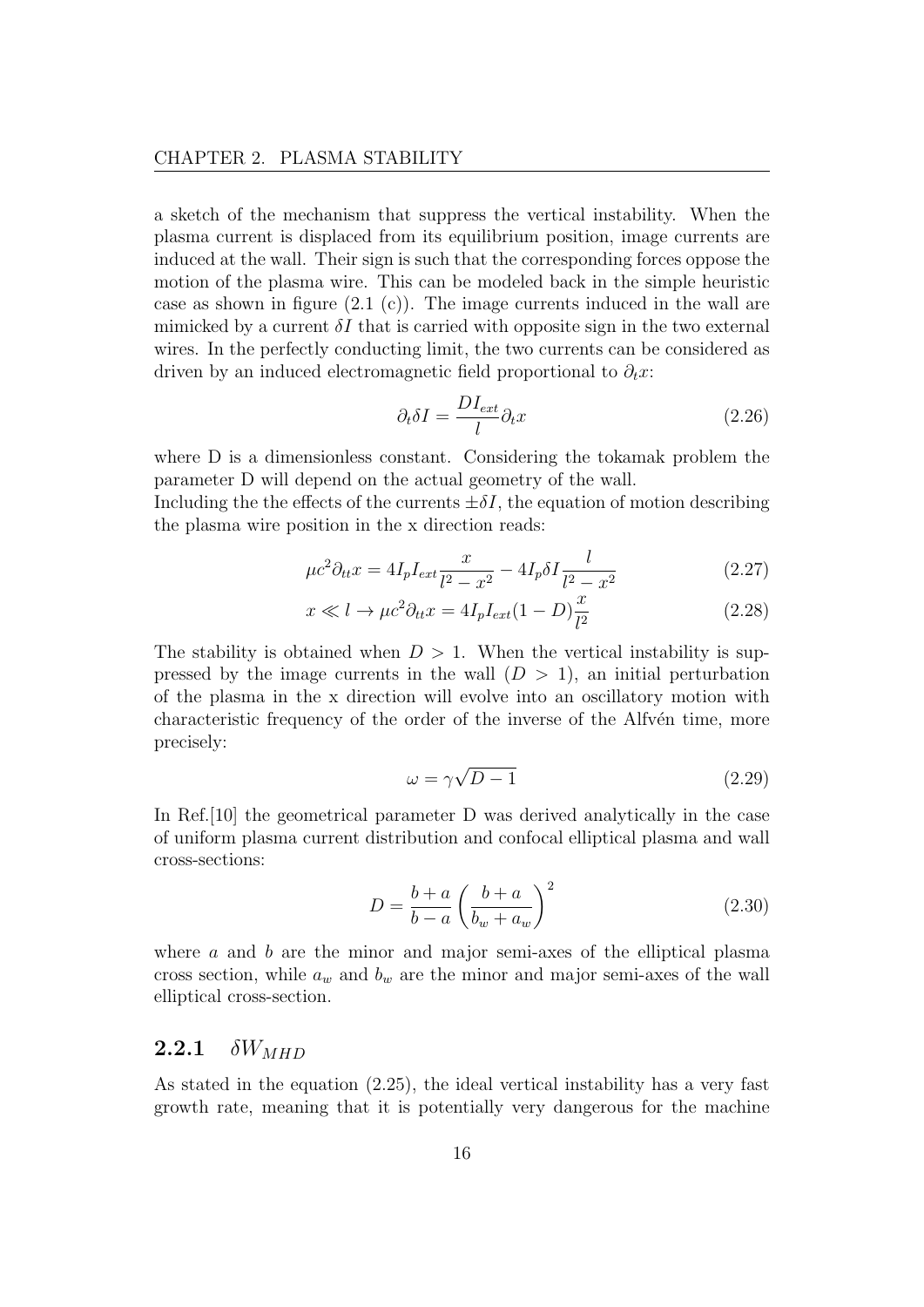a sketch of the mechanism that suppress the vertical instability. When the plasma current is displaced from its equilibrium position, image currents are induced at the wall. Their sign is such that the corresponding forces oppose the motion of the plasma wire. This can be modeled back in the simple heuristic case as shown in figure (2.1 (c)). The image currents induced in the wall are mimicked by a current $\delta I$ that is carried with opposite sign in the two external wires. In the perfectly conducting limit, the two currents can be considered as driven by an induced electromagnetic field proportional to $\partial_t x$:

$$\partial_t \delta I = \frac{D I_{ext}}{l} \partial_t x \tag{2.26}$$

where D is a dimensionless constant. Considering the tokamak problem the parameter D will depend on the actual geometry of the wall.
Including the the effects of the currents $\pm\delta I$, the equation of motion describing the plasma wire position in the x direction reads:

$$\mu c^2 \partial_{tt} x = 4 I_p I_{ext} \frac{x}{l^2 - x^2} - 4 I_p \delta I \frac{l}{l^2 - x^2} \tag{2.27}$$

$$x \ll l \rightarrow \mu c^2 \partial_{tt} x = 4 I_p I_{ext} (1 - D) \frac{x}{l^2} \tag{2.28}$$

The stability is obtained when $D > 1$. When the vertical instability is suppressed by the image currents in the wall ($D > 1$), an initial perturbation of the plasma in the x direction will evolve into an oscillatory motion with characteristic frequency of the order of the inverse of the Alfvén time, more precisely:

$$\omega = \gamma \sqrt{D - 1} \tag{2.29}$$

In Ref.[10] the geometrical parameter D was derived analytically in the case of uniform plasma current distribution and confocal elliptical plasma and wall cross-sections:

$$D = \frac{b + a}{b - a} \left( \frac{b + a}{b_w + a_w} \right)^2 \tag{2.30}$$

where $a$ and $b$ are the minor and major semi-axes of the elliptical plasma cross section, while $a_w$ and $b_w$ are the minor and major semi-axes of the wall elliptical cross-section.

### 2.2.1 $\delta W_{MHD}$

As stated in the equation (2.25), the ideal vertical instability has a very fast growth rate, meaning that it is potentially very dangerous for the machine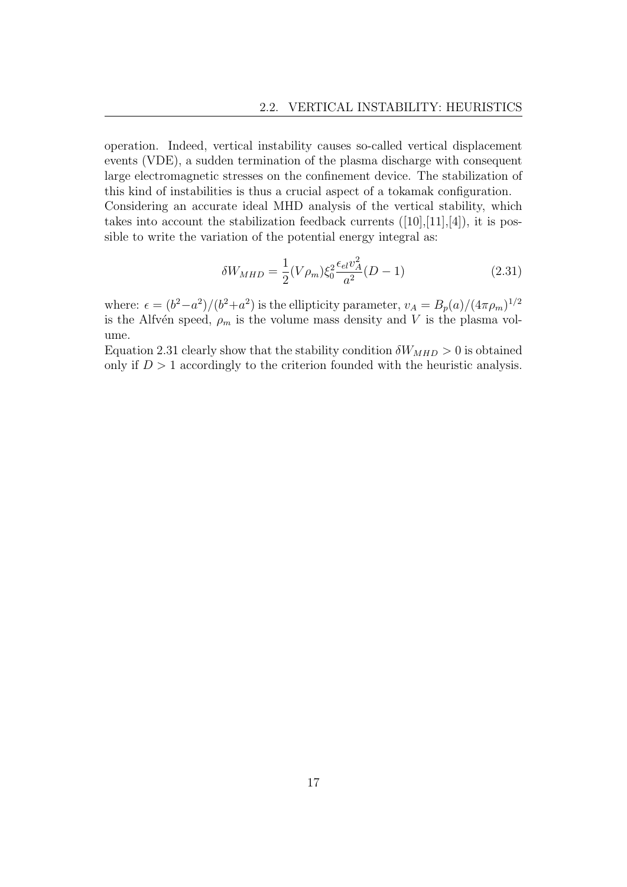operation. Indeed, vertical instability causes so-called vertical displacement events (VDE), a sudden termination of the plasma discharge with consequent large electromagnetic stresses on the confinement device. The stabilization of this kind of instabilities is thus a crucial aspect of a tokamak configuration.
Considering an accurate ideal MHD analysis of the vertical stability, which takes into account the stabilization feedback currents ([10],[11],[4]), it is possible to write the variation of the potential energy integral as:

$$\delta W_{MHD} = \frac{1}{2}(V\rho_m)\xi_0^2 \frac{\epsilon_{el} v_A^2}{a^2}(D-1) \tag{2.31}$$

where: $\epsilon = (b^2 - a^2)/(b^2 + a^2)$ is the ellipticity parameter, $v_A = B_p(a)/(4\pi\rho_m)^{1/2}$ is the Alfvén speed, $\rho_m$ is the volume mass density and $V$ is the plasma volume.
Equation 2.31 clearly show that the stability condition $\delta W_{MHD} > 0$ is obtained only if $D > 1$ accordingly to the criterion founded with the heuristic analysis.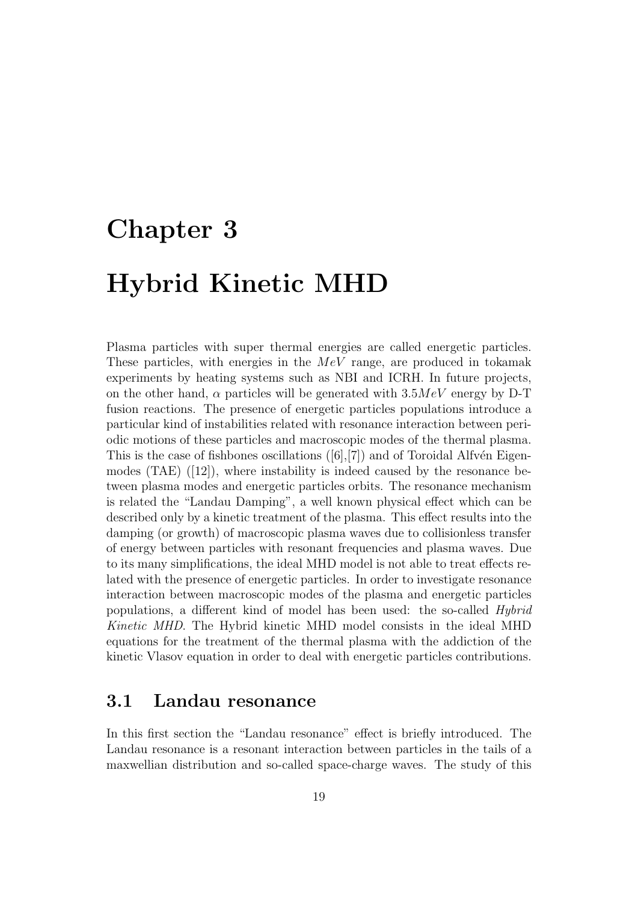# Chapter 3

# Hybrid Kinetic MHD

Plasma particles with super thermal energies are called energetic particles. These particles, with energies in the $MeV$ range, are produced in tokamak experiments by heating systems such as NBI and ICRH. In future projects, on the other hand, $\alpha$ particles will be generated with $3.5 MeV$ energy by D-T fusion reactions. The presence of energetic particles populations introduce a particular kind of instabilities related with resonance interaction between periodic motions of these particles and macroscopic modes of the thermal plasma. This is the case of fishbones oscillations ([6],[7]) and of Toroidal Alfvén Eigenmodes (TAE) ([12]), where instability is indeed caused by the resonance between plasma modes and energetic particles orbits. The resonance mechanism is related the "Landau Damping", a well known physical effect which can be described only by a kinetic treatment of the plasma. This effect results into the damping (or growth) of macroscopic plasma waves due to collisionless transfer of energy between particles with resonant frequencies and plasma waves. Due to its many simplifications, the ideal MHD model is not able to treat effects related with the presence of energetic particles. In order to investigate resonance interaction between macroscopic modes of the plasma and energetic particles populations, a different kind of model has been used: the so-called *Hybrid Kinetic MHD*. The Hybrid kinetic MHD model consists in the ideal MHD equations for the treatment of the thermal plasma with the addiction of the kinetic Vlasov equation in order to deal with energetic particles contributions.

## 3.1 Landau resonance

In this first section the "Landau resonance" effect is briefly introduced. The Landau resonance is a resonant interaction between particles in the tails of a maxwellian distribution and so-called space-charge waves. The study of this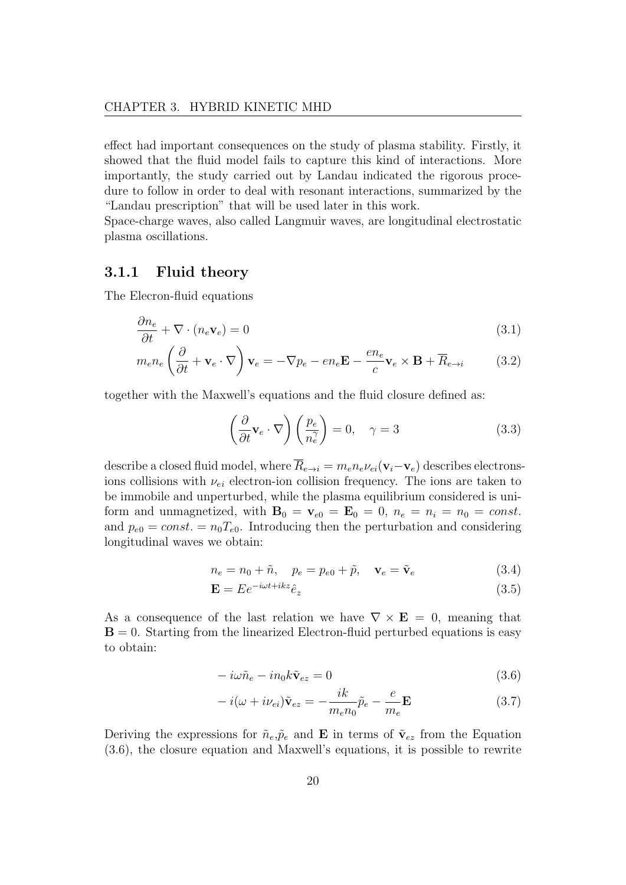effect had important consequences on the study of plasma stability. Firstly, it showed that the fluid model fails to capture this kind of interactions. More importantly, the study carried out by Landau indicated the rigorous procedure to follow in order to deal with resonant interactions, summarized by the "Landau prescription" that will be used later in this work.
Space-charge waves, also called Langmuir waves, are longitudinal electrostatic plasma oscillations.

### 3.1.1 Fluid theory

The Elecron-fluid equations

$$\frac{\partial n_e}{\partial t} + \nabla \cdot (n_e \mathbf{v}_e) = 0 \tag{3.1}$$

$$m_e n_e \left( \frac{\partial}{\partial t} + \mathbf{v}_e \cdot \nabla \right) \mathbf{v}_e = -\nabla p_e - e n_e \mathbf{E} - \frac{e n_e}{c} \mathbf{v}_e \times \mathbf{B} + \overline{R}_{e \to i} \tag{3.2}$$

together with the Maxwell's equations and the fluid closure defined as:

$$\left( \frac{\partial}{\partial t} \mathbf{v}_e \cdot \nabla \right) \left( \frac{p_e}{n_e^\gamma} \right) = 0, \quad \gamma = 3 \tag{3.3}$$

describe a closed fluid model, where $\overline{R}_{e \to i} = m_e n_e \nu_{ei} (\mathbf{v}_i - \mathbf{v}_e)$ describes electronsions collisions with $\nu_{ei}$ electron-ion collision frequency. The ions are taken to be immobile and unperturbed, while the plasma equilibrium considered is uniform and unmagnetized, with $\mathbf{B}_0 = \mathbf{v}_{e0} = \mathbf{E}_0 = 0$, $n_e = n_i = n_0 = const.$ and $p_{e0} = const. = n_0 T_{e0}$. Introducing then the perturbation and considering longitudinal waves we obtain:

$$n_e = n_0 + \tilde{n}, \quad p_e = p_{e0} + \tilde{p}, \quad \mathbf{v}_e = \tilde{\mathbf{v}}_e \tag{3.4}$$

$$\mathbf{E} = E e^{-i\omega t + ikz} \hat{e}_z \tag{3.5}$$

As a consequence of the last relation we have $\nabla \times \mathbf{E} = 0$, meaning that $\mathbf{B} = 0$. Starting from the linearized Electron-fluid perturbed equations is easy to obtain:

$$-i\omega \tilde{n}_e - i n_0 k \tilde{\mathbf{v}}_{ez} = 0 \tag{3.6}$$

$$-i(\omega + i\nu_{ei}) \tilde{\mathbf{v}}_{ez} = -\frac{ik}{m_e n_0} \tilde{p}_e - \frac{e}{m_e} \mathbf{E} \tag{3.7}$$

Deriving the expressions for $\tilde{n}_e$,$\tilde{p}_e$ and $\mathbf{E}$ in terms of $\tilde{\mathbf{v}}_{ez}$ from the Equation (3.6), the closure equation and Maxwell's equations, it is possible to rewrite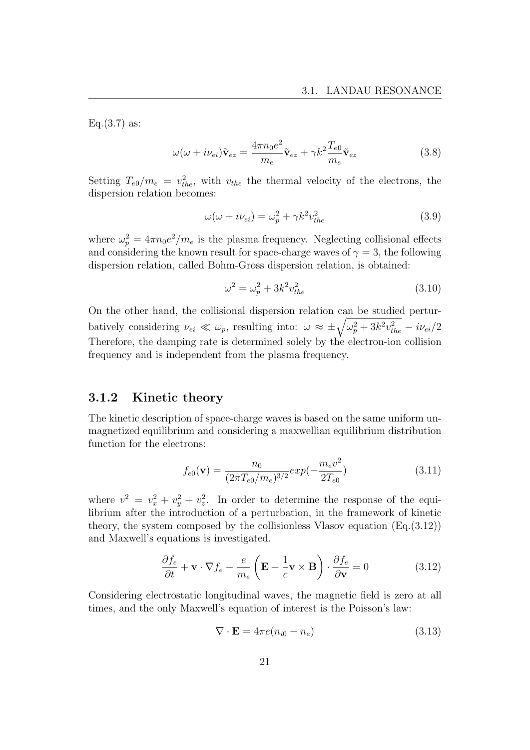Eq.(3.7) as:

$$\omega(\omega + i\nu_{ei})\tilde{\mathbf{v}}_{ez} = \frac{4\pi n_0 e^2}{m_e}\tilde{\mathbf{v}}_{ez} + \gamma k^2 \frac{T_{e0}}{m_e}\tilde{\mathbf{v}}_{ez} \tag{3.8}$$

Setting $T_{e0}/m_e = v_{the}^2$, with $v_{the}$ the thermal velocity of the electrons, the dispersion relation becomes:

$$\omega(\omega + i\nu_{ei}) = \omega_p^2 + \gamma k^2 v_{the}^2 \tag{3.9}$$

where $\omega_p^2 = 4\pi n_0 e^2/m_e$ is the plasma frequency. Neglecting collisional effects and considering the known result for space-charge waves of $\gamma = 3$, the following dispersion relation, called Bohm-Gross dispersion relation, is obtained:

$$\omega^2 = \omega_p^2 + 3k^2 v_{the}^2 \tag{3.10}$$

On the other hand, the collisional dispersion relation can be studied perturbatively considering $\nu_{ei} \ll \omega_p$, resulting into: $\omega \approx \pm\sqrt{\omega_p^2 + 3k^2 v_{the}^2} - i\nu_{ei}/2$ Therefore, the damping rate is determined solely by the electron-ion collision frequency and is independent from the plasma frequency.

### 3.1.2 Kinetic theory

The kinetic description of space-charge waves is based on the same uniform unmagnetized equilibrium and considering a maxwellian equilibrium distribution function for the electrons:

$$f_{e0}(\mathbf{v}) = \frac{n_0}{(2\pi T_{e0}/m_e)^{3/2}} exp(-\frac{m_e v^2}{2T_{e0}}) \tag{3.11}$$

where $v^2 = v_x^2 + v_y^2 + v_z^2$. In order to determine the response of the equilibrium after the introduction of a perturbation, in the framework of kinetic theory, the system composed by the collisionless Vlasov equation (Eq.(3.12)) and Maxwell's equations is investigated.

$$\frac{\partial f_e}{\partial t} + \mathbf{v} \cdot \nabla f_e - \frac{e}{m_e}\left(\mathbf{E} + \frac{1}{c}\mathbf{v} \times \mathbf{B}\right) \cdot \frac{\partial f_e}{\partial \mathbf{v}} = 0 \tag{3.12}$$

Considering electrostatic longitudinal waves, the magnetic field is zero at all times, and the only Maxwell's equation of interest is the Poisson's law:

$$\nabla \cdot \mathbf{E} = 4\pi e(n_{i0} - n_e) \tag{3.13}$$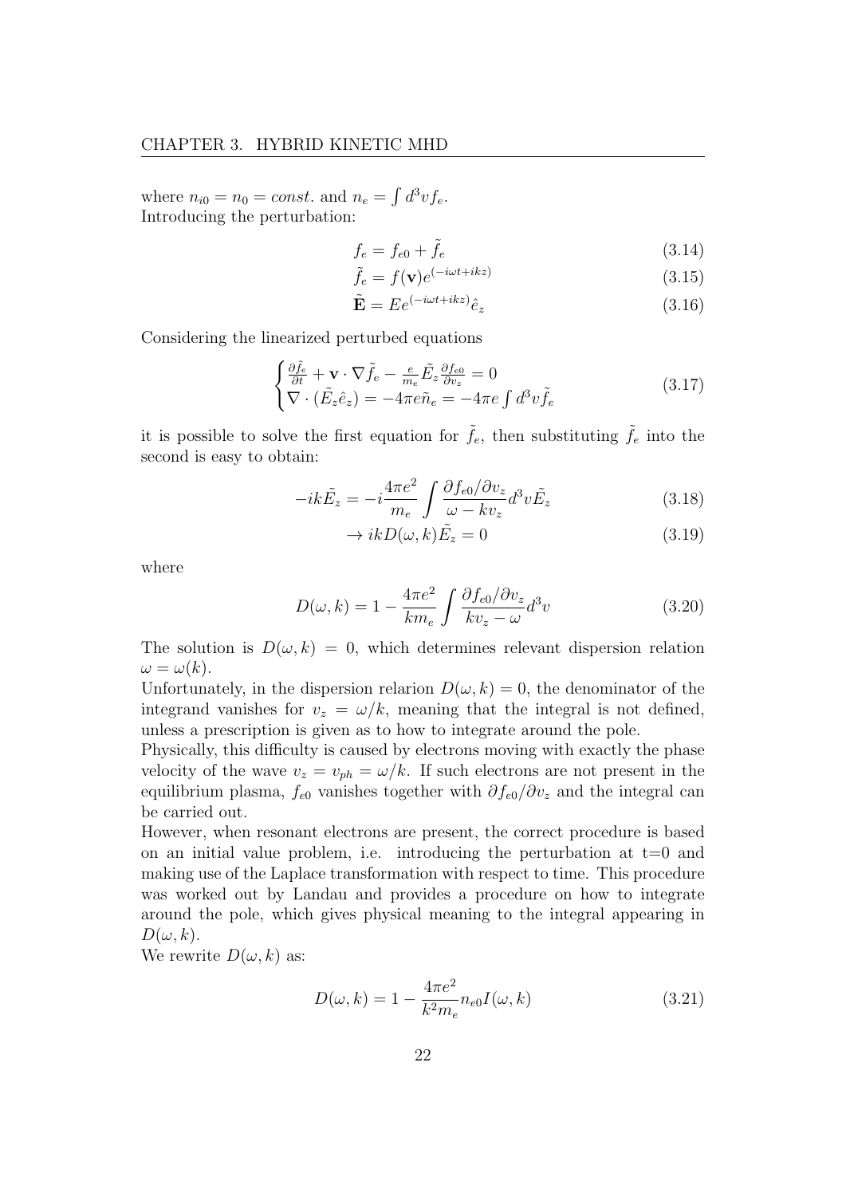where $n_{i0} = n_0 = const.$ and $n_e = \int d^3v f_e$.
Introducing the perturbation:

$$f_e = f_{e0} + \tilde{f}_e \tag{3.14}$$

$$\tilde{f}_e = f(\mathbf{v}) e^{(-i\omega t + ikz)} \tag{3.15}$$

$$\tilde{\mathbf{E}} = E e^{(-i\omega t + ikz)} \hat{e}_z \tag{3.16}$$

Considering the linearized perturbed equations

$$\begin{cases} \frac{\partial \tilde{f}_e}{\partial t} + \mathbf{v} \cdot \nabla \tilde{f}_e - \frac{e}{m_e} \tilde{E}_z \frac{\partial f_{e0}}{\partial v_z} = 0 \\ \nabla \cdot (\tilde{E}_z \hat{e}_z) = -4\pi e \tilde{n}_e = -4\pi e \int d^3v \tilde{f}_e \end{cases} \tag{3.17}$$

it is possible to solve the first equation for $\tilde{f}_e$, then substituting $\tilde{f}_e$ into the second is easy to obtain:

$$-ik\tilde{E}_z = -i\frac{4\pi e^2}{m_e} \int \frac{\partial f_{e0}/\partial v_z}{\omega - kv_z} d^3v \tilde{E}_z \tag{3.18}$$

$$\rightarrow ikD(\omega, k)\tilde{E}_z = 0 \tag{3.19}$$

where

$$D(\omega, k) = 1 - \frac{4\pi e^2}{km_e} \int \frac{\partial f_{e0}/\partial v_z}{kv_z - \omega} d^3v \tag{3.20}$$

The solution is $D(\omega, k) = 0$, which determines relevant dispersion relation $\omega = \omega(k)$.
Unfortunately, in the dispersion relarion $D(\omega, k) = 0$, the denominator of the integrand vanishes for $v_z = \omega/k$, meaning that the integral is not defined, unless a prescription is given as to how to integrate around the pole.
Physically, this difficulty is caused by electrons moving with exactly the phase velocity of the wave $v_z = v_{ph} = \omega/k$. If such electrons are not present in the equilibrium plasma, $f_{e0}$ vanishes together with $\partial f_{e0}/\partial v_z$ and the integral can be carried out.
However, when resonant electrons are present, the correct procedure is based on an initial value problem, i.e. introducing the perturbation at t=0 and making use of the Laplace transformation with respect to time. This procedure was worked out by Landau and provides a procedure on how to integrate around the pole, which gives physical meaning to the integral appearing in $D(\omega, k)$.
We rewrite $D(\omega, k)$ as:

$$D(\omega, k) = 1 - \frac{4\pi e^2}{k^2 m_e} n_{e0} I(\omega, k) \tag{3.21}$$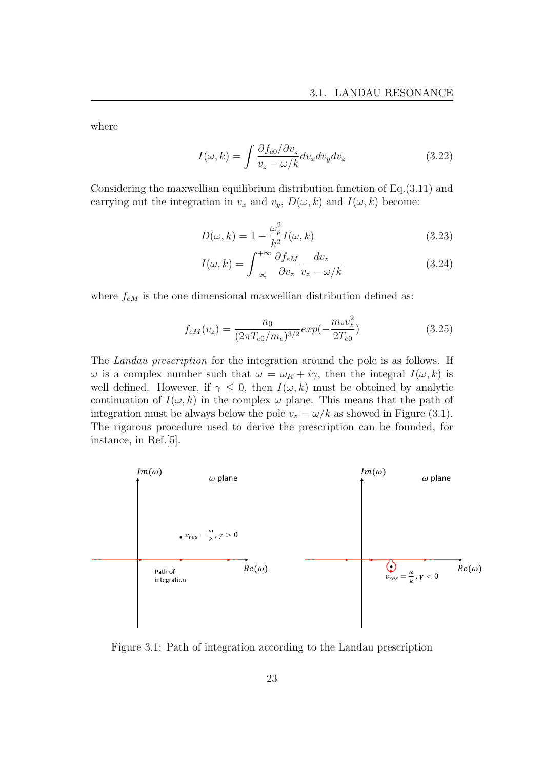where

$$I(\omega, k) = \int \frac{\partial f_{e0}/\partial v_z}{v_z - \omega/k} dv_x dv_y dv_z \tag{3.22}$$

Considering the maxwellian equilibrium distribution function of Eq.(3.11) and carrying out the integration in $v_x$ and $v_y$, $D(\omega, k)$ and $I(\omega, k)$ become:

$$D(\omega, k) = 1 - \frac{\omega_p^2}{k^2} I(\omega, k) \tag{3.23}$$

$$I(\omega, k) = \int_{-\infty}^{+\infty} \frac{\partial f_{eM}}{\partial v_z} \frac{dv_z}{v_z - \omega/k} \tag{3.24}$$

where $f_{eM}$ is the one dimensional maxwellian distribution defined as:

$$f_{eM}(v_z) = \frac{n_0}{(2\pi T_{e0}/m_e)^{3/2}} exp(-\frac{m_e v_z^2}{2T_{e0}}) \tag{3.25}$$

The *Landau prescription* for the integration around the pole is as follows. If $\omega$ is a complex number such that $\omega = \omega_R + i\gamma$, then the integral $I(\omega, k)$ is well defined. However, if $\gamma \leq 0$, then $I(\omega, k)$ must be obteined by analytic continuation of $I(\omega, k)$ in the complex $\omega$ plane. This means that the path of integration must be always below the pole $v_z = \omega/k$ as showed in Figure (3.1). The rigorous procedure used to derive the prescription can be founded, for instance, in Ref.[5].

Figure 3.1: Path of integration according to the Landau prescription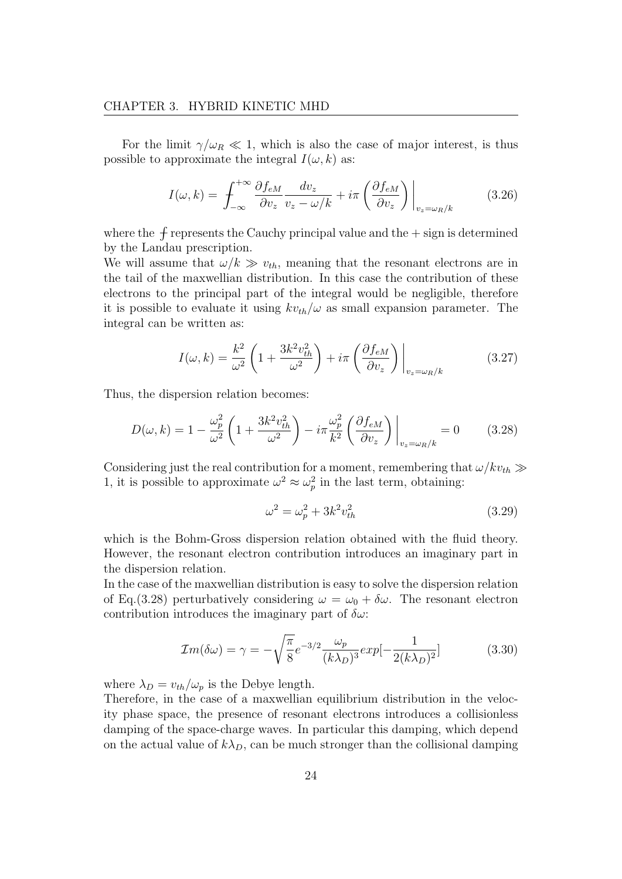For the limit $\gamma/\omega_R \ll 1$, which is also the case of major interest, is thus possible to approximate the integral $I(\omega, k)$ as:

$$I(\omega, k) = \fint_{-\infty}^{+\infty} \frac{\partial f_{eM}}{\partial v_z} \frac{dv_z}{v_z - \omega/k} + i\pi \left( \frac{\partial f_{eM}}{\partial v_z} \right) \bigg|_{v_z = \omega_R/k} \tag{3.26}$$

where the $\fint$ represents the Cauchy principal value and the + sign is determined by the Landau prescription.
We will assume that $\omega/k \gg v_{th}$, meaning that the resonant electrons are in the tail of the maxwellian distribution. In this case the contribution of these electrons to the principal part of the integral would be negligible, therefore it is possible to evaluate it using $kv_{th}/\omega$ as small expansion parameter. The integral can be written as:

$$I(\omega, k) = \frac{k^2}{\omega^2} \left( 1 + \frac{3k^2 v_{th}^2}{\omega^2} \right) + i\pi \left( \frac{\partial f_{eM}}{\partial v_z} \right) \bigg|_{v_z = \omega_R/k} \tag{3.27}$$

Thus, the dispersion relation becomes:

$$D(\omega, k) = 1 - \frac{\omega_p^2}{\omega^2} \left( 1 + \frac{3k^2 v_{th}^2}{\omega^2} \right) - i\pi \frac{\omega_p^2}{k^2} \left( \frac{\partial f_{eM}}{\partial v_z} \right) \bigg|_{v_z = \omega_R/k} = 0 \tag{3.28}$$

Considering just the real contribution for a moment, remembering that $\omega/kv_{th} \gg 1$, it is possible to approximate $\omega^2 \approx \omega_p^2$ in the last term, obtaining:

$$\omega^2 = \omega_p^2 + 3k^2 v_{th}^2 \tag{3.29}$$

which is the Bohm-Gross dispersion relation obtained with the fluid theory. However, the resonant electron contribution introduces an imaginary part in the dispersion relation.
In the case of the maxwellian distribution is easy to solve the dispersion relation of Eq.(3.28) perturbatively considering $\omega = \omega_0 + \delta\omega$. The resonant electron contribution introduces the imaginary part of $\delta\omega$:

$$\mathcal{I}m(\delta\omega) = \gamma = -\sqrt{\frac{\pi}{8}} e^{-3/2} \frac{\omega_p}{(k\lambda_D)^3} exp[-\frac{1}{2(k\lambda_D)^2}] \tag{3.30}$$

where $\lambda_D = v_{th}/\omega_p$ is the Debye length.
Therefore, in the case of a maxwellian equilibrium distribution in the velocity phase space, the presence of resonant electrons introduces a collisionless damping of the space-charge waves. In particular this damping, which depend on the actual value of $k\lambda_D$, can be much stronger than the collisional damping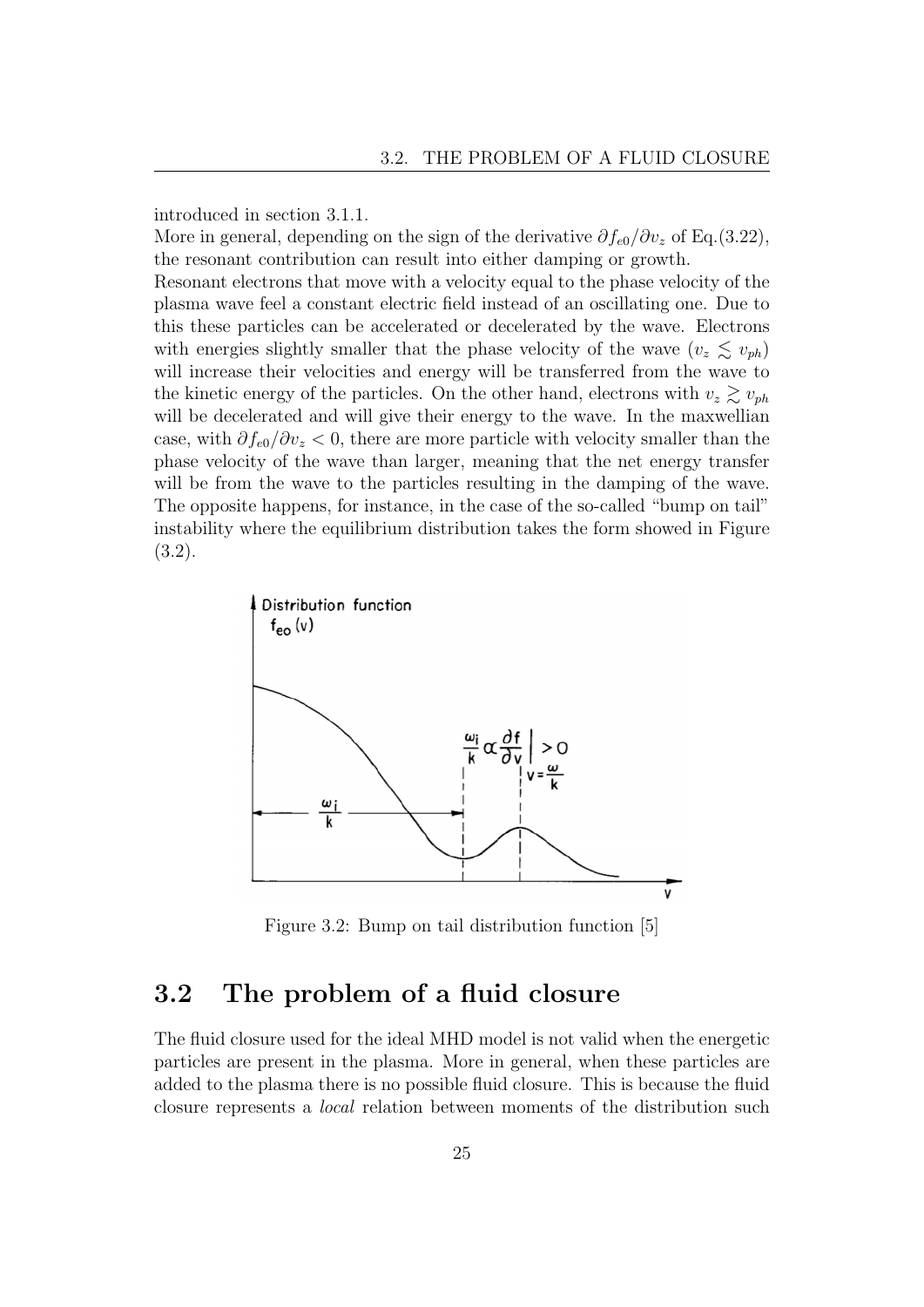introduced in section 3.1.1.
More in general, depending on the sign of the derivative $\partial f_{e0}/\partial v_z$ of Eq.(3.22), the resonant contribution can result into either damping or growth.
Resonant electrons that move with a velocity equal to the phase velocity of the plasma wave feel a constant electric field instead of an oscillating one. Due to this these particles can be accelerated or decelerated by the wave. Electrons with energies slightly smaller that the phase velocity of the wave ($v_z \lesssim v_{ph}$) will increase their velocities and energy will be transferred from the wave to the kinetic energy of the particles. On the other hand, electrons with $v_z \gtrsim v_{ph}$ will be decelerated and will give their energy to the wave. In the maxwellian case, with $\partial f_{e0}/\partial v_z < 0$, there are more particle with velocity smaller than the phase velocity of the wave than larger, meaning that the net energy transfer will be from the wave to the particles resulting in the damping of the wave. The opposite happens, for instance, in the case of the so-called "bump on tail" instability where the equilibrium distribution takes the form showed in Figure (3.2).

Figure 3.2: Bump on tail distribution function [5]

## 3.2 The problem of a fluid closure

The fluid closure used for the ideal MHD model is not valid when the energetic particles are present in the plasma. More in general, when these particles are added to the plasma there is no possible fluid closure. This is because the fluid closure represents a *local* relation between moments of the distribution such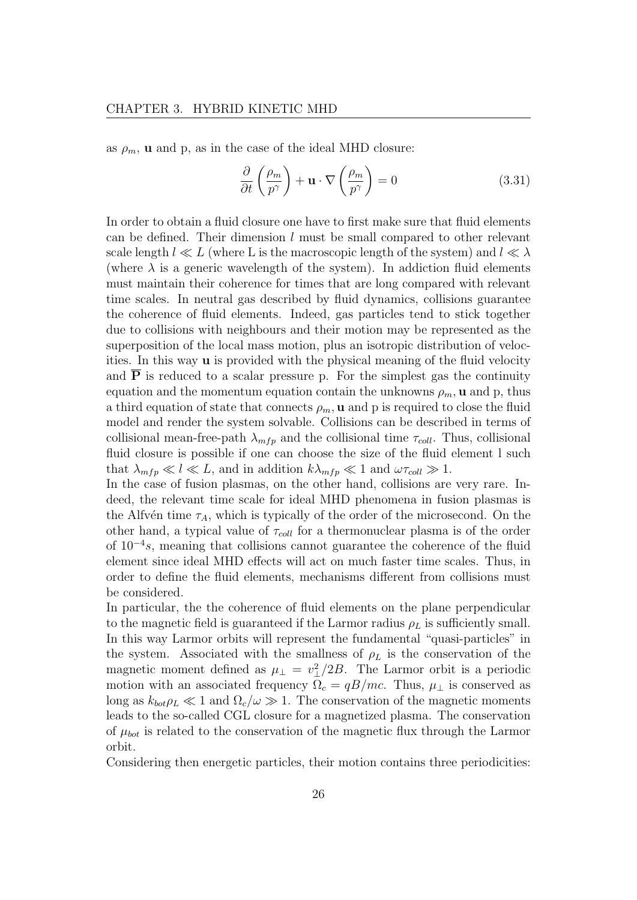as $\rho_m$, $\mathbf{u}$ and p, as in the case of the ideal MHD closure:

$$\frac{\partial}{\partial t}\left(\frac{\rho_m}{p^\gamma}\right) + \mathbf{u} \cdot \nabla \left(\frac{\rho_m}{p^\gamma}\right) = 0 \tag{3.31}$$

In order to obtain a fluid closure one have to first make sure that fluid elements can be defined. Their dimension $l$ must be small compared to other relevant scale length $l \ll L$ (where L is the macroscopic length of the system) and $l \ll \lambda$ (where $\lambda$ is a generic wavelength of the system). In addiction fluid elements must maintain their coherence for times that are long compared with relevant time scales. In neutral gas described by fluid dynamics, collisions guarantee the coherence of fluid elements. Indeed, gas particles tend to stick together due to collisions with neighbours and their motion may be represented as the superposition of the local mass motion, plus an isotropic distribution of velocities. In this way $\mathbf{u}$ is provided with the physical meaning of the fluid velocity and $\overline{\mathbf{P}}$ is reduced to a scalar pressure p. For the simplest gas the continuity equation and the momentum equation contain the unknowns $\rho_m$, $\mathbf{u}$ and p, thus a third equation of state that connects $\rho_m$, $\mathbf{u}$ and p is required to close the fluid model and render the system solvable. Collisions can be described in terms of collisional mean-free-path $\lambda_{mfp}$ and the collisional time $\tau_{coll}$. Thus, collisional fluid closure is possible if one can choose the size of the fluid element l such that $\lambda_{mfp} \ll l \ll L$, and in addition $k\lambda_{mfp} \ll 1$ and $\omega\tau_{coll} \gg 1$.

In the case of fusion plasmas, on the other hand, collisions are very rare. Indeed, the relevant time scale for ideal MHD phenomena in fusion plasmas is the Alfvén time $\tau_A$, which is typically of the order of the microsecond. On the other hand, a typical value of $\tau_{coll}$ for a thermonuclear plasma is of the order of $10^{-4}s$, meaning that collisions cannot guarantee the coherence of the fluid element since ideal MHD effects will act on much faster time scales. Thus, in order to define the fluid elements, mechanisms different from collisions must be considered.

In particular, the the coherence of fluid elements on the plane perpendicular to the magnetic field is guaranteed if the Larmor radius $\rho_L$ is sufficiently small. In this way Larmor orbits will represent the fundamental "quasi-particles" in the system. Associated with the smallness of $\rho_L$ is the conservation of the magnetic moment defined as $\mu_\perp = v_\perp^2/2B$. The Larmor orbit is a periodic motion with an associated frequency $\Omega_c = qB/mc$. Thus, $\mu_\perp$ is conserved as long as $k_{bot}\rho_L \ll 1$ and $\Omega_c/\omega \gg 1$. The conservation of the magnetic moments leads to the so-called CGL closure for a magnetized plasma. The conservation of $\mu_{bot}$ is related to the conservation of the magnetic flux through the Larmor orbit.

Considering then energetic particles, their motion contains three periodicities: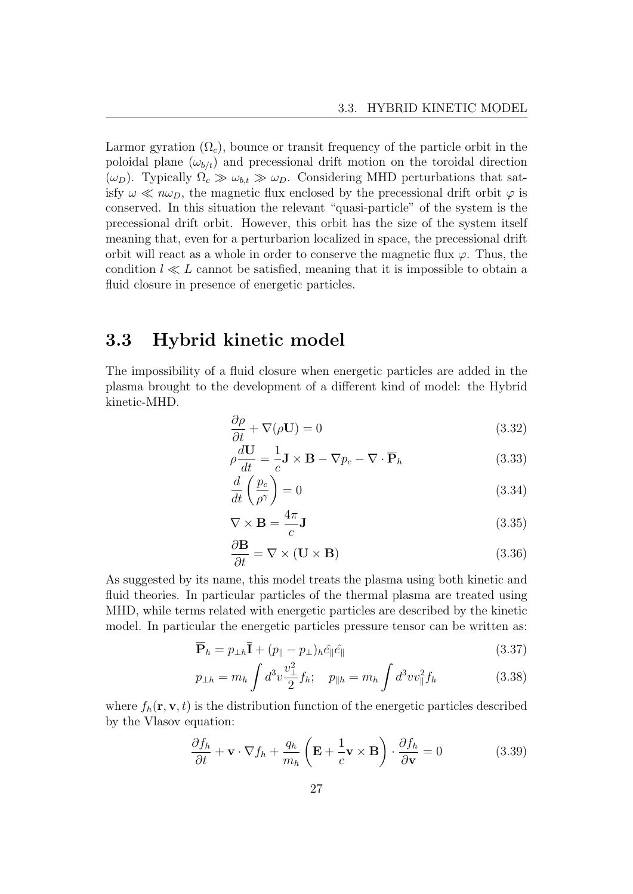Larmor gyration ($\Omega_c$), bounce or transit frequency of the particle orbit in the poloidal plane ($\omega_{b/t}$) and precessional drift motion on the toroidal direction ($\omega_D$). Typically $\Omega_c \gg \omega_{b,t} \gg \omega_D$. Considering MHD perturbations that satisfy $\omega \ll n\omega_D$, the magnetic flux enclosed by the precessional drift orbit $\varphi$ is conserved. In this situation the relevant "quasi-particle" of the system is the precessional drift orbit. However, this orbit has the size of the system itself meaning that, even for a perturbarion localized in space, the precessional drift orbit will react as a whole in order to conserve the magnetic flux $\varphi$. Thus, the condition $l \ll L$ cannot be satisfied, meaning that it is impossible to obtain a fluid closure in presence of energetic particles.

## 3.3 Hybrid kinetic model

The impossibility of a fluid closure when energetic particles are added in the plasma brought to the development of a different kind of model: the Hybrid kinetic-MHD.

$$\frac{\partial \rho}{\partial t} + \nabla(\rho \mathbf{U}) = 0 \tag{3.32}$$

$$\rho \frac{d\mathbf{U}}{dt} = \frac{1}{c}\mathbf{J} \times \mathbf{B} - \nabla p_c - \nabla \cdot \overline{\mathbf{P}}_h \tag{3.33}$$

$$\frac{d}{dt}\left(\frac{p_c}{\rho^\gamma}\right) = 0 \tag{3.34}$$

$$\nabla \times \mathbf{B} = \frac{4\pi}{c}\mathbf{J} \tag{3.35}$$

$$\frac{\partial \mathbf{B}}{\partial t} = \nabla \times (\mathbf{U} \times \mathbf{B}) \tag{3.36}$$

As suggested by its name, this model treats the plasma using both kinetic and fluid theories. In particular particles of the thermal plasma are treated using MHD, while terms related with energetic particles are described by the kinetic model. In particular the energetic particles pressure tensor can be written as:

$$\overline{\mathbf{P}}_h = p_{\perp h}\overline{\mathbf{I}} + (p_\parallel - p_\perp)_h \hat{e_\parallel}\hat{e_\parallel} \tag{3.37}$$

$$p_{\perp h} = m_h \int d^3v \frac{v_\perp^2}{2} f_h; \quad p_{\parallel h} = m_h \int d^3v v_\parallel^2 f_h \tag{3.38}$$

where $f_h(\mathbf{r}, \mathbf{v}, t)$ is the distribution function of the energetic particles described by the Vlasov equation:

$$\frac{\partial f_h}{\partial t} + \mathbf{v} \cdot \nabla f_h + \frac{q_h}{m_h}\left(\mathbf{E} + \frac{1}{c}\mathbf{v} \times \mathbf{B}\right) \cdot \frac{\partial f_h}{\partial \mathbf{v}} = 0 \tag{3.39}$$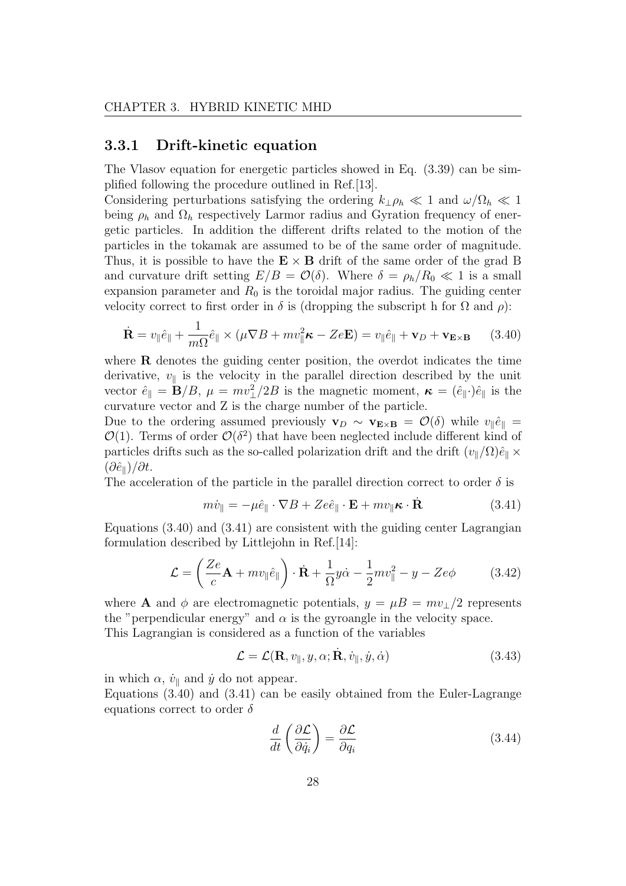### 3.3.1 Drift-kinetic equation

The Vlasov equation for energetic particles showed in Eq. (3.39) can be simplified following the procedure outlined in Ref.[13].

Considering perturbations satisfying the ordering $k_\perp \rho_h \ll 1$ and $\omega/\Omega_h \ll 1$ being $\rho_h$ and $\Omega_h$ respectively Larmor radius and Gyration frequency of energetic particles. In addition the different drifts related to the motion of the particles in the tokamak are assumed to be of the same order of magnitude. Thus, it is possible to have the $\mathbf{E} \times \mathbf{B}$ drift of the same order of the grad B and curvature drift setting $E/B = \mathcal{O}(\delta)$. Where $\delta = \rho_h/R_0 \ll 1$ is a small expansion parameter and $R_0$ is the toroidal major radius. The guiding center velocity correct to first order in $\delta$ is (dropping the subscript h for $\Omega$ and $\rho$):

$$\dot{\mathbf{R}} = v_\parallel \hat{e}_\parallel + \frac{1}{m\Omega}\hat{e}_\parallel \times (\mu \nabla B + m v_\parallel^2 \boldsymbol{\kappa} - Ze\mathbf{E}) = v_\parallel \hat{e}_\parallel + \mathbf{v}_D + \mathbf{v}_{\mathbf{E}\times\mathbf{B}} \qquad (3.40)$$

where $\mathbf{R}$ denotes the guiding center position, the overdot indicates the time derivative, $v_\parallel$ is the velocity in the parallel direction described by the unit vector $\hat{e}_\parallel = \mathbf{B}/B$, $\mu = m v_\perp^2/2B$ is the magnetic moment, $\boldsymbol{\kappa} = (\hat{e}_\parallel \cdot)\hat{e}_\parallel$ is the curvature vector and Z is the charge number of the particle.

Due to the ordering assumed previously $\mathbf{v}_D \sim \mathbf{v}_{\mathbf{E}\times\mathbf{B}} = \mathcal{O}(\delta)$ while $v_\parallel \hat{e}_\parallel = \mathcal{O}(1)$. Terms of order $\mathcal{O}(\delta^2)$ that have been neglected include different kind of particles drifts such as the so-called polarization drift and the drift $(v_\parallel/\Omega)\hat{e}_\parallel \times (\partial \hat{e}_\parallel)/\partial t$.

The acceleration of the particle in the parallel direction correct to order $\delta$ is

$$m\dot{v}_\parallel = -\mu \hat{e}_\parallel \cdot \nabla B + Ze\hat{e}_\parallel \cdot \mathbf{E} + m v_\parallel \boldsymbol{\kappa} \cdot \dot{\mathbf{R}} \qquad (3.41)$$

Equations (3.40) and (3.41) are consistent with the guiding center Lagrangian formulation described by Littlejohn in Ref.[14]:

$$\mathcal{L} = \left(\frac{Ze}{c}\mathbf{A} + m v_\parallel \hat{e}_\parallel\right) \cdot \dot{\mathbf{R}} + \frac{1}{\Omega} y \dot{\alpha} - \frac{1}{2} m v_\parallel^2 - y - Ze\phi \qquad (3.42)$$

where $\mathbf{A}$ and $\phi$ are electromagnetic potentials, $y = \mu B = m v_\perp/2$ represents the "perpendicular energy" and $\alpha$ is the gyroangle in the velocity space.

This Lagrangian is considered as a function of the variables

$$\mathcal{L} = \mathcal{L}(\mathbf{R}, v_\parallel, y, \alpha; \dot{\mathbf{R}}, \dot{v}_\parallel, \dot{y}, \dot{\alpha}) \qquad (3.43)$$

in which $\alpha$, $\dot{v}_\parallel$ and $\dot{y}$ do not appear.

Equations (3.40) and (3.41) can be easily obtained from the Euler-Lagrange equations correct to order $\delta$

$$\frac{d}{dt}\left(\frac{\partial \mathcal{L}}{\partial \dot{q}_i}\right) = \frac{\partial \mathcal{L}}{\partial q_i} \qquad (3.44)$$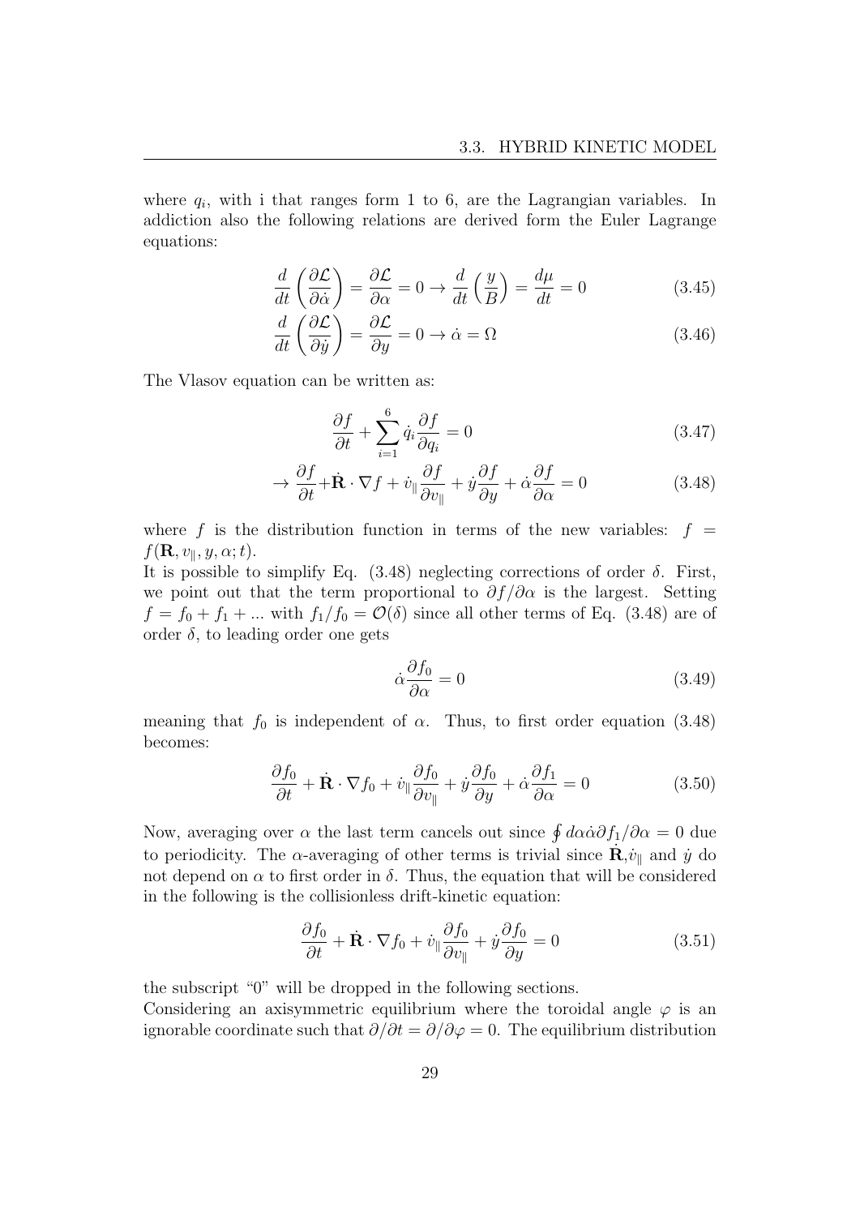where $q_i$, with i that ranges form 1 to 6, are the Lagrangian variables. In addiction also the following relations are derived form the Euler Lagrange equations:

$$\frac{d}{dt}\left(\frac{\partial \mathcal{L}}{\partial \dot{\alpha}}\right) = \frac{\partial \mathcal{L}}{\partial \alpha} = 0 \rightarrow \frac{d}{dt}\left(\frac{y}{B}\right) = \frac{d\mu}{dt} = 0 \tag{3.45}$$

$$\frac{d}{dt}\left(\frac{\partial \mathcal{L}}{\partial \dot{y}}\right) = \frac{\partial \mathcal{L}}{\partial y} = 0 \rightarrow \dot{\alpha} = \Omega \tag{3.46}$$

The Vlasov equation can be written as:

$$\frac{\partial f}{\partial t} + \sum_{i=1}^{6} \dot{q}_i \frac{\partial f}{\partial q_i} = 0 \tag{3.47}$$

$$\rightarrow \frac{\partial f}{\partial t} + \dot{\mathbf{R}} \cdot \nabla f + \dot{v}_{\parallel} \frac{\partial f}{\partial v_{\parallel}} + \dot{y} \frac{\partial f}{\partial y} + \dot{\alpha} \frac{\partial f}{\partial \alpha} = 0 \tag{3.48}$$

where $f$ is the distribution function in terms of the new variables: $f = f(\mathbf{R}, v_{\parallel}, y, \alpha; t)$.

It is possible to simplify Eq. (3.48) neglecting corrections of order $\delta$. First, we point out that the term proportional to $\partial f/\partial \alpha$ is the largest. Setting $f = f_0 + f_1 + ...$ with $f_1/f_0 = \mathcal{O}(\delta)$ since all other terms of Eq. (3.48) are of order $\delta$, to leading order one gets

$$\dot{\alpha} \frac{\partial f_0}{\partial \alpha} = 0 \tag{3.49}$$

meaning that $f_0$ is independent of $\alpha$. Thus, to first order equation (3.48) becomes:

$$\frac{\partial f_0}{\partial t} + \dot{\mathbf{R}} \cdot \nabla f_0 + \dot{v}_{\parallel} \frac{\partial f_0}{\partial v_{\parallel}} + \dot{y} \frac{\partial f_0}{\partial y} + \dot{\alpha} \frac{\partial f_1}{\partial \alpha} = 0 \tag{3.50}$$

Now, averaging over $\alpha$ the last term cancels out since $\oint d\alpha \dot{\alpha} \partial f_1/\partial \alpha = 0$ due to periodicity. The $\alpha$-averaging of other terms is trivial since $\dot{\mathbf{R}}$,$\dot{v}_{\parallel}$ and $\dot{y}$ do not depend on $\alpha$ to first order in $\delta$. Thus, the equation that will be considered in the following is the collisionless drift-kinetic equation:

$$\frac{\partial f_0}{\partial t} + \dot{\mathbf{R}} \cdot \nabla f_0 + \dot{v}_{\parallel} \frac{\partial f_0}{\partial v_{\parallel}} + \dot{y} \frac{\partial f_0}{\partial y} = 0 \tag{3.51}$$

the subscript "0" will be dropped in the following sections.

Considering an axisymmetric equilibrium where the toroidal angle $\varphi$ is an ignorable coordinate such that $\partial/\partial t = \partial/\partial \varphi = 0$. The equilibrium distribution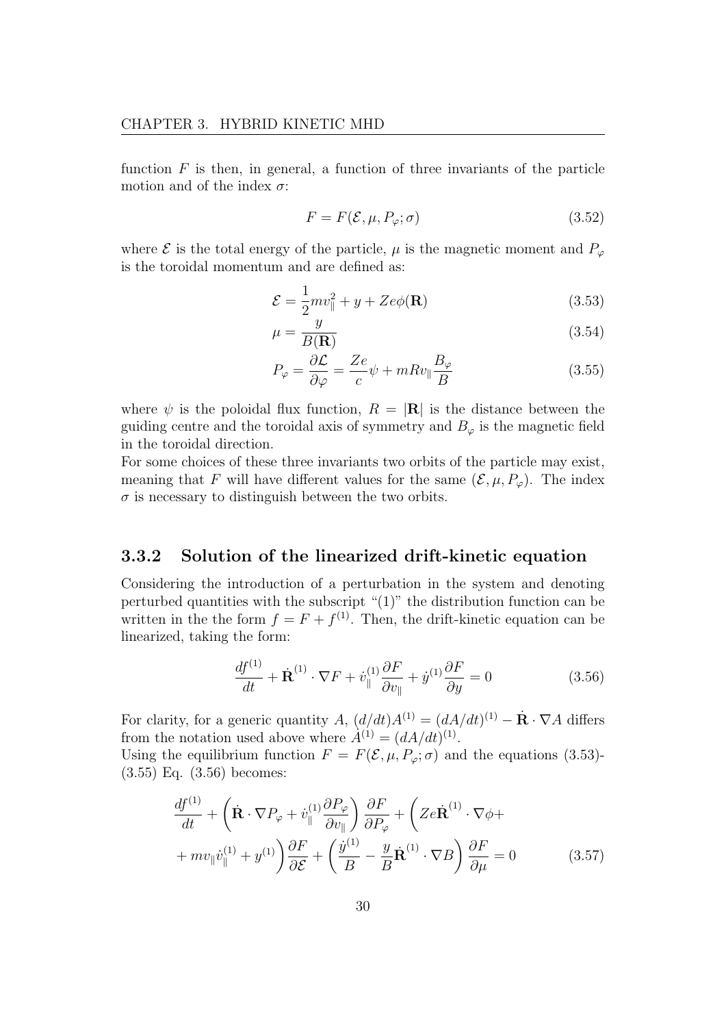function $F$ is then, in general, a function of three invariants of the particle motion and of the index $\sigma$:

$$F = F(\mathcal{E}, \mu, P_\varphi; \sigma) \tag{3.52}$$

where $\mathcal{E}$ is the total energy of the particle, $\mu$ is the magnetic moment and $P_\varphi$ is the toroidal momentum and are defined as:

$$\mathcal{E} = \frac{1}{2}mv_\parallel^2 + y + Ze\phi(\mathbf{R}) \tag{3.53}$$

$$\mu = \frac{y}{B(\mathbf{R})} \tag{3.54}$$

$$P_\varphi = \frac{\partial \mathcal{L}}{\partial \varphi} = \frac{Ze}{c}\psi + mRv_\parallel \frac{B_\varphi}{B} \tag{3.55}$$

where $\psi$ is the poloidal flux function, $R = |\mathbf{R}|$ is the distance between the guiding centre and the toroidal axis of symmetry and $B_\varphi$ is the magnetic field in the toroidal direction.
For some choices of these three invariants two orbits of the particle may exist, meaning that $F$ will have different values for the same $(\mathcal{E}, \mu, P_\varphi)$. The index $\sigma$ is necessary to distinguish between the two orbits.

### 3.3.2 Solution of the linearized drift-kinetic equation

Considering the introduction of a perturbation in the system and denoting perturbed quantities with the subscript "(1)" the distribution function can be written in the the form $f = F + f^{(1)}$. Then, the drift-kinetic equation can be linearized, taking the form:

$$\frac{df^{(1)}}{dt} + \dot{\mathbf{R}}^{(1)} \cdot \nabla F + \dot{v}_\parallel^{(1)} \frac{\partial F}{\partial v_\parallel} + \dot{y}^{(1)} \frac{\partial F}{\partial y} = 0 \tag{3.56}$$

For clarity, for a generic quantity $A$, $(d/dt)A^{(1)} = (dA/dt)^{(1)} - \dot{\mathbf{R}} \cdot \nabla A$ differs from the notation used above where $\dot{A}^{(1)} = (dA/dt)^{(1)}$.
Using the equilibrium function $F = F(\mathcal{E}, \mu, P_\varphi; \sigma)$ and the equations (3.53)-(3.55) Eq. (3.56) becomes:

$$\begin{aligned}
&\frac{df^{(1)}}{dt} + \left(\dot{\mathbf{R}} \cdot \nabla P_\varphi + \dot{v}_\parallel^{(1)} \frac{\partial P_\varphi}{\partial v_\parallel}\right) \frac{\partial F}{\partial P_\varphi} + \left(Ze\dot{\mathbf{R}}^{(1)} \cdot \nabla \phi + \right.\\
&\left. + mv_\parallel \dot{v}_\parallel^{(1)} + y^{(1)}\right) \frac{\partial F}{\partial \mathcal{E}} + \left(\frac{\dot{y}^{(1)}}{B} - \frac{y}{B}\dot{\mathbf{R}}^{(1)} \cdot \nabla B\right) \frac{\partial F}{\partial \mu} = 0
\end{aligned} \tag{3.57}$$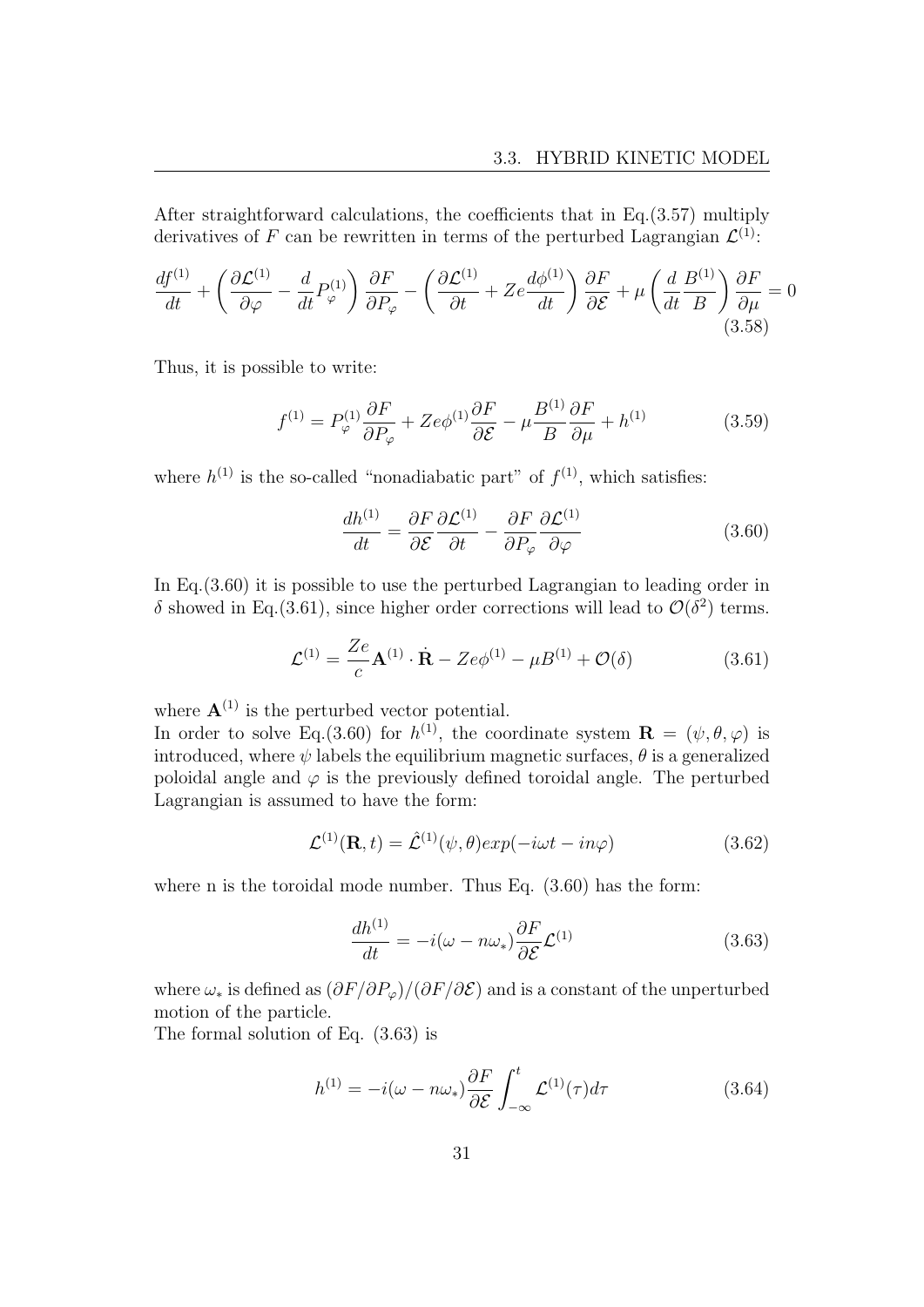After straightforward calculations, the coefficients that in Eq.(3.57) multiply derivatives of $F$ can be rewritten in terms of the perturbed Lagrangian $\mathcal{L}^{(1)}$:

$$\frac{df^{(1)}}{dt} + \left( \frac{\partial \mathcal{L}^{(1)}}{\partial \varphi} - \frac{d}{dt} P_{\varphi}^{(1)} \right) \frac{\partial F}{\partial P_{\varphi}} - \left( \frac{\partial \mathcal{L}^{(1)}}{\partial t} + Ze \frac{d\phi^{(1)}}{dt} \right) \frac{\partial F}{\partial \mathcal{E}} + \mu \left( \frac{d}{dt} \frac{B^{(1)}}{B} \right) \frac{\partial F}{\partial \mu} = 0 \tag{3.58}$$

Thus, it is possible to write:

$$f^{(1)} = P_{\varphi}^{(1)} \frac{\partial F}{\partial P_{\varphi}} + Ze\phi^{(1)} \frac{\partial F}{\partial \mathcal{E}} - \mu \frac{B^{(1)}}{B} \frac{\partial F}{\partial \mu} + h^{(1)} \tag{3.59}$$

where $h^{(1)}$ is the so-called "nonadiabatic part" of $f^{(1)}$, which satisfies:

$$\frac{dh^{(1)}}{dt} = \frac{\partial F}{\partial \mathcal{E}} \frac{\partial \mathcal{L}^{(1)}}{\partial t} - \frac{\partial F}{\partial P_{\varphi}} \frac{\partial \mathcal{L}^{(1)}}{\partial \varphi} \tag{3.60}$$

In Eq.(3.60) it is possible to use the perturbed Lagrangian to leading order in $\delta$ showed in Eq.(3.61), since higher order corrections will lead to $\mathcal{O}(\delta^2)$ terms.

$$\mathcal{L}^{(1)} = \frac{Ze}{c} \mathbf{A}^{(1)} \cdot \dot{\mathbf{R}} - Ze\phi^{(1)} - \mu B^{(1)} + \mathcal{O}(\delta) \tag{3.61}$$

where $\mathbf{A}^{(1)}$ is the perturbed vector potential.
In order to solve Eq.(3.60) for $h^{(1)}$, the coordinate system $\mathbf{R} = (\psi, \theta, \varphi)$ is introduced, where $\psi$ labels the equilibrium magnetic surfaces, $\theta$ is a generalized poloidal angle and $\varphi$ is the previously defined toroidal angle. The perturbed Lagrangian is assumed to have the form:

$$\mathcal{L}^{(1)}(\mathbf{R}, t) = \hat{\mathcal{L}}^{(1)}(\psi, \theta) exp(-i\omega t - in\varphi) \tag{3.62}$$

where n is the toroidal mode number. Thus Eq. (3.60) has the form:

$$\frac{dh^{(1)}}{dt} = -i(\omega - n\omega_*) \frac{\partial F}{\partial \mathcal{E}} \mathcal{L}^{(1)} \tag{3.63}$$

where $\omega_*$ is defined as $(\partial F / \partial P_{\varphi})/(\partial F / \partial \mathcal{E})$ and is a constant of the unperturbed motion of the particle.
The formal solution of Eq. (3.63) is

$$h^{(1)} = -i(\omega - n\omega_*) \frac{\partial F}{\partial \mathcal{E}} \int_{-\infty}^{t} \mathcal{L}^{(1)}(\tau) d\tau \tag{3.64}$$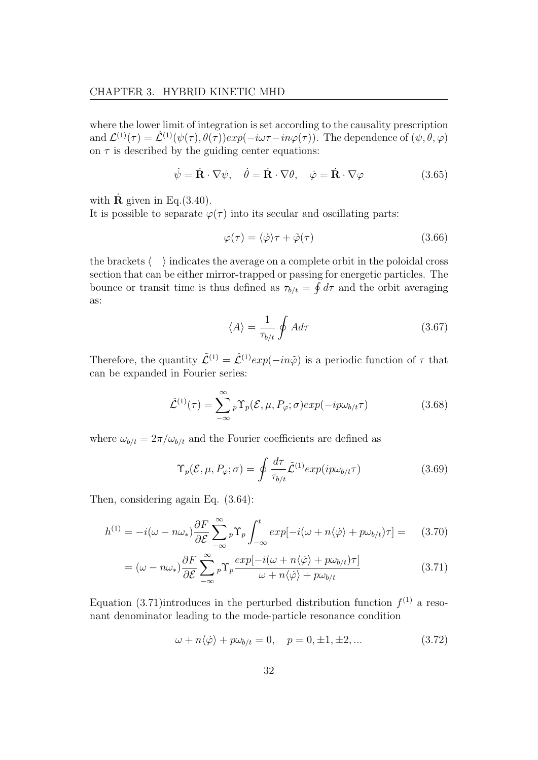where the lower limit of integration is set according to the causality prescription and $\mathcal{L}^{(1)}(\tau) = \hat{\mathcal{L}}^{(1)}(\psi(\tau), \theta(\tau))exp(-i\omega\tau - in\varphi(\tau))$. The dependence of $(\psi, \theta, \varphi)$ on $\tau$ is described by the guiding center equations:

$$\dot{\psi} = \dot{\mathbf{R}} \cdot \nabla\psi, \quad \dot{\theta} = \dot{\mathbf{R}} \cdot \nabla\theta, \quad \dot{\varphi} = \dot{\mathbf{R}} \cdot \nabla\varphi \tag{3.65}$$

with $\dot{\mathbf{R}}$ given in Eq.(3.40).

It is possible to separate $\varphi(\tau)$ into its secular and oscillating parts:

$$\varphi(\tau) = \langle\dot{\varphi}\rangle\tau + \tilde{\varphi}(\tau) \tag{3.66}$$

the brackets $\langle \quad \rangle$ indicates the average on a complete orbit in the poloidal cross section that can be either mirror-trapped or passing for energetic particles. The bounce or transit time is thus defined as $\tau_{b/t} = \oint d\tau$ and the orbit averaging as:

$$\langle A \rangle = \frac{1}{\tau_{b/t}} \oint A d\tau \tag{3.67}$$

Therefore, the quantity $\tilde{\mathcal{L}}^{(1)} = \hat{\mathcal{L}}^{(1)}exp(-in\tilde{\varphi})$ is a periodic function of $\tau$ that can be expanded in Fourier series:

$$\tilde{\mathcal{L}}^{(1)}(\tau) = \sum_{-\infty}^{\infty}{}_p \Upsilon_p(\mathcal{E}, \mu, P_\varphi; \sigma) exp(-ip\omega_{b/t}\tau) \tag{3.68}$$

where $\omega_{b/t} = 2\pi/\omega_{b/t}$ and the Fourier coefficients are defined as

$$\Upsilon_p(\mathcal{E}, \mu, P_\varphi; \sigma) = \oint \frac{d\tau}{\tau_{b/t}} \tilde{\mathcal{L}}^{(1)} exp(ip\omega_{b/t}\tau) \tag{3.69}$$

Then, considering again Eq. (3.64):

$$h^{(1)} = -i(\omega - n\omega_*)\frac{\partial F}{\partial \mathcal{E}} \sum_{-\infty}^{\infty}{}_p \Upsilon_p \int_{-\infty}^{t} exp[-i(\omega + n\langle\dot{\varphi}\rangle + p\omega_{b/t})\tau] = \tag{3.70}$$

$$= (\omega - n\omega_*)\frac{\partial F}{\partial \mathcal{E}} \sum_{-\infty}^{\infty}{}_p \Upsilon_p \frac{exp[-i(\omega + n\langle\dot{\varphi}\rangle + p\omega_{b/t})\tau]}{\omega + n\langle\dot{\varphi}\rangle + p\omega_{b/t}} \tag{3.71}$$

Equation (3.71)introduces in the perturbed distribution function $f^{(1)}$ a resonant denominator leading to the mode-particle resonance condition

$$\omega + n\langle\dot{\varphi}\rangle + p\omega_{b/t} = 0, \quad p = 0, \pm 1, \pm 2, ... \tag{3.72}$$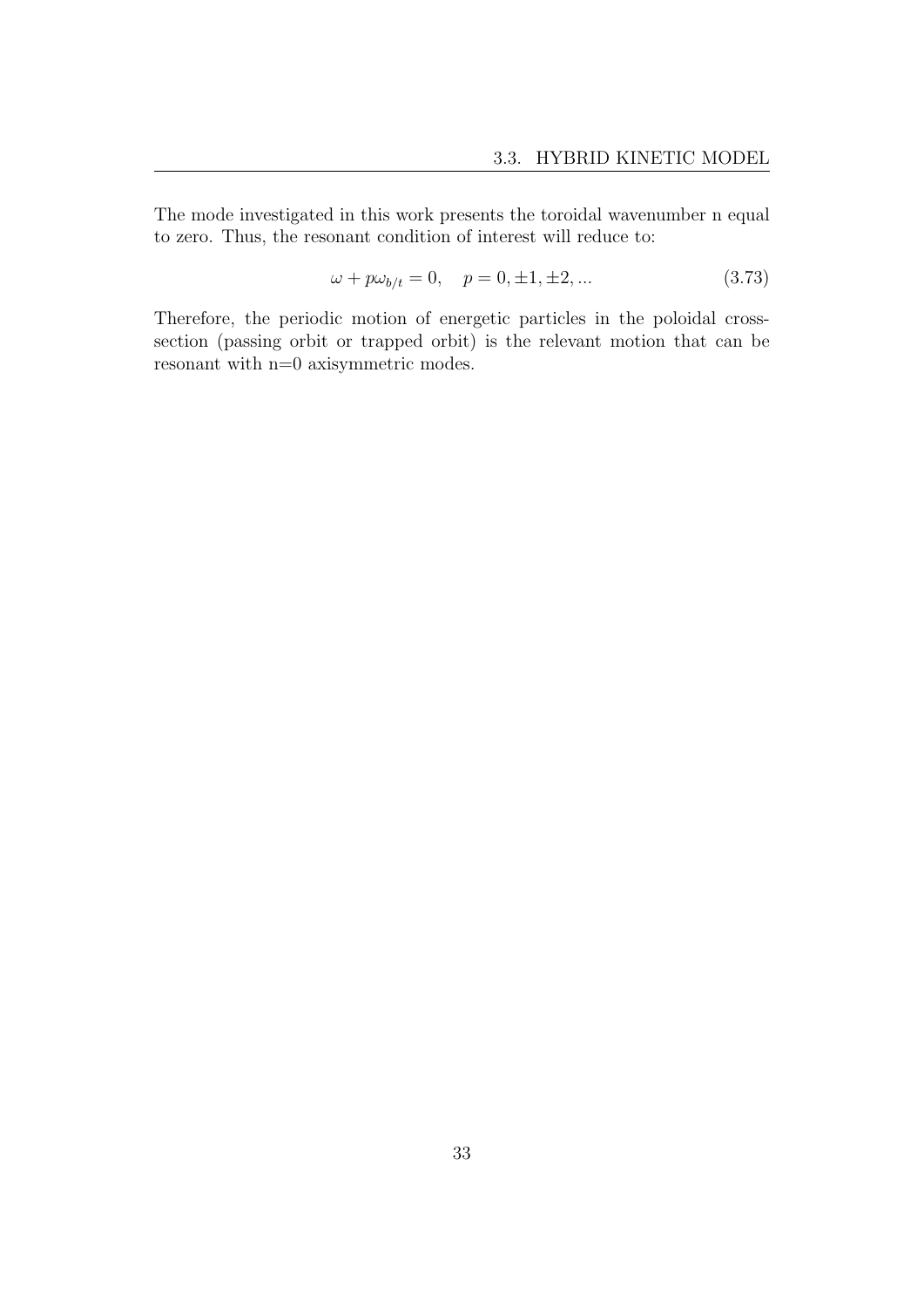The mode investigated in this work presents the toroidal wavenumber n equal to zero. Thus, the resonant condition of interest will reduce to:

$$\omega + p\omega_{b/t} = 0, \quad p = 0, \pm 1, \pm 2, ... \tag{3.73}$$

Therefore, the periodic motion of energetic particles in the poloidal cross-section (passing orbit or trapped orbit) is the relevant motion that can be resonant with n=0 axisymmetric modes.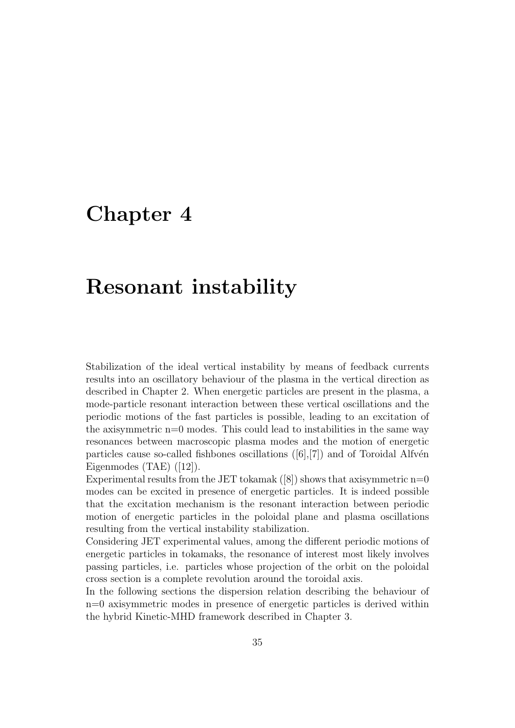# Chapter 4

# Resonant instability

Stabilization of the ideal vertical instability by means of feedback currents results into an oscillatory behaviour of the plasma in the vertical direction as described in Chapter 2. When energetic particles are present in the plasma, a mode-particle resonant interaction between these vertical oscillations and the periodic motions of the fast particles is possible, leading to an excitation of the axisymmetric n=0 modes. This could lead to instabilities in the same way resonances between macroscopic plasma modes and the motion of energetic particles cause so-called fishbones oscillations ([6],[7]) and of Toroidal Alfvén Eigenmodes (TAE) ([12]).

Experimental results from the JET tokamak ([8]) shows that axisymmetric n=0 modes can be excited in presence of energetic particles. It is indeed possible that the excitation mechanism is the resonant interaction between periodic motion of energetic particles in the poloidal plane and plasma oscillations resulting from the vertical instability stabilization.

Considering JET experimental values, among the different periodic motions of energetic particles in tokamaks, the resonance of interest most likely involves passing particles, i.e. particles whose projection of the orbit on the poloidal cross section is a complete revolution around the toroidal axis.

In the following sections the dispersion relation describing the behaviour of n=0 axisymmetric modes in presence of energetic particles is derived within the hybrid Kinetic-MHD framework described in Chapter 3.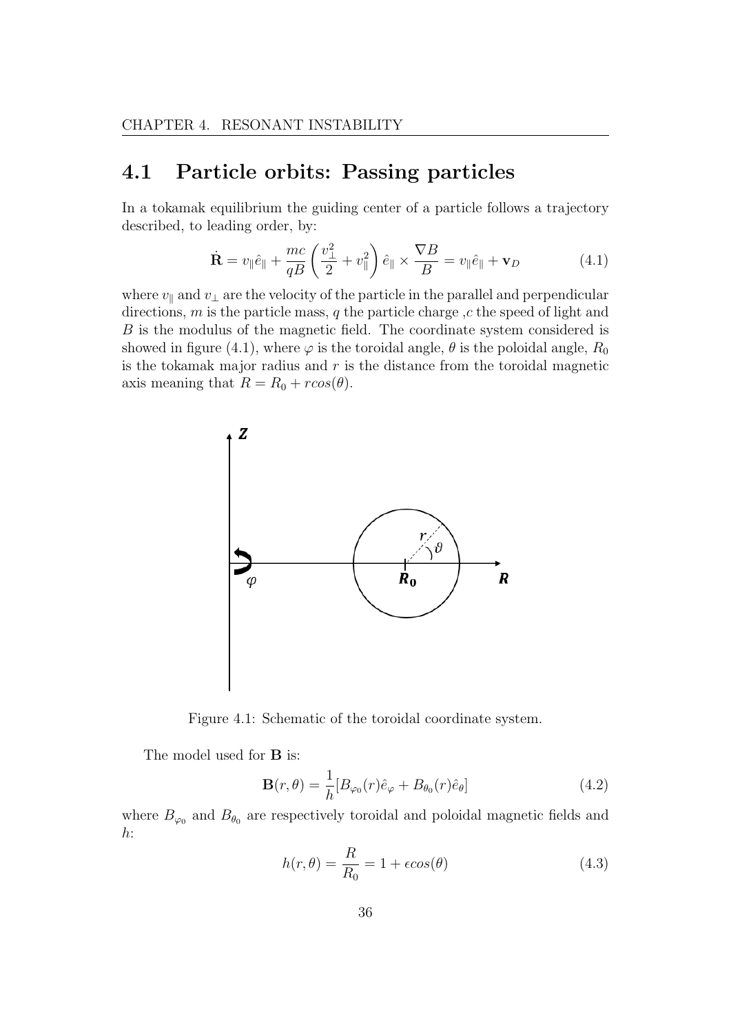## 4.1 Particle orbits: Passing particles

In a tokamak equilibrium the guiding center of a particle follows a trajectory described, to leading order, by:

$$\dot{\mathbf{R}} = v_{\parallel}\hat{e}_{\parallel} + \frac{mc}{qB}\left(\frac{v_{\perp}^2}{2} + v_{\parallel}^2\right)\hat{e}_{\parallel} \times \frac{\nabla B}{B} = v_{\parallel}\hat{e}_{\parallel} + \mathbf{v}_D \tag{4.1}$$

where $v_{\parallel}$ and $v_{\perp}$ are the velocity of the particle in the parallel and perpendicular directions, $m$ is the particle mass, $q$ the particle charge ,$c$ the speed of light and $B$ is the modulus of the magnetic field. The coordinate system considered is showed in figure (4.1), where $\varphi$ is the toroidal angle, $\theta$ is the poloidal angle, $R_0$ is the tokamak major radius and $r$ is the distance from the toroidal magnetic axis meaning that $R = R_0 + r cos(\theta)$.

Figure 4.1: Schematic of the toroidal coordinate system.

The model used for **B** is:

$$\mathbf{B}(r,\theta) = \frac{1}{h}[B_{\varphi_0}(r)\hat{e}_{\varphi} + B_{\theta_0}(r)\hat{e}_{\theta}] \tag{4.2}$$

where $B_{\varphi_0}$ and $B_{\theta_0}$ are respectively toroidal and poloidal magnetic fields and $h$:

$$h(r,\theta) = \frac{R}{R_0} = 1 + \epsilon cos(\theta) \tag{4.3}$$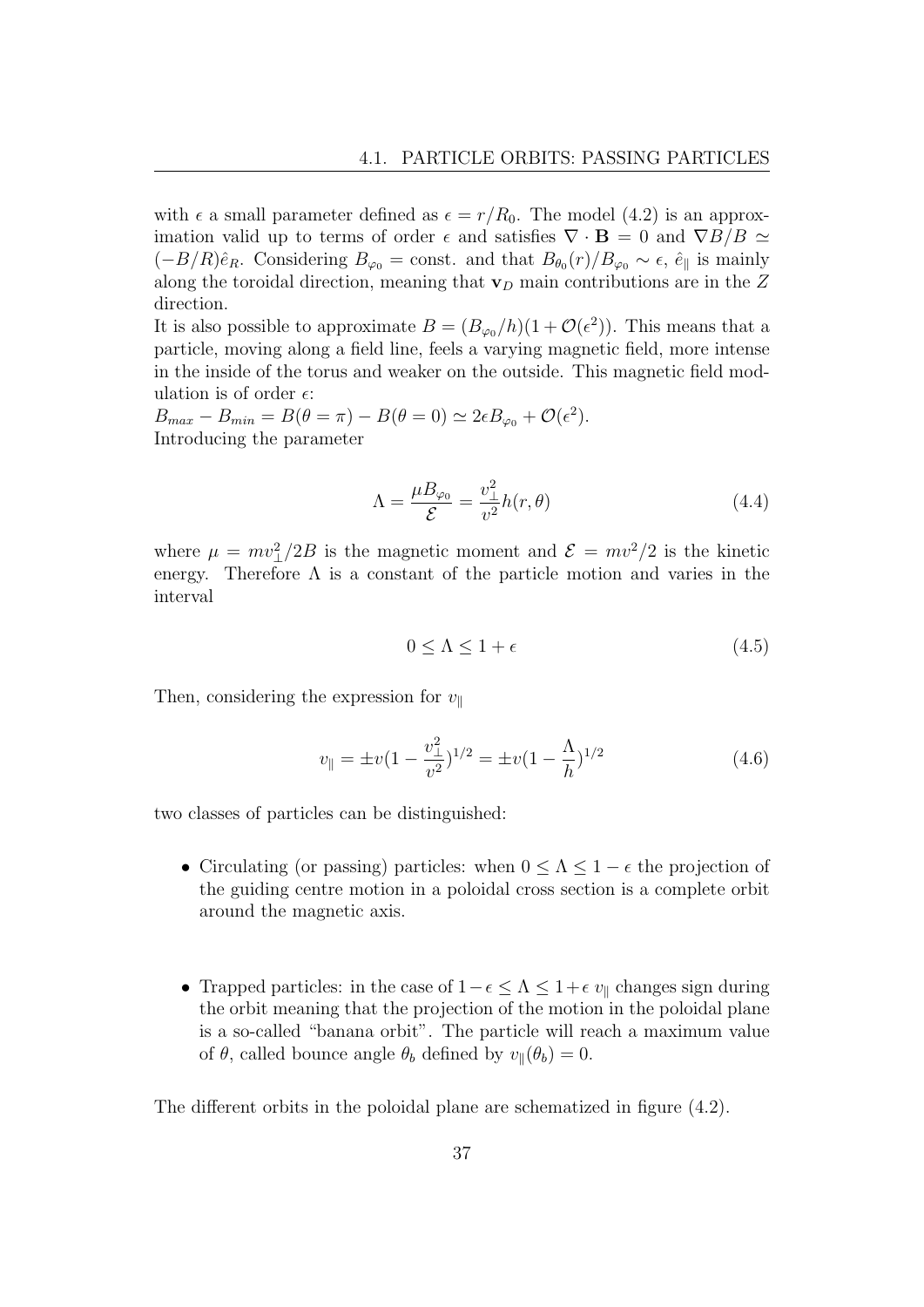with $\epsilon$ a small parameter defined as $\epsilon = r/R_0$. The model (4.2) is an approximation valid up to terms of order $\epsilon$ and satisfies $\nabla \cdot \mathbf{B} = 0$ and $\nabla B/B \simeq (-B/R)\hat{e}_R$. Considering $B_{\varphi_0} =$ const. and that $B_{\theta_0}(r)/B_{\varphi_0} \sim \epsilon$, $\hat{e}_\parallel$ is mainly along the toroidal direction, meaning that $\mathbf{v}_D$ main contributions are in the $Z$ direction.

It is also possible to approximate $B = (B_{\varphi_0}/h)(1 + \mathcal{O}(\epsilon^2))$. This means that a particle, moving along a field line, feels a varying magnetic field, more intense in the inside of the torus and weaker on the outside. This magnetic field modulation is of order $\epsilon$:

$B_{max} - B_{min} = B(\theta = \pi) - B(\theta = 0) \simeq 2\epsilon B_{\varphi_0} + \mathcal{O}(\epsilon^2)$.

Introducing the parameter

$$\Lambda = \frac{\mu B_{\varphi_0}}{\mathcal{E}} = \frac{v_\perp^2}{v^2} h(r, \theta) \tag{4.4}$$

where $\mu = mv_\perp^2/2B$ is the magnetic moment and $\mathcal{E} = mv^2/2$ is the kinetic energy. Therefore $\Lambda$ is a constant of the particle motion and varies in the interval

$$0 \leq \Lambda \leq 1 + \epsilon \tag{4.5}$$

Then, considering the expression for $v_\parallel$

$$v_\parallel = \pm v(1 - \frac{v_\perp^2}{v^2})^{1/2} = \pm v(1 - \frac{\Lambda}{h})^{1/2} \tag{4.6}$$

two classes of particles can be distinguished:

- Circulating (or passing) particles: when $0 \leq \Lambda \leq 1 - \epsilon$ the projection of the guiding centre motion in a poloidal cross section is a complete orbit around the magnetic axis.

- Trapped particles: in the case of $1 - \epsilon \leq \Lambda \leq 1 + \epsilon$ $v_\parallel$ changes sign during the orbit meaning that the projection of the motion in the poloidal plane is a so-called "banana orbit". The particle will reach a maximum value of $\theta$, called bounce angle $\theta_b$ defined by $v_\parallel(\theta_b) = 0$.

The different orbits in the poloidal plane are schematized in figure (4.2).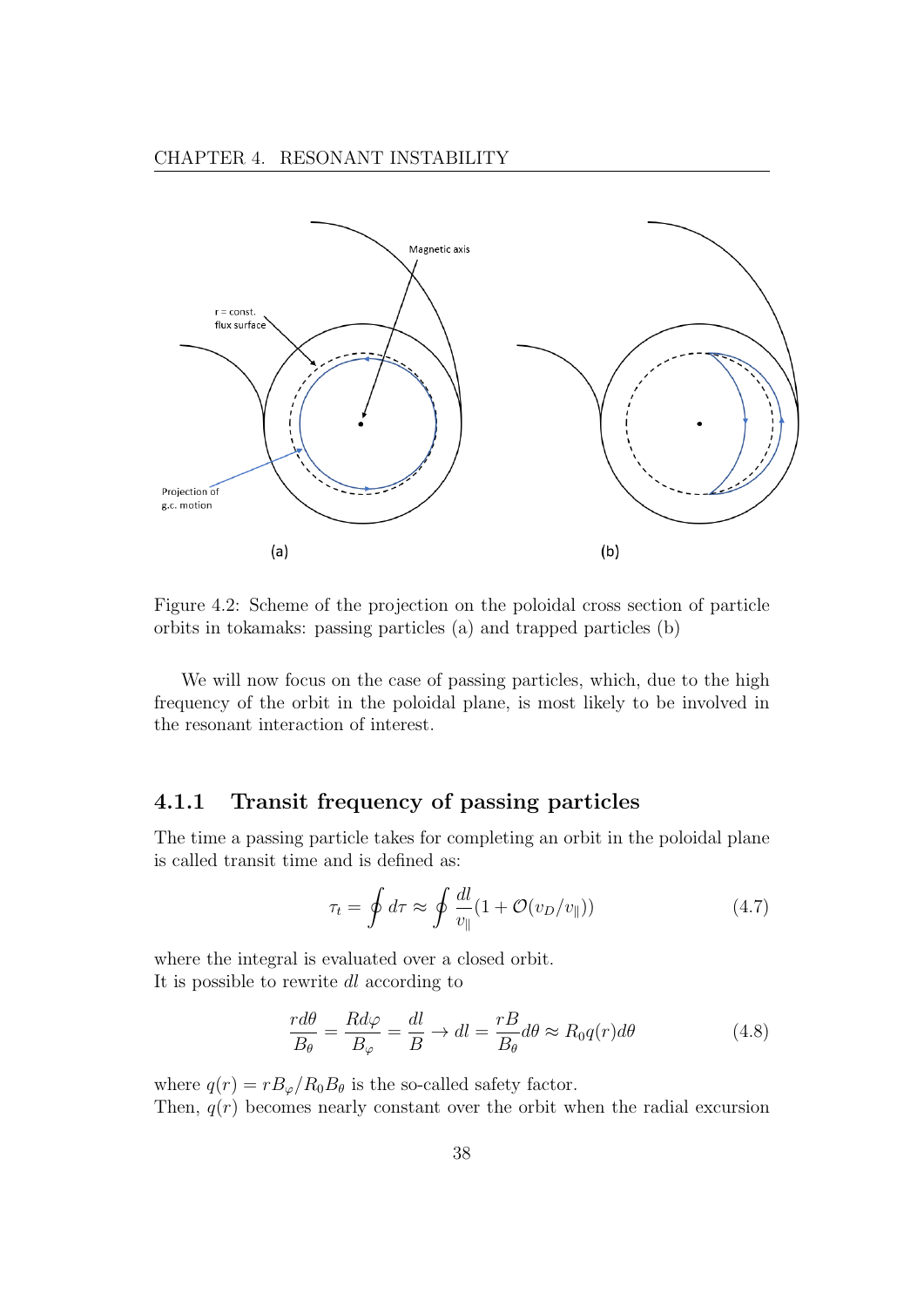Figure 4.2: Scheme of the projection on the poloidal cross section of particle orbits in tokamaks: passing particles (a) and trapped particles (b)

We will now focus on the case of passing particles, which, due to the high frequency of the orbit in the poloidal plane, is most likely to be involved in the resonant interaction of interest.

### 4.1.1 Transit frequency of passing particles

The time a passing particle takes for completing an orbit in the poloidal plane is called transit time and is defined as:

$$\tau_t = \oint d\tau \approx \oint \frac{dl}{v_\parallel}(1 + \mathcal{O}(v_D/v_\parallel)) \tag{4.7}$$

where the integral is evaluated over a closed orbit.
It is possible to rewrite $dl$ according to

$$\frac{r d\theta}{B_\theta} = \frac{R d\varphi}{B_\varphi} = \frac{dl}{B} \rightarrow dl = \frac{rB}{B_\theta} d\theta \approx R_0 q(r) d\theta \tag{4.8}$$

where $q(r) = rB_\varphi / R_0 B_\theta$ is the so-called safety factor.
Then, $q(r)$ becomes nearly constant over the orbit when the radial excursion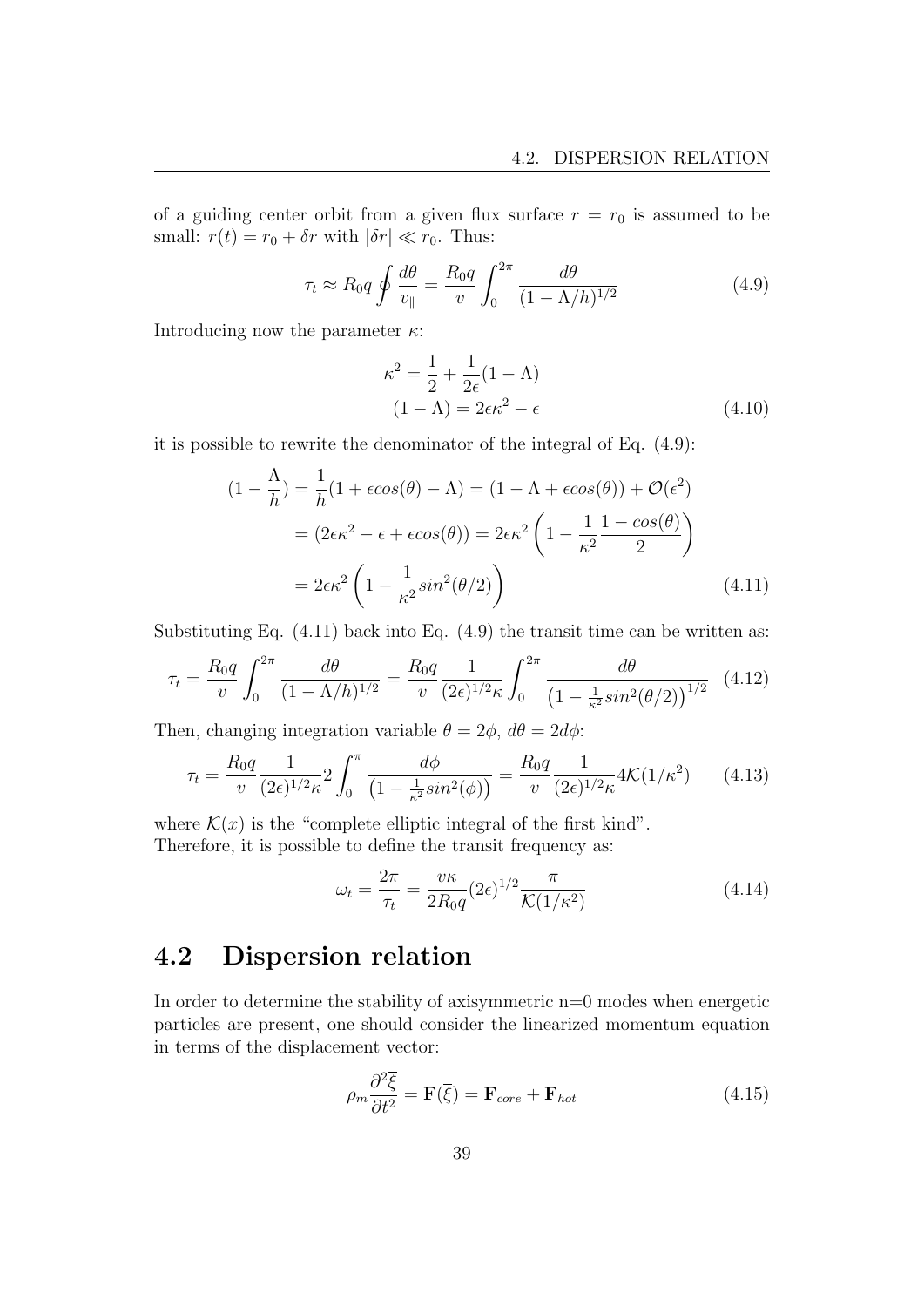of a guiding center orbit from a given flux surface $r = r_0$ is assumed to be small: $r(t) = r_0 + \delta r$ with $|\delta r| \ll r_0$. Thus:

$$\tau_t \approx R_0 q \oint \frac{d\theta}{v_\parallel} = \frac{R_0 q}{v} \int_0^{2\pi} \frac{d\theta}{(1 - \Lambda/h)^{1/2}} \tag{4.9}$$

Introducing now the parameter $\kappa$:

$$\begin{aligned} \kappa^2 &= \frac{1}{2} + \frac{1}{2\epsilon}(1 - \Lambda) \\ (1 - \Lambda) &= 2\epsilon\kappa^2 - \epsilon \end{aligned} \tag{4.10}$$

it is possible to rewrite the denominator of the integral of Eq. (4.9):

$$\begin{aligned} (1 - \frac{\Lambda}{h}) &= \frac{1}{h}(1 + \epsilon cos(\theta) - \Lambda) = (1 - \Lambda + \epsilon cos(\theta)) + \mathcal{O}(\epsilon^2) \\ &= (2\epsilon\kappa^2 - \epsilon + \epsilon cos(\theta)) = 2\epsilon\kappa^2 \left(1 - \frac{1}{\kappa^2}\frac{1 - cos(\theta)}{2}\right) \\ &= 2\epsilon\kappa^2 \left(1 - \frac{1}{\kappa^2} sin^2(\theta/2)\right) \end{aligned} \tag{4.11}$$

Substituting Eq. (4.11) back into Eq. (4.9) the transit time can be written as:

$$\tau_t = \frac{R_0 q}{v} \int_0^{2\pi} \frac{d\theta}{(1 - \Lambda/h)^{1/2}} = \frac{R_0 q}{v} \frac{1}{(2\epsilon)^{1/2}\kappa} \int_0^{2\pi} \frac{d\theta}{\left(1 - \frac{1}{\kappa^2} sin^2(\theta/2)\right)^{1/2}} \tag{4.12}$$

Then, changing integration variable $\theta = 2\phi$, $d\theta = 2d\phi$:

$$\tau_t = \frac{R_0 q}{v} \frac{1}{(2\epsilon)^{1/2}\kappa} 2 \int_0^{\pi} \frac{d\phi}{\left(1 - \frac{1}{\kappa^2} sin^2(\phi)\right)} = \frac{R_0 q}{v} \frac{1}{(2\epsilon)^{1/2}\kappa} 4\mathcal{K}(1/\kappa^2) \tag{4.13}$$

where $\mathcal{K}(x)$ is the "complete elliptic integral of the first kind".
Therefore, it is possible to define the transit frequency as:

$$\omega_t = \frac{2\pi}{\tau_t} = \frac{v\kappa}{2R_0 q}(2\epsilon)^{1/2} \frac{\pi}{\mathcal{K}(1/\kappa^2)} \tag{4.14}$$

## 4.2 Dispersion relation

In order to determine the stability of axisymmetric n=0 modes when energetic particles are present, one should consider the linearized momentum equation in terms of the displacement vector:

$$\rho_m \frac{\partial^2 \overline{\xi}}{\partial t^2} = \mathbf{F}(\overline{\xi}) = \mathbf{F}_{core} + \mathbf{F}_{hot} \tag{4.15}$$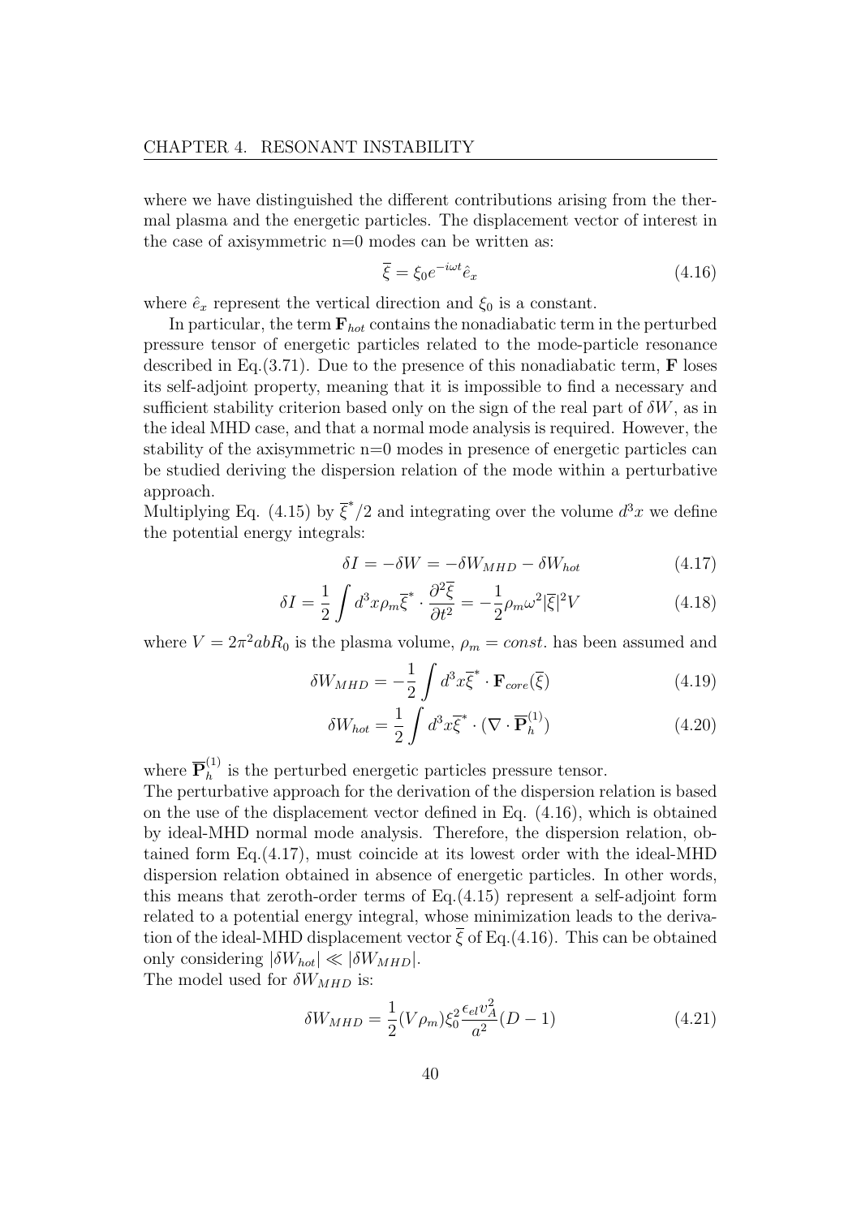where we have distinguished the different contributions arising from the thermal plasma and the energetic particles. The displacement vector of interest in the case of axisymmetric n=0 modes can be written as:

$$\overline{\xi} = \xi_0 e^{-i\omega t} \hat{e}_x \tag{4.16}$$

where $\hat{e}_x$ represent the vertical direction and $\xi_0$ is a constant.

In particular, the term $\mathbf{F}_{hot}$ contains the nonadiabatic term in the perturbed pressure tensor of energetic particles related to the mode-particle resonance described in Eq.(3.71). Due to the presence of this nonadiabatic term, $\mathbf{F}$ loses its self-adjoint property, meaning that it is impossible to find a necessary and sufficient stability criterion based only on the sign of the real part of $\delta W$, as in the ideal MHD case, and that a normal mode analysis is required. However, the stability of the axisymmetric n=0 modes in presence of energetic particles can be studied deriving the dispersion relation of the mode within a perturbative approach.

Multiplying Eq. (4.15) by $\overline{\xi}^*/2$ and integrating over the volume $d^3x$ we define the potential energy integrals:

$$\delta I = -\delta W = -\delta W_{MHD} - \delta W_{hot} \tag{4.17}$$

$$\delta I = \frac{1}{2} \int d^3x \rho_m \overline{\xi}^* \cdot \frac{\partial^2 \overline{\xi}}{\partial t^2} = -\frac{1}{2} \rho_m \omega^2 |\overline{\xi}|^2 V \tag{4.18}$$

where $V = 2\pi^2 abR_0$ is the plasma volume, $\rho_m = const.$ has been assumed and

$$\delta W_{MHD} = -\frac{1}{2} \int d^3x \overline{\xi}^* \cdot \mathbf{F}_{core}(\overline{\xi}) \tag{4.19}$$

$$\delta W_{hot} = \frac{1}{2} \int d^3x \overline{\xi}^* \cdot (\nabla \cdot \overline{\mathbf{P}}_h^{(1)}) \tag{4.20}$$

where $\overline{\mathbf{P}}_h^{(1)}$ is the perturbed energetic particles pressure tensor.

The perturbative approach for the derivation of the dispersion relation is based on the use of the displacement vector defined in Eq. (4.16), which is obtained by ideal-MHD normal mode analysis. Therefore, the dispersion relation, obtained form Eq.(4.17), must coincide at its lowest order with the ideal-MHD dispersion relation obtained in absence of energetic particles. In other words, this means that zeroth-order terms of Eq.(4.15) represent a self-adjoint form related to a potential energy integral, whose minimization leads to the derivation of the ideal-MHD displacement vector $\overline{\xi}$ of Eq.(4.16). This can be obtained only considering $|\delta W_{hot}| \ll |\delta W_{MHD}|$.

The model used for $\delta W_{MHD}$ is:

$$\delta W_{MHD} = \frac{1}{2} (V\rho_m) \xi_0^2 \frac{\epsilon_{el} v_A^2}{a^2} (D - 1) \tag{4.21}$$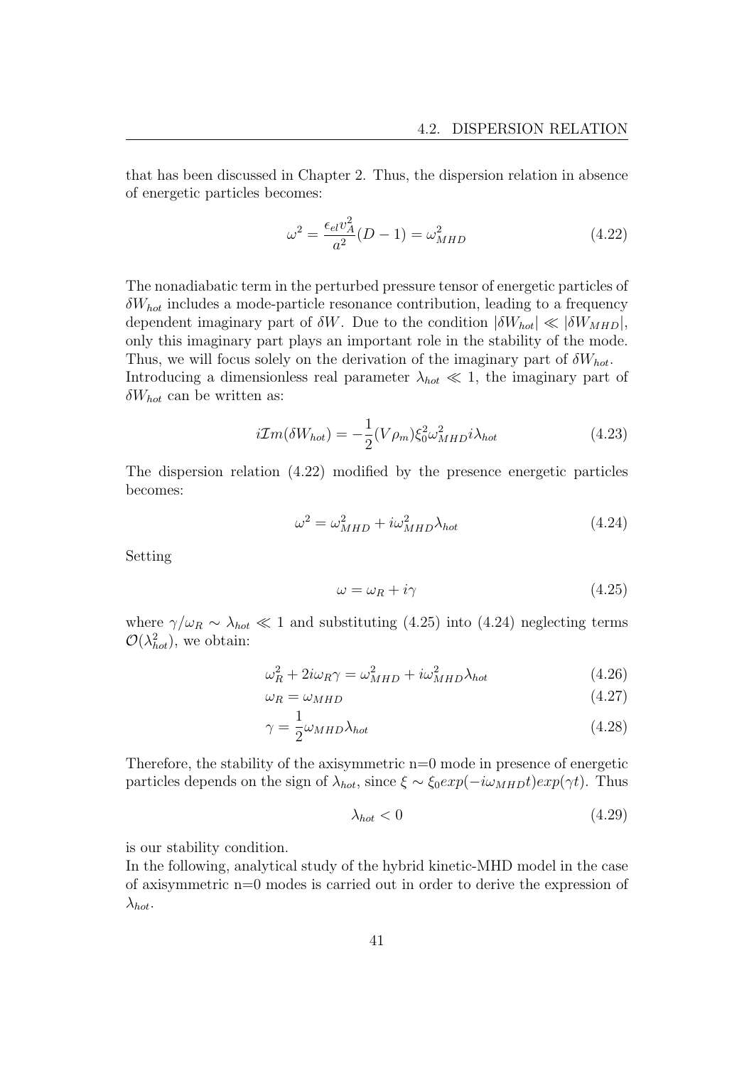that has been discussed in Chapter 2. Thus, the dispersion relation in absence of energetic particles becomes:

$$\omega^2 = \frac{\epsilon_{el} v_A^2}{a^2}(D-1) = \omega_{MHD}^2 \tag{4.22}$$

The nonadiabatic term in the perturbed pressure tensor of energetic particles of $\delta W_{hot}$ includes a mode-particle resonance contribution, leading to a frequency dependent imaginary part of $\delta W$. Due to the condition $|\delta W_{hot}| \ll |\delta W_{MHD}|$, only this imaginary part plays an important role in the stability of the mode. Thus, we will focus solely on the derivation of the imaginary part of $\delta W_{hot}$.
Introducing a dimensionless real parameter $\lambda_{hot} \ll 1$, the imaginary part of $\delta W_{hot}$ can be written as:

$$i\mathcal{I}m(\delta W_{hot}) = -\frac{1}{2}(V\rho_m)\xi_0^2 \omega_{MHD}^2 i\lambda_{hot} \tag{4.23}$$

The dispersion relation (4.22) modified by the presence energetic particles becomes:

$$\omega^2 = \omega_{MHD}^2 + i\omega_{MHD}^2 \lambda_{hot} \tag{4.24}$$

Setting

$$\omega = \omega_R + i\gamma \tag{4.25}$$

where $\gamma/\omega_R \sim \lambda_{hot} \ll 1$ and substituting (4.25) into (4.24) neglecting terms $\mathcal{O}(\lambda_{hot}^2)$, we obtain:

$$\omega_R^2 + 2i\omega_R\gamma = \omega_{MHD}^2 + i\omega_{MHD}^2 \lambda_{hot} \tag{4.26}$$

$$\omega_R = \omega_{MHD} \tag{4.27}$$

$$\gamma = \frac{1}{2}\omega_{MHD}\lambda_{hot} \tag{4.28}$$

Therefore, the stability of the axisymmetric n=0 mode in presence of energetic particles depends on the sign of $\lambda_{hot}$, since $\xi \sim \xi_0 exp(-i\omega_{MHD}t)exp(\gamma t)$. Thus

$$\lambda_{hot} < 0 \tag{4.29}$$

is our stability condition.
In the following, analytical study of the hybrid kinetic-MHD model in the case of axisymmetric n=0 modes is carried out in order to derive the expression of $\lambda_{hot}$.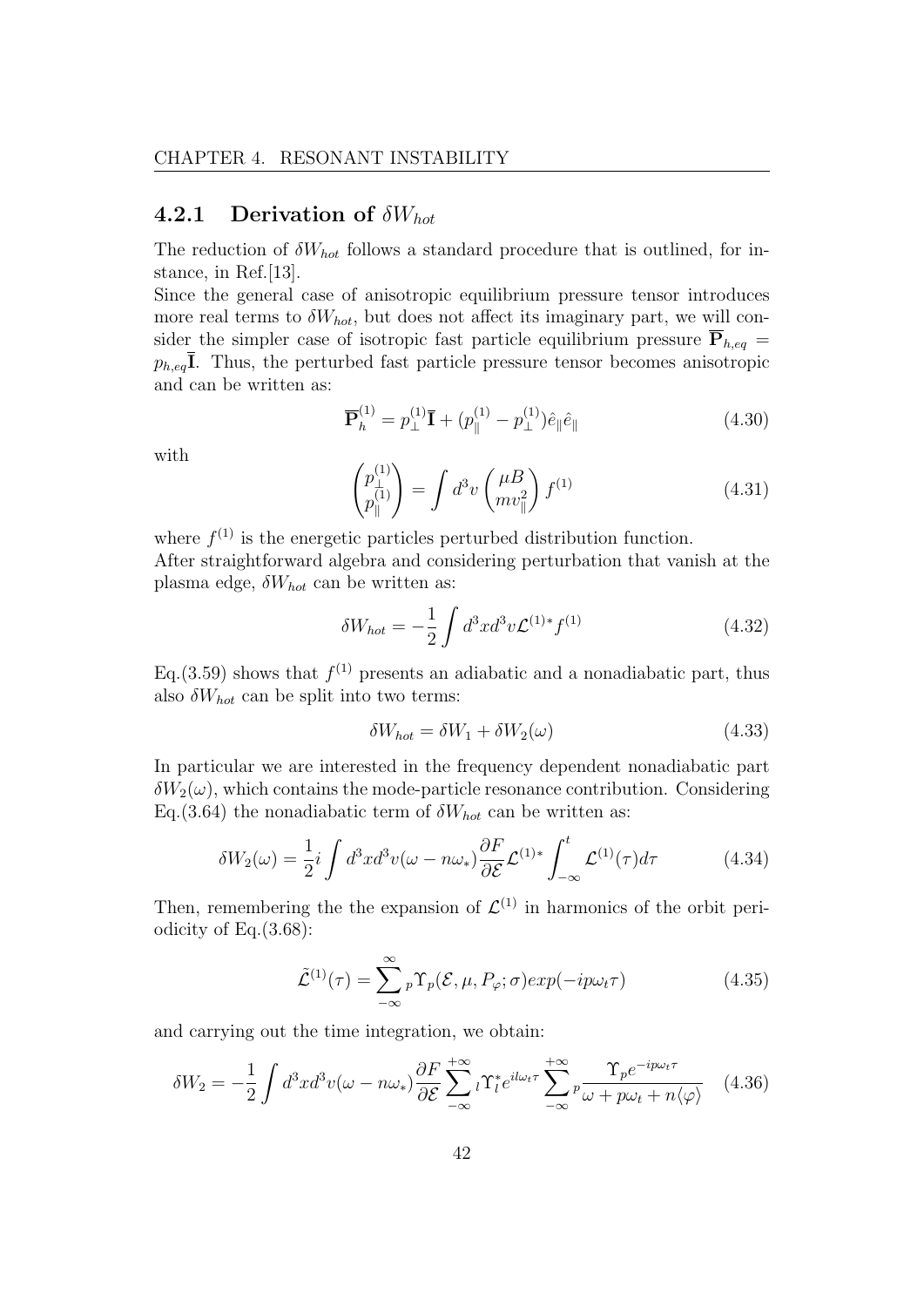### 4.2.1 Derivation of $\delta W_{hot}$

The reduction of $\delta W_{hot}$ follows a standard procedure that is outlined, for instance, in Ref.[13].

Since the general case of anisotropic equilibrium pressure tensor introduces more real terms to $\delta W_{hot}$, but does not affect its imaginary part, we will consider the simpler case of isotropic fast particle equilibrium pressure $\overline{\mathbf{P}}_{h,eq} = p_{h,eq}\overline{\mathbf{I}}$. Thus, the perturbed fast particle pressure tensor becomes anisotropic and can be written as:

$$\overline{\mathbf{P}}_h^{(1)} = p_\perp^{(1)}\overline{\mathbf{I}} + (p_\parallel^{(1)} - p_\perp^{(1)})\hat{e}_\parallel\hat{e}_\parallel \tag{4.30}$$

with

$$\begin{pmatrix} p_\perp^{(1)} \\ p_\parallel^{(1)} \end{pmatrix} = \int d^3v \begin{pmatrix} \mu B \\ mv_\parallel^2 \end{pmatrix} f^{(1)} \tag{4.31}$$

where $f^{(1)}$ is the energetic particles perturbed distribution function.

After straightforward algebra and considering perturbation that vanish at the plasma edge, $\delta W_{hot}$ can be written as:

$$\delta W_{hot} = -\frac{1}{2}\int d^3x d^3v \mathcal{L}^{(1)*} f^{(1)} \tag{4.32}$$

Eq.(3.59) shows that $f^{(1)}$ presents an adiabatic and a nonadiabatic part, thus also $\delta W_{hot}$ can be split into two terms:

$$\delta W_{hot} = \delta W_1 + \delta W_2(\omega) \tag{4.33}$$

In particular we are interested in the frequency dependent nonadiabatic part $\delta W_2(\omega)$, which contains the mode-particle resonance contribution. Considering Eq.(3.64) the nonadiabatic term of $\delta W_{hot}$ can be written as:

$$\delta W_2(\omega) = \frac{1}{2}i\int d^3x d^3v(\omega - n\omega_*)\frac{\partial F}{\partial \mathcal{E}}\mathcal{L}^{(1)*}\int_{-\infty}^{t}\mathcal{L}^{(1)}(\tau)d\tau \tag{4.34}$$

Then, remembering the the expansion of $\mathcal{L}^{(1)}$ in harmonics of the orbit periodicity of Eq.(3.68):

$$\tilde{\mathcal{L}}^{(1)}(\tau) = \sum_{-\infty}^{\infty}{}_p\Upsilon_p(\mathcal{E},\mu,P_\varphi;\sigma)exp(-ip\omega_t\tau) \tag{4.35}$$

and carrying out the time integration, we obtain:

$$\delta W_2 = -\frac{1}{2}\int d^3x d^3v(\omega - n\omega_*)\frac{\partial F}{\partial \mathcal{E}}\sum_{-\infty}^{+\infty}{}_l\Upsilon_l^* e^{il\omega_t\tau}\sum_{-\infty}^{+\infty}{}_p\frac{\Upsilon_p e^{-ip\omega_t\tau}}{\omega + p\omega_t + n\langle\dot{\varphi}\rangle} \tag{4.36}$$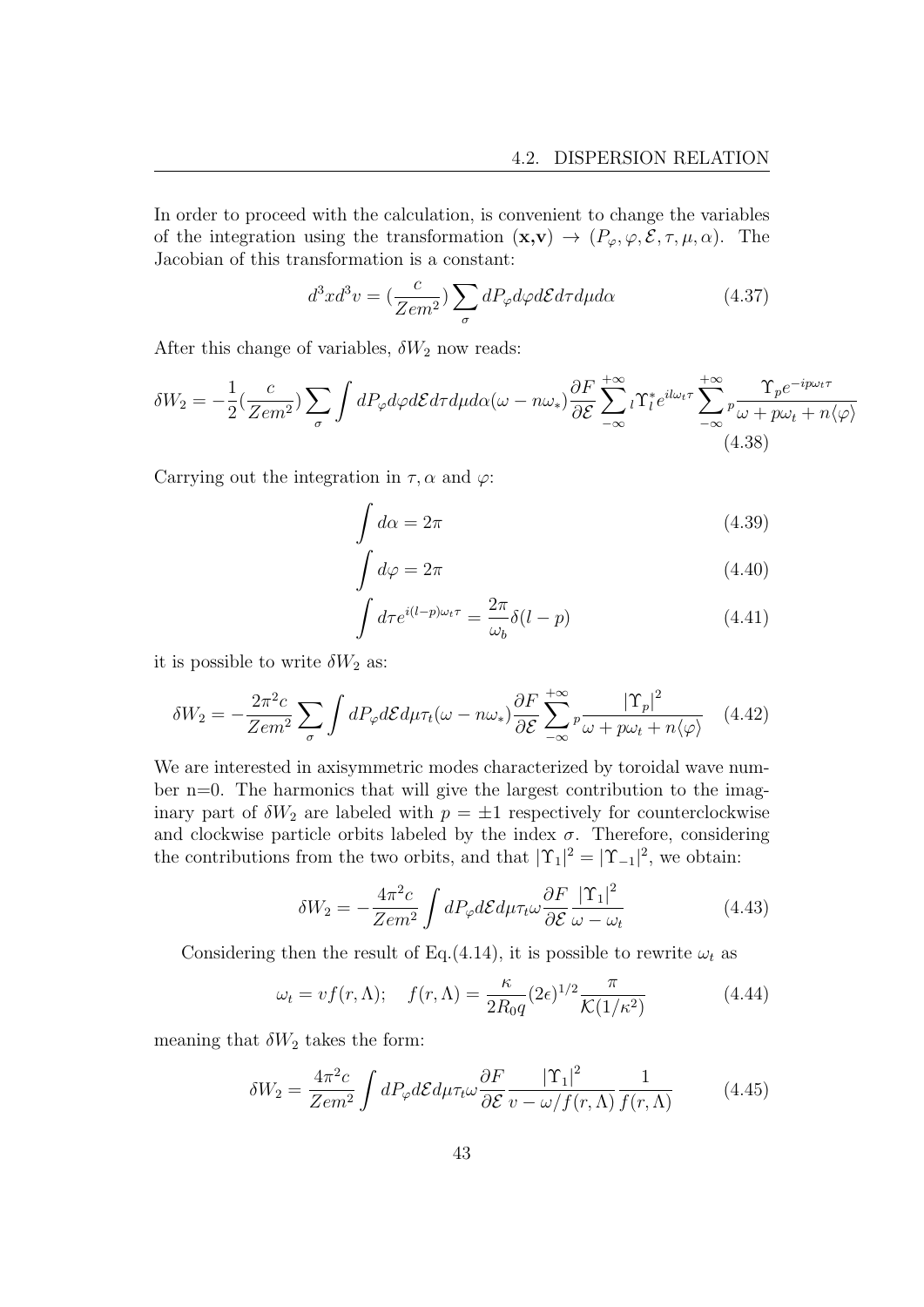In order to proceed with the calculation, is convenient to change the variables of the integration using the transformation $(\mathbf{x},\mathbf{v}) \rightarrow (P_\varphi, \varphi, \mathcal{E}, \tau, \mu, \alpha)$. The Jacobian of this transformation is a constant:

$$d^3x d^3v = (\frac{c}{Zem^2}) \sum_\sigma dP_\varphi d\varphi d\mathcal{E} d\tau d\mu d\alpha \tag{4.37}$$

After this change of variables, $\delta W_2$ now reads:

$$\delta W_2 = -\frac{1}{2}(\frac{c}{Zem^2}) \sum_\sigma \int dP_\varphi d\varphi d\mathcal{E} d\tau d\mu d\alpha (\omega - n\omega_*) \frac{\partial F}{\partial \mathcal{E}} \sum_{-\infty}^{+\infty} {}_l \Upsilon_l^* e^{il\omega_t \tau} \sum_{-\infty}^{+\infty} {}_p \frac{\Upsilon_p e^{-ip\omega_t \tau}}{\omega + p\omega_t + n\langle\varphi\rangle} \tag{4.38}$$

Carrying out the integration in $\tau, \alpha$ and $\varphi$:

$$\int d\alpha = 2\pi \tag{4.39}$$

$$\int d\varphi = 2\pi \tag{4.40}$$

$$\int d\tau e^{i(l-p)\omega_t \tau} = \frac{2\pi}{\omega_b} \delta(l-p) \tag{4.41}$$

it is possible to write $\delta W_2$ as:

$$\delta W_2 = -\frac{2\pi^2 c}{Zem^2} \sum_\sigma \int dP_\varphi d\mathcal{E} d\mu \tau_t (\omega - n\omega_*) \frac{\partial F}{\partial \mathcal{E}} \sum_{-\infty}^{+\infty} {}_p \frac{|\Upsilon_p|^2}{\omega + p\omega_t + n\langle\varphi\rangle} \tag{4.42}$$

We are interested in axisymmetric modes characterized by toroidal wave number n=0. The harmonics that will give the largest contribution to the imaginary part of $\delta W_2$ are labeled with $p = \pm 1$ respectively for counterclockwise and clockwise particle orbits labeled by the index $\sigma$. Therefore, considering the contributions from the two orbits, and that $|\Upsilon_1|^2 = |\Upsilon_{-1}|^2$, we obtain:

$$\delta W_2 = -\frac{4\pi^2 c}{Zem^2} \int dP_\varphi d\mathcal{E} d\mu \tau_t \omega \frac{\partial F}{\partial \mathcal{E}} \frac{|\Upsilon_1|^2}{\omega - \omega_t} \tag{4.43}$$

Considering then the result of Eq.(4.14), it is possible to rewrite $\omega_t$ as

$$\omega_t = v f(r, \Lambda); \quad f(r, \Lambda) = \frac{\kappa}{2R_0 q} (2\epsilon)^{1/2} \frac{\pi}{\mathcal{K}(1/\kappa^2)} \tag{4.44}$$

meaning that $\delta W_2$ takes the form:

$$\delta W_2 = \frac{4\pi^2 c}{Zem^2} \int dP_\varphi d\mathcal{E} d\mu \tau_t \omega \frac{\partial F}{\partial \mathcal{E}} \frac{|\Upsilon_1|^2}{v - \omega / f(r, \Lambda)} \frac{1}{f(r, \Lambda)} \tag{4.45}$$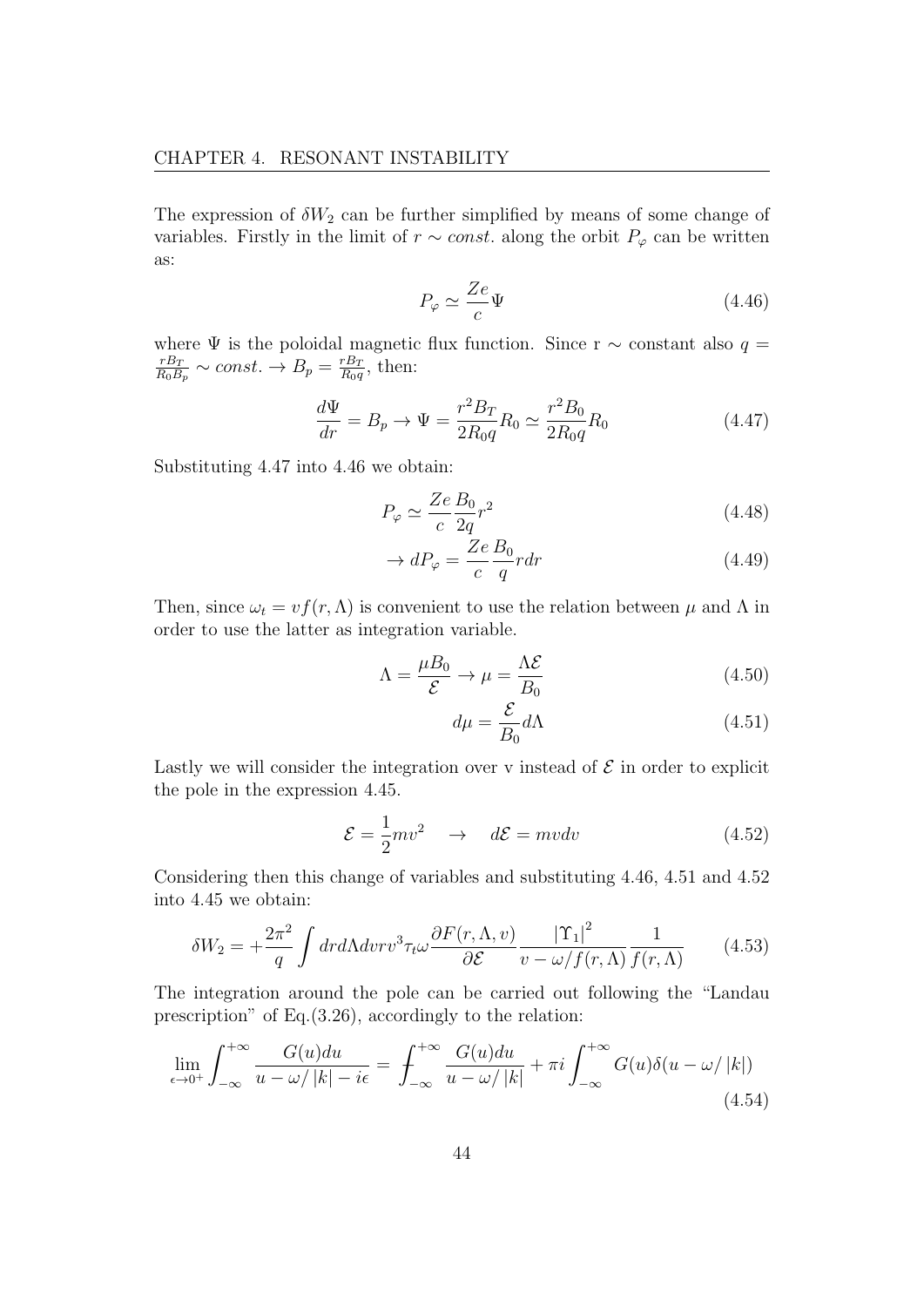The expression of $\delta W_2$ can be further simplified by means of some change of variables. Firstly in the limit of $r \sim const.$ along the orbit $P_\varphi$ can be written as:

$$P_\varphi \simeq \frac{Ze}{c}\Psi \tag{4.46}$$

where $\Psi$ is the poloidal magnetic flux function. Since r $\sim$ constant also $q = \frac{rB_T}{R_0 B_p} \sim const. \rightarrow B_p = \frac{rB_T}{R_0 q}$, then:

$$\frac{d\Psi}{dr} = B_p \rightarrow \Psi = \frac{r^2 B_T}{2R_0 q} R_0 \simeq \frac{r^2 B_0}{2R_0 q} R_0 \tag{4.47}$$

Substituting 4.47 into 4.46 we obtain:

$$P_\varphi \simeq \frac{Ze}{c}\frac{B_0}{2q} r^2 \tag{4.48}$$

$$\rightarrow dP_\varphi = \frac{Ze}{c}\frac{B_0}{q} r dr \tag{4.49}$$

Then, since $\omega_t = vf(r, \Lambda)$ is convenient to use the relation between $\mu$ and $\Lambda$ in order to use the latter as integration variable.

$$\Lambda = \frac{\mu B_0}{\mathcal{E}} \rightarrow \mu = \frac{\Lambda \mathcal{E}}{B_0} \tag{4.50}$$

$$d\mu = \frac{\mathcal{E}}{B_0} d\Lambda \tag{4.51}$$

Lastly we will consider the integration over v instead of $\mathcal{E}$ in order to explicit the pole in the expression 4.45.

$$\mathcal{E} = \frac{1}{2}mv^2 \quad \rightarrow \quad d\mathcal{E} = mvdv \tag{4.52}$$

Considering then this change of variables and substituting 4.46, 4.51 and 4.52 into 4.45 we obtain:

$$\delta W_2 = +\frac{2\pi^2}{q}\int drd\Lambda dv r v^3 \tau_t \omega \frac{\partial F(r, \Lambda, v)}{\partial \mathcal{E}} \frac{|\Upsilon_1|^2}{v - \omega/f(r, \Lambda)} \frac{1}{f(r, \Lambda)} \tag{4.53}$$

The integration around the pole can be carried out following the "Landau prescription" of Eq.(3.26), accordingly to the relation:

$$\lim_{\epsilon \to 0^+} \int_{-\infty}^{+\infty} \frac{G(u)du}{u - \omega/|k| - i\epsilon} = \fint_{-\infty}^{+\infty} \frac{G(u)du}{u - \omega/|k|} + \pi i \int_{-\infty}^{+\infty} G(u)\delta(u - \omega/|k|) \tag{4.54}$$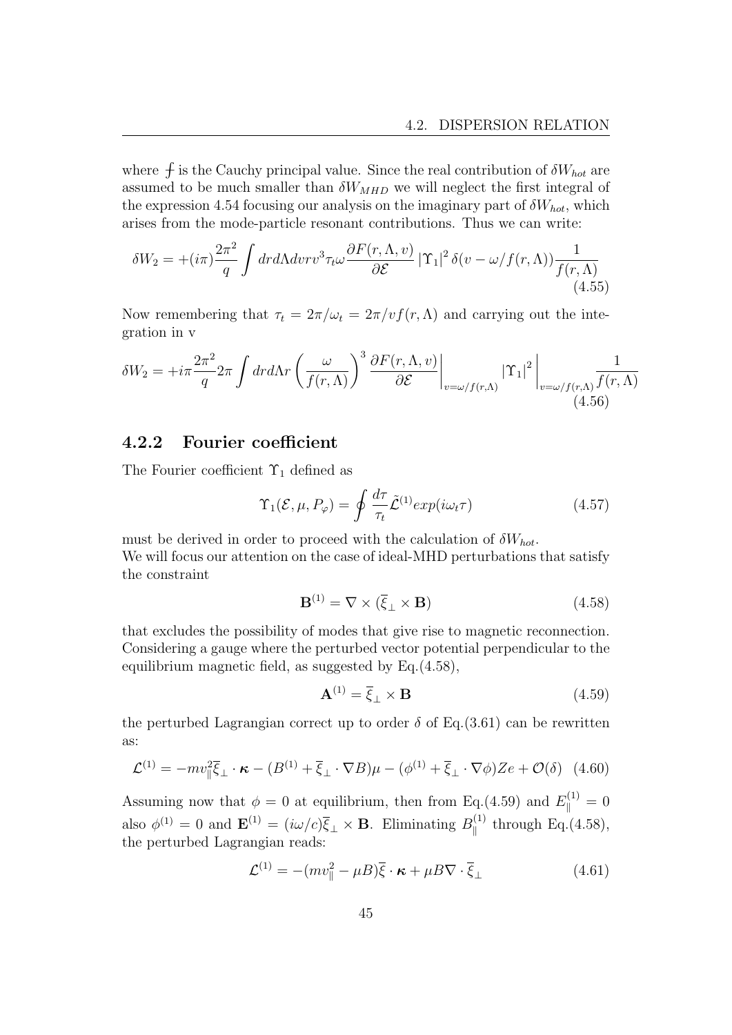where $⨍$ is the Cauchy principal value. Since the real contribution of $\delta W_{hot}$ are assumed to be much smaller than $\delta W_{MHD}$ we will neglect the first integral of the expression 4.54 focusing our analysis on the imaginary part of $\delta W_{hot}$, which arises from the mode-particle resonant contributions. Thus we can write:

$$\delta W_2 = +(i\pi)\frac{2\pi^2}{q}\int drd\Lambda dvrv^3\tau_t\omega\frac{\partial F(r,\Lambda,v)}{\partial\mathcal{E}}\left|\Upsilon_1\right|^2\delta(v-\omega/f(r,\Lambda))\frac{1}{f(r,\Lambda)} \tag{4.55}$$

Now remembering that $\tau_t = 2\pi/\omega_t = 2\pi/vf(r,\Lambda)$ and carrying out the integration in v

$$\delta W_2 = +i\pi\frac{2\pi^2}{q}2\pi\int drd\Lambda r\left(\frac{\omega}{f(r,\Lambda)}\right)^3\left.\frac{\partial F(r,\Lambda,v)}{\partial\mathcal{E}}\right|_{v=\omega/f(r,\Lambda)}\left.\left|\Upsilon_1\right|^2\right|_{v=\omega/f(r,\Lambda)}\frac{1}{f(r,\Lambda)} \tag{4.56}$$

### 4.2.2 Fourier coefficient

The Fourier coefficient $\Upsilon_1$ defined as

$$\Upsilon_1(\mathcal{E},\mu,P_\varphi) = \oint\frac{d\tau}{\tau_t}\tilde{\mathcal{L}}^{(1)}exp(i\omega_t\tau) \tag{4.57}$$

must be derived in order to proceed with the calculation of $\delta W_{hot}$.
We will focus our attention on the case of ideal-MHD perturbations that satisfy the constraint

$$\mathbf{B}^{(1)} = \nabla\times(\overline{\xi}_\perp\times\mathbf{B}) \tag{4.58}$$

that excludes the possibility of modes that give rise to magnetic reconnection. Considering a gauge where the perturbed vector potential perpendicular to the equilibrium magnetic field, as suggested by Eq.(4.58),

$$\mathbf{A}^{(1)} = \overline{\xi}_\perp\times\mathbf{B} \tag{4.59}$$

the perturbed Lagrangian correct up to order $\delta$ of Eq.(3.61) can be rewritten as:

$$\mathcal{L}^{(1)} = -mv_\parallel^2\overline{\xi}_\perp\cdot\boldsymbol{\kappa} - (B^{(1)}+\overline{\xi}_\perp\cdot\nabla B)\mu - (\phi^{(1)}+\overline{\xi}_\perp\cdot\nabla\phi)Ze + \mathcal{O}(\delta) \tag{4.60}$$

Assuming now that $\phi = 0$ at equilibrium, then from Eq.(4.59) and $E_\parallel^{(1)} = 0$ also $\phi^{(1)} = 0$ and $\mathbf{E}^{(1)} = (i\omega/c)\overline{\xi}_\perp\times\mathbf{B}$. Eliminating $B_\parallel^{(1)}$ through Eq.(4.58), the perturbed Lagrangian reads:

$$\mathcal{L}^{(1)} = -(mv_\parallel^2-\mu B)\overline{\xi}\cdot\boldsymbol{\kappa} + \mu B\nabla\cdot\overline{\xi}_\perp \tag{4.61}$$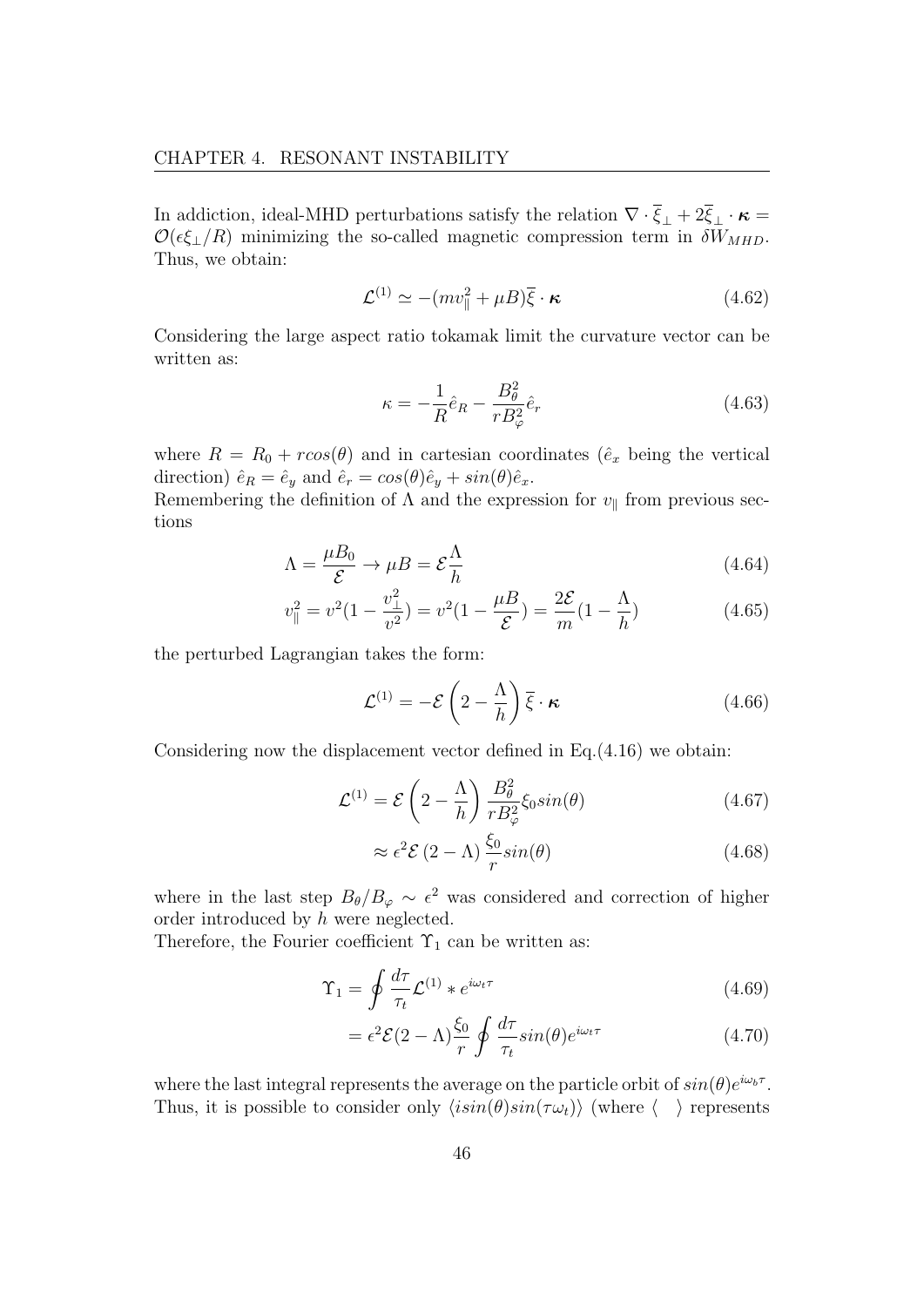In addiction, ideal-MHD perturbations satisfy the relation $\nabla \cdot \overline{\xi}_\perp + 2\overline{\xi}_\perp \cdot \boldsymbol{\kappa} = \mathcal{O}(\epsilon\xi_\perp/R)$ minimizing the so-called magnetic compression term in $\delta W_{MHD}$. Thus, we obtain:

$$\mathcal{L}^{(1)} \simeq -(mv_\parallel^2 + \mu B)\overline{\xi} \cdot \boldsymbol{\kappa} \tag{4.62}$$

Considering the large aspect ratio tokamak limit the curvature vector can be written as:

$$\kappa = -\frac{1}{R}\hat{e}_R - \frac{B_\theta^2}{rB_\varphi^2}\hat{e}_r \tag{4.63}$$

where $R = R_0 + rcos(\theta)$ and in cartesian coordinates ($\hat{e}_x$ being the vertical direction) $\hat{e}_R = \hat{e}_y$ and $\hat{e}_r = cos(\theta)\hat{e}_y + sin(\theta)\hat{e}_x$.
Remembering the definition of $\Lambda$ and the expression for $v_\parallel$ from previous sections

$$\Lambda = \frac{\mu B_0}{\mathcal{E}} \rightarrow \mu B = \mathcal{E}\frac{\Lambda}{h} \tag{4.64}$$

$$v_\parallel^2 = v^2(1 - \frac{v_\perp^2}{v^2}) = v^2(1 - \frac{\mu B}{\mathcal{E}}) = \frac{2\mathcal{E}}{m}(1 - \frac{\Lambda}{h}) \tag{4.65}$$

the perturbed Lagrangian takes the form:

$$\mathcal{L}^{(1)} = -\mathcal{E}\left(2 - \frac{\Lambda}{h}\right)\overline{\xi} \cdot \boldsymbol{\kappa} \tag{4.66}$$

Considering now the displacement vector defined in Eq.(4.16) we obtain:

$$\mathcal{L}^{(1)} = \mathcal{E}\left(2 - \frac{\Lambda}{h}\right)\frac{B_\theta^2}{rB_\varphi^2}\xi_0 sin(\theta) \tag{4.67}$$

$$\approx \epsilon^2\mathcal{E}\left(2 - \Lambda\right)\frac{\xi_0}{r}sin(\theta) \tag{4.68}$$

where in the last step $B_\theta/B_\varphi \sim \epsilon^2$ was considered and correction of higher order introduced by $h$ were neglected.
Therefore, the Fourier coefficient $\Upsilon_1$ can be written as:

$$\Upsilon_1 = \oint \frac{d\tau}{\tau_t}\mathcal{L}^{(1)} * e^{i\omega_t\tau} \tag{4.69}$$

$$= \epsilon^2\mathcal{E}(2 - \Lambda)\frac{\xi_0}{r}\oint\frac{d\tau}{\tau_t}sin(\theta)e^{i\omega_t\tau} \tag{4.70}$$

where the last integral represents the average on the particle orbit of $sin(\theta)e^{i\omega_b\tau}$. Thus, it is possible to consider only $\langle isin(\theta)sin(\tau\omega_t)\rangle$ (where $\langle \quad \rangle$ represents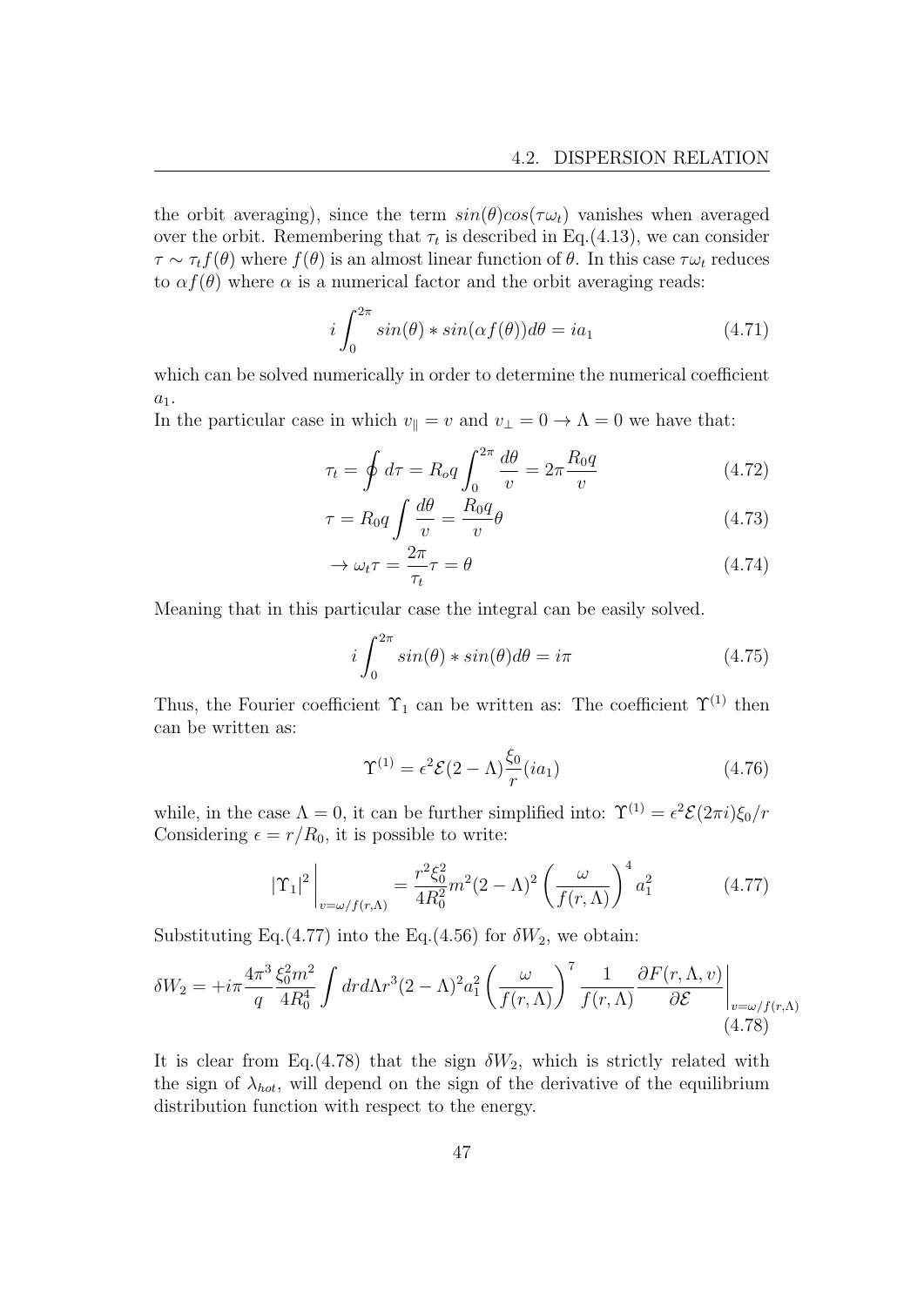the orbit averaging), since the term $sin(\theta)cos(\tau\omega_t)$ vanishes when averaged over the orbit. Remembering that $\tau_t$ is described in Eq.(4.13), we can consider $\tau \sim \tau_t f(\theta)$ where $f(\theta)$ is an almost linear function of $\theta$. In this case $\tau\omega_t$ reduces to $\alpha f(\theta)$ where $\alpha$ is a numerical factor and the orbit averaging reads:

$$i \int_0^{2\pi} sin(\theta) * sin(\alpha f(\theta)) d\theta = i a_1 \tag{4.71}$$

which can be solved numerically in order to determine the numerical coefficient $a_1$.

In the particular case in which $v_\parallel = v$ and $v_\perp = 0 \rightarrow \Lambda = 0$ we have that:

$$\tau_t = \oint d\tau = R_o q \int_0^{2\pi} \frac{d\theta}{v} = 2\pi \frac{R_0 q}{v} \tag{4.72}$$

$$\tau = R_0 q \int \frac{d\theta}{v} = \frac{R_0 q}{v}\theta \tag{4.73}$$

$$\rightarrow \omega_t \tau = \frac{2\pi}{\tau_t}\tau = \theta \tag{4.74}$$

Meaning that in this particular case the integral can be easily solved.

$$i \int_0^{2\pi} sin(\theta) * sin(\theta) d\theta = i\pi \tag{4.75}$$

Thus, the Fourier coefficient $\Upsilon_1$ can be written as: The coefficient $\Upsilon^{(1)}$ then can be written as:

$$\Upsilon^{(1)} = \epsilon^2 \mathcal{E}(2 - \Lambda)\frac{\xi_0}{r}(i a_1) \tag{4.76}$$

while, in the case $\Lambda = 0$, it can be further simplified into: $\Upsilon^{(1)} = \epsilon^2 \mathcal{E}(2\pi i)\xi_0 / r$ Considering $\epsilon = r/R_0$, it is possible to write:

$$|\Upsilon_1|^2 \bigg|_{v=\omega/f(r,\Lambda)} = \frac{r^2 \xi_0^2}{4R_0^2} m^2 (2-\Lambda)^2 \left(\frac{\omega}{f(r,\Lambda)}\right)^4 a_1^2 \tag{4.77}$$

Substituting Eq.(4.77) into the Eq.(4.56) for $\delta W_2$, we obtain:

$$\delta W_2 = +i\pi \frac{4\pi^3}{q} \frac{\xi_0^2 m^2}{4R_0^4} \int dr d\Lambda r^3 (2-\Lambda)^2 a_1^2 \left(\frac{\omega}{f(r,\Lambda)}\right)^7 \frac{1}{f(r,\Lambda)} \frac{\partial F(r,\Lambda,v)}{\partial \mathcal{E}}\bigg|_{v=\omega/f(r,\Lambda)} \tag{4.78}$$

It is clear from Eq.(4.78) that the sign $\delta W_2$, which is strictly related with the sign of $\lambda_{hot}$, will depend on the sign of the derivative of the equilibrium distribution function with respect to the energy.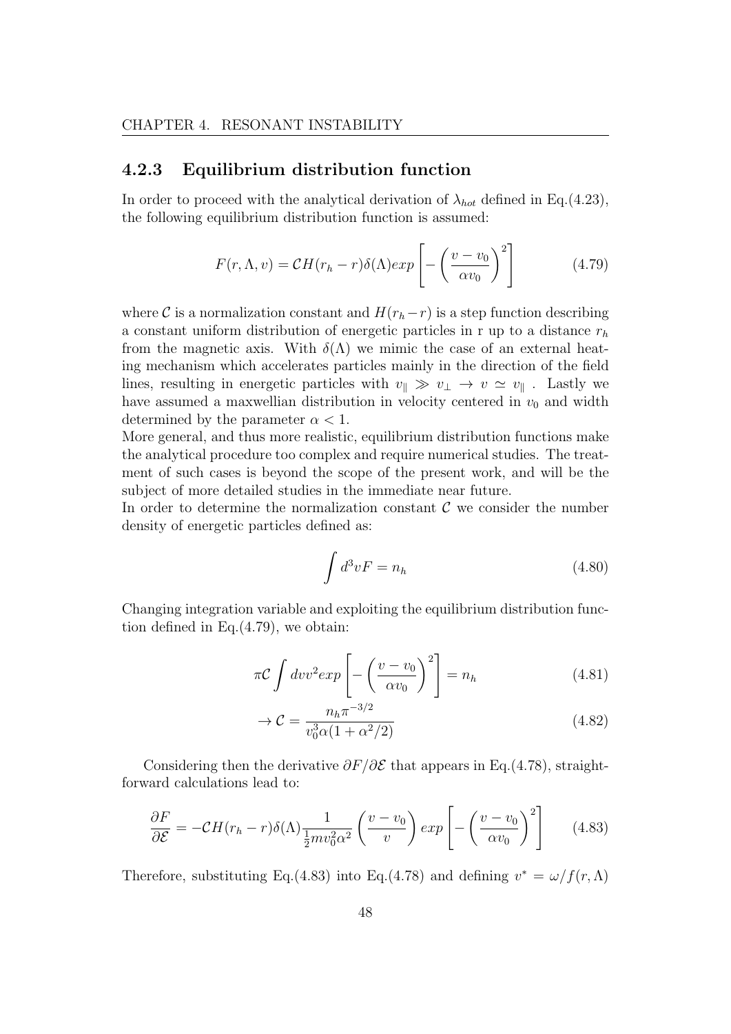### 4.2.3 Equilibrium distribution function

In order to proceed with the analytical derivation of $\lambda_{hot}$ defined in Eq.(4.23), the following equilibrium distribution function is assumed:

$$F(r, \Lambda, v) = \mathcal{C}H(r_h - r)\delta(\Lambda)exp\left[-\left(\frac{v - v_0}{\alpha v_0}\right)^2\right] \tag{4.79}$$

where $\mathcal{C}$ is a normalization constant and $H(r_h - r)$ is a step function describing a constant uniform distribution of energetic particles in r up to a distance $r_h$ from the magnetic axis. With $\delta(\Lambda)$ we mimic the case of an external heating mechanism which accelerates particles mainly in the direction of the field lines, resulting in energetic particles with $v_\parallel \gg v_\perp \to v \simeq v_\parallel$ . Lastly we have assumed a maxwellian distribution in velocity centered in $v_0$ and width determined by the parameter $\alpha < 1$.
More general, and thus more realistic, equilibrium distribution functions make the analytical procedure too complex and require numerical studies. The treatment of such cases is beyond the scope of the present work, and will be the subject of more detailed studies in the immediate near future.
In order to determine the normalization constant $\mathcal{C}$ we consider the number density of energetic particles defined as:

$$\int d^3vF = n_h \tag{4.80}$$

Changing integration variable and exploiting the equilibrium distribution function defined in Eq.(4.79), we obtain:

$$\pi\mathcal{C}\int dvv^2exp\left[-\left(\frac{v - v_0}{\alpha v_0}\right)^2\right] = n_h \tag{4.81}$$

$$\to \mathcal{C} = \frac{n_h\pi^{-3/2}}{v_0^3\alpha(1 + \alpha^2/2)} \tag{4.82}$$

Considering then the derivative $\partial F/\partial\mathcal{E}$ that appears in Eq.(4.78), straightforward calculations lead to:

$$\frac{\partial F}{\partial\mathcal{E}} = -\mathcal{C}H(r_h - r)\delta(\Lambda)\frac{1}{\frac{1}{2}mv_0^2\alpha^2}\left(\frac{v - v_0}{v}\right)exp\left[-\left(\frac{v - v_0}{\alpha v_0}\right)^2\right] \tag{4.83}$$

Therefore, substituting Eq.(4.83) into Eq.(4.78) and defining $v^* = \omega/f(r, \Lambda)$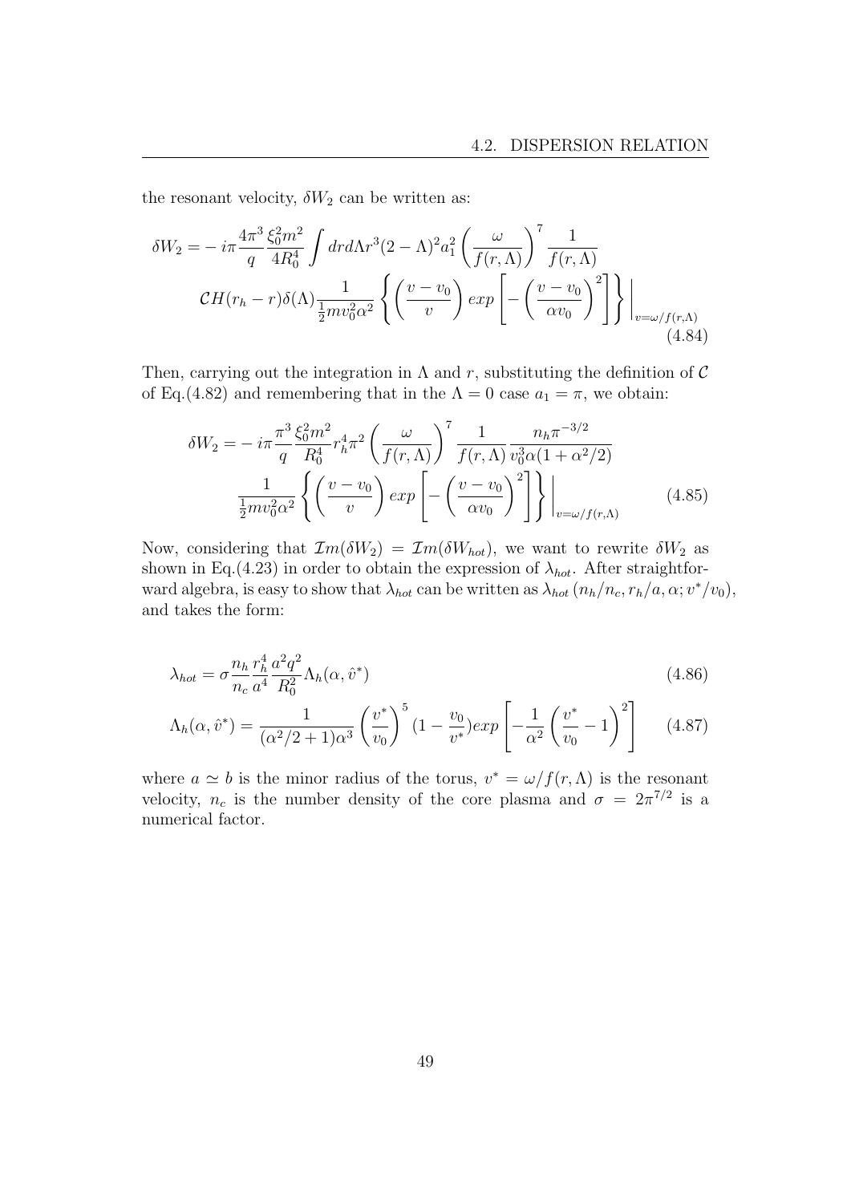the resonant velocity, $\delta W_2$ can be written as:

$$
\begin{aligned}
\delta W_2 = & - i\pi \frac{4\pi^3}{q} \frac{\xi_0^2 m^2}{4R_0^4} \int dr d\Lambda r^3 (2-\Lambda)^2 a_1^2 \left( \frac{\omega}{f(r,\Lambda)} \right)^7 \frac{1}{f(r,\Lambda)} \\
& \mathcal{C} H(r_h - r) \delta(\Lambda) \frac{1}{\frac{1}{2} m v_0^2 \alpha^2} \left\{ \left( \frac{v - v_0}{v} \right) exp \left[ - \left( \frac{v - v_0}{\alpha v_0} \right)^2 \right] \right\} \Bigg|_{v=\omega/f(r,\Lambda)}
\end{aligned} \tag{4.84}
$$

Then, carrying out the integration in $\Lambda$ and $r$, substituting the definition of $\mathcal{C}$ of Eq.(4.82) and remembering that in the $\Lambda = 0$ case $a_1 = \pi$, we obtain:

$$
\begin{aligned}
\delta W_2 = & - i\pi \frac{\pi^3}{q} \frac{\xi_0^2 m^2}{R_0^4} r_h^4 \pi^2 \left( \frac{\omega}{f(r,\Lambda)} \right)^7 \frac{1}{f(r,\Lambda)} \frac{n_h \pi^{-3/2}}{v_0^3 \alpha (1 + \alpha^2/2)} \\
& \frac{1}{\frac{1}{2} m v_0^2 \alpha^2} \left\{ \left( \frac{v - v_0}{v} \right) exp \left[ - \left( \frac{v - v_0}{\alpha v_0} \right)^2 \right] \right\} \Bigg|_{v=\omega/f(r,\Lambda)}
\end{aligned} \tag{4.85}
$$

Now, considering that $\mathcal{I}m(\delta W_2) = \mathcal{I}m(\delta W_{hot})$, we want to rewrite $\delta W_2$ as shown in Eq.(4.23) in order to obtain the expression of $\lambda_{hot}$. After straightforward algebra, is easy to show that $\lambda_{hot}$ can be written as $\lambda_{hot}\left(n_h/n_c, r_h/a, \alpha; v^*/v_0\right)$, and takes the form:

$$
\lambda_{hot} = \sigma \frac{n_h}{n_c} \frac{r_h^4}{a^4} \frac{a^2 q^2}{R_0^2} \Lambda_h(\alpha, \hat{v}^*) \tag{4.86}
$$

$$
\Lambda_h(\alpha, \hat{v}^*) = \frac{1}{(\alpha^2/2 + 1)\alpha^3} \left( \frac{v^*}{v_0} \right)^5 (1 - \frac{v_0}{v^*}) exp \left[ - \frac{1}{\alpha^2} \left( \frac{v^*}{v_0} - 1 \right)^2 \right] \tag{4.87}
$$

where $a \simeq b$ is the minor radius of the torus, $v^* = \omega/f(r,\Lambda)$ is the resonant velocity, $n_c$ is the number density of the core plasma and $\sigma = 2\pi^{7/2}$ is a numerical factor.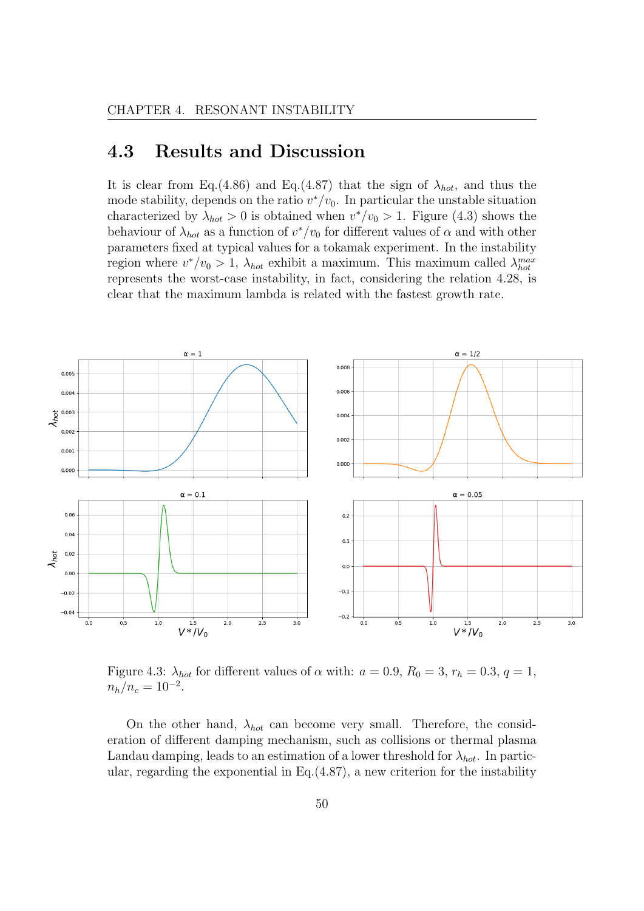## 4.3 Results and Discussion

It is clear from Eq.(4.86) and Eq.(4.87) that the sign of $\lambda_{hot}$, and thus the mode stability, depends on the ratio $v^*/v_0$. In particular the unstable situation characterized by $\lambda_{hot} > 0$ is obtained when $v^*/v_0 > 1$. Figure (4.3) shows the behaviour of $\lambda_{hot}$ as a function of $v^*/v_0$ for different values of $\alpha$ and with other parameters fixed at typical values for a tokamak experiment. In the instability region where $v^*/v_0 > 1$, $\lambda_{hot}$ exhibit a maximum. This maximum called $\lambda_{hot}^{max}$ represents the worst-case instability, in fact, considering the relation 4.28, is clear that the maximum lambda is related with the fastest growth rate.

Figure 4.3: $\lambda_{hot}$ for different values of $\alpha$ with: $a = 0.9$, $R_0 = 3$, $r_h = 0.3$, $q = 1$, $n_h/n_c = 10^{-2}$.

On the other hand, $\lambda_{hot}$ can become very small. Therefore, the consideration of different damping mechanism, such as collisions or thermal plasma Landau damping, leads to an estimation of a lower threshold for $\lambda_{hot}$. In particular, regarding the exponential in Eq.(4.87), a new criterion for the instability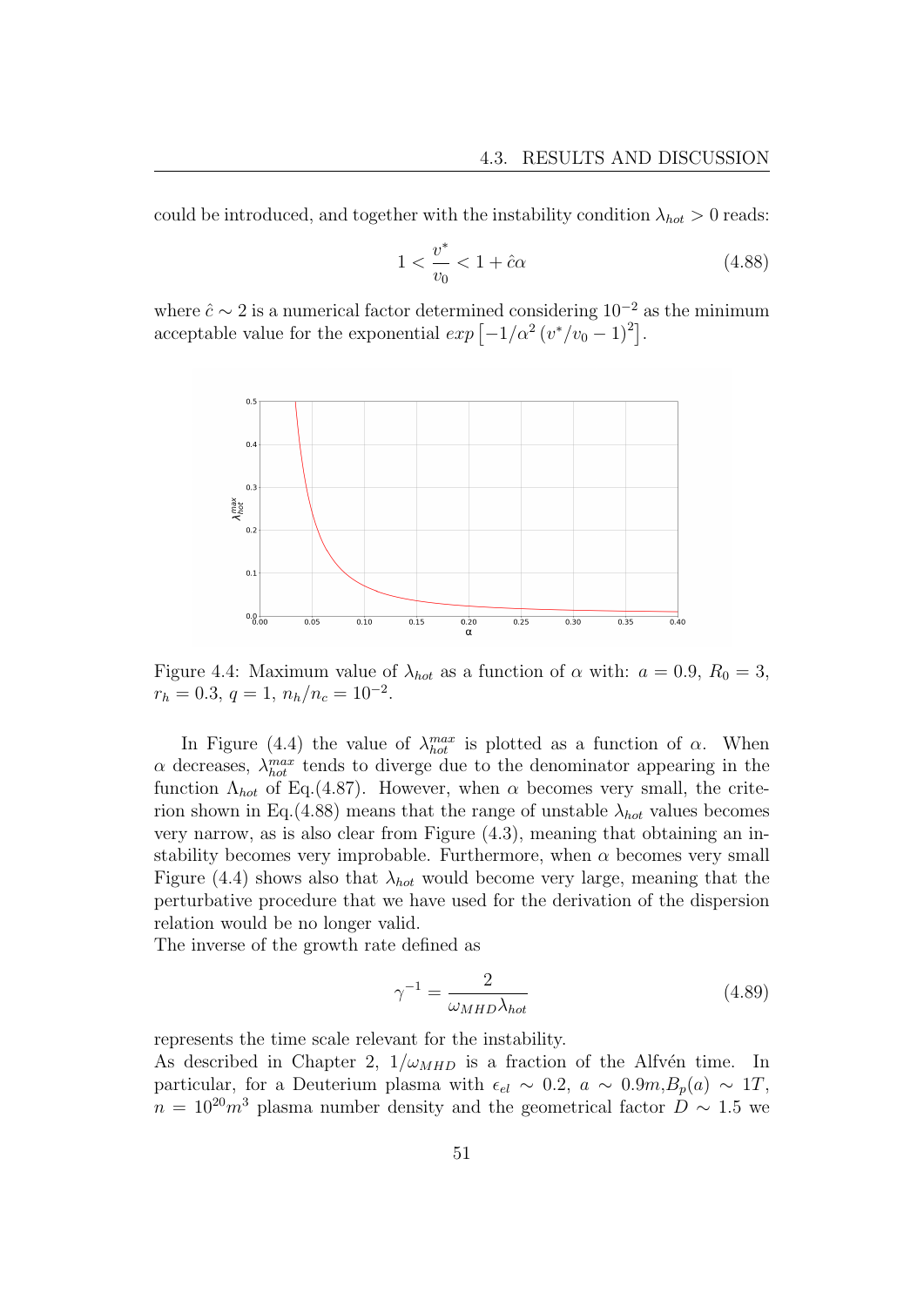could be introduced, and together with the instability condition $\lambda_{hot} > 0$ reads:

$$1 < \frac{v^*}{v_0} < 1 + \hat{c}\alpha \tag{4.88}$$

where $\hat{c} \sim 2$ is a numerical factor determined considering $10^{-2}$ as the minimum acceptable value for the exponential $exp\left[-1/\alpha^2 \left(v^*/v_0 - 1\right)^2\right]$.

Figure 4.4: Maximum value of $\lambda_{hot}$ as a function of $\alpha$ with: $a = 0.9$, $R_0 = 3$, $r_h = 0.3$, $q = 1$, $n_h/n_c = 10^{-2}$.

In Figure (4.4) the value of $\lambda_{hot}^{max}$ is plotted as a function of $\alpha$. When $\alpha$ decreases, $\lambda_{hot}^{max}$ tends to diverge due to the denominator appearing in the function $\Lambda_{hot}$ of Eq.(4.87). However, when $\alpha$ becomes very small, the criterion shown in Eq.(4.88) means that the range of unstable $\lambda_{hot}$ values becomes very narrow, as is also clear from Figure (4.3), meaning that obtaining an instability becomes very improbable. Furthermore, when $\alpha$ becomes very small Figure (4.4) shows also that $\lambda_{hot}$ would become very large, meaning that the perturbative procedure that we have used for the derivation of the dispersion relation would be no longer valid.

The inverse of the growth rate defined as

$$\gamma^{-1} = \frac{2}{\omega_{MHD}\lambda_{hot}} \tag{4.89}$$

represents the time scale relevant for the instability.

As described in Chapter 2, $1/\omega_{MHD}$ is a fraction of the Alfvén time. In particular, for a Deuterium plasma with $\epsilon_{el} \sim 0.2$, $a \sim 0.9m$,$B_p(a) \sim 1T$, $n = 10^{20}m^3$ plasma number density and the geometrical factor $D \sim 1.5$ we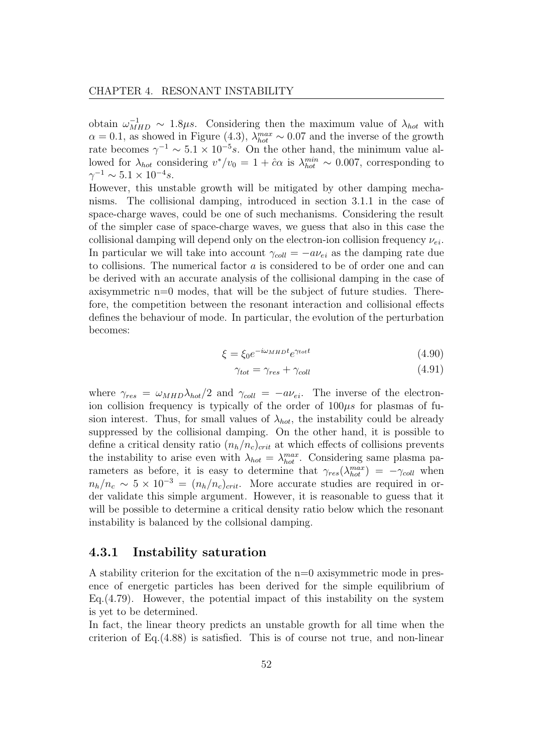obtain $\omega_{MHD}^{-1} \sim 1.8\mu s$. Considering then the maximum value of $\lambda_{hot}$ with $\alpha = 0.1$, as showed in Figure (4.3), $\lambda_{hot}^{max} \sim 0.07$ and the inverse of the growth rate becomes $\gamma^{-1} \sim 5.1 \times 10^{-5}s$. On the other hand, the minimum value allowed for $\lambda_{hot}$ considering $v^*/v_0 = 1 + \hat{c}\alpha$ is $\lambda_{hot}^{min} \sim 0.007$, corresponding to $\gamma^{-1} \sim 5.1 \times 10^{-4}s$.

However, this unstable growth will be mitigated by other damping mechanisms. The collisional damping, introduced in section 3.1.1 in the case of space-charge waves, could be one of such mechanisms. Considering the result of the simpler case of space-charge waves, we guess that also in this case the collisional damping will depend only on the electron-ion collision frequency $\nu_{ei}$. In particular we will take into account $\gamma_{coll} = -a\nu_{ei}$ as the damping rate due to collisions. The numerical factor $a$ is considered to be of order one and can be derived with an accurate analysis of the collisional damping in the case of axisymmetric n=0 modes, that will be the subject of future studies. Therefore, the competition between the resonant interaction and collisional effects defines the behaviour of mode. In particular, the evolution of the perturbation becomes:

$$\xi = \xi_0 e^{-i\omega_{MHD}t} e^{\gamma_{tot}t} \tag{4.90}$$

$$\gamma_{tot} = \gamma_{res} + \gamma_{coll} \tag{4.91}$$

where $\gamma_{res} = \omega_{MHD}\lambda_{hot}/2$ and $\gamma_{coll} = -a\nu_{ei}$. The inverse of the electron-ion collision frequency is typically of the order of $100\mu s$ for plasmas of fusion interest. Thus, for small values of $\lambda_{hot}$, the instability could be already suppressed by the collisional damping. On the other hand, it is possible to define a critical density ratio $(n_h/n_c)_{crit}$ at which effects of collisions prevents the instability to arise even with $\lambda_{hot} = \lambda_{hot}^{max}$. Considering same plasma parameters as before, it is easy to determine that $\gamma_{res}(\lambda_{hot}^{max}) = -\gamma_{coll}$ when $n_h/n_c \sim 5 \times 10^{-3} = (n_h/n_c)_{crit}$. More accurate studies are required in order validate this simple argument. However, it is reasonable to guess that it will be possible to determine a critical density ratio below which the resonant instability is balanced by the collsional damping.

### 4.3.1 Instability saturation

A stability criterion for the excitation of the n=0 axisymmetric mode in presence of energetic particles has been derived for the simple equilibrium of Eq.(4.79). However, the potential impact of this instability on the system is yet to be determined.

In fact, the linear theory predicts an unstable growth for all time when the criterion of Eq.(4.88) is satisfied. This is of course not true, and non-linear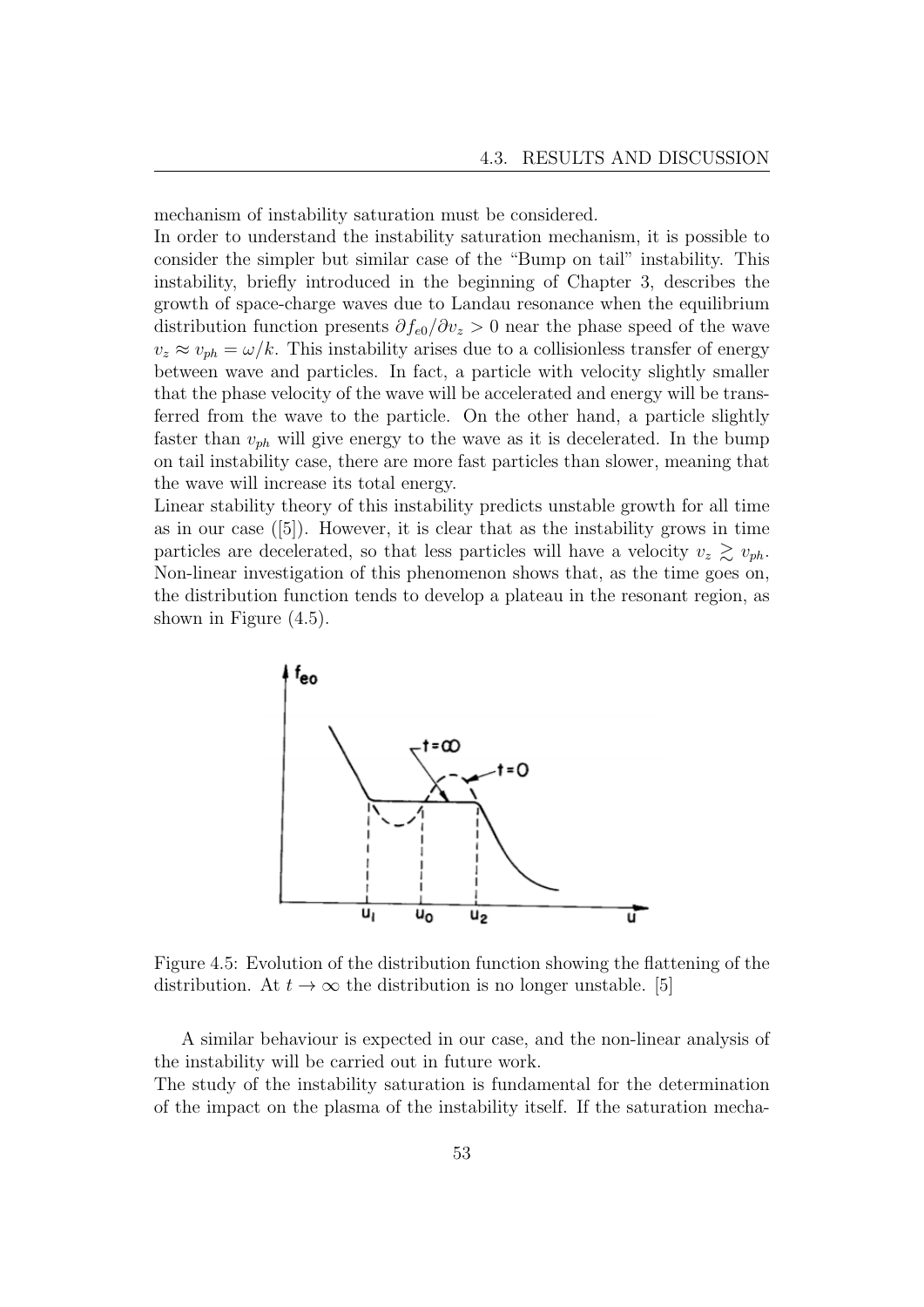mechanism of instability saturation must be considered.
In order to understand the instability saturation mechanism, it is possible to consider the simpler but similar case of the "Bump on tail" instability. This instability, briefly introduced in the beginning of Chapter 3, describes the growth of space-charge waves due to Landau resonance when the equilibrium distribution function presents $\partial f_{e0}/\partial v_z > 0$ near the phase speed of the wave $v_z \approx v_{ph} = \omega/k$. This instability arises due to a collisionless transfer of energy between wave and particles. In fact, a particle with velocity slightly smaller that the phase velocity of the wave will be accelerated and energy will be transferred from the wave to the particle. On the other hand, a particle slightly faster than $v_{ph}$ will give energy to the wave as it is decelerated. In the bump on tail instability case, there are more fast particles than slower, meaning that the wave will increase its total energy.
Linear stability theory of this instability predicts unstable growth for all time as in our case ([5]). However, it is clear that as the instability grows in time particles are decelerated, so that less particles will have a velocity $v_z \gtrsim v_{ph}$. Non-linear investigation of this phenomenon shows that, as the time goes on, the distribution function tends to develop a plateau in the resonant region, as shown in Figure (4.5).

Figure 4.5: Evolution of the distribution function showing the flattening of the distribution. At $t \to \infty$ the distribution is no longer unstable. [5]

A similar behaviour is expected in our case, and the non-linear analysis of the instability will be carried out in future work.
The study of the instability saturation is fundamental for the determination of the impact on the plasma of the instability itself. If the saturation mecha-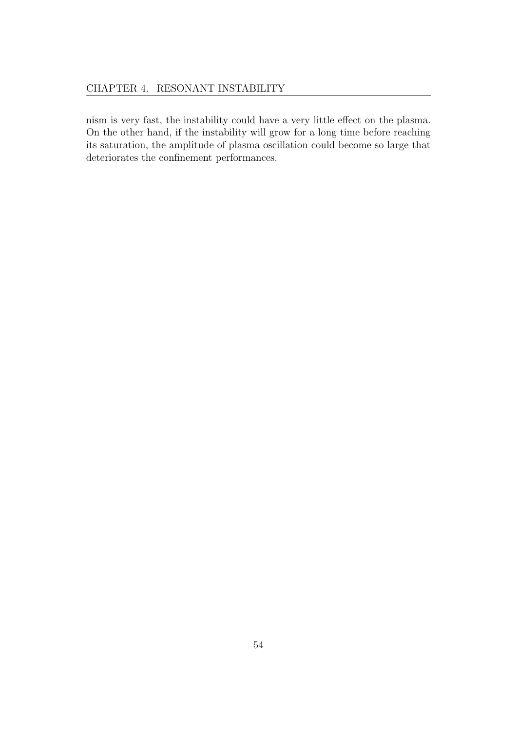nism is very fast, the instability could have a very little effect on the plasma. On the other hand, if the instability will grow for a long time before reaching its saturation, the amplitude of plasma oscillation could become so large that deteriorates the confinement performances.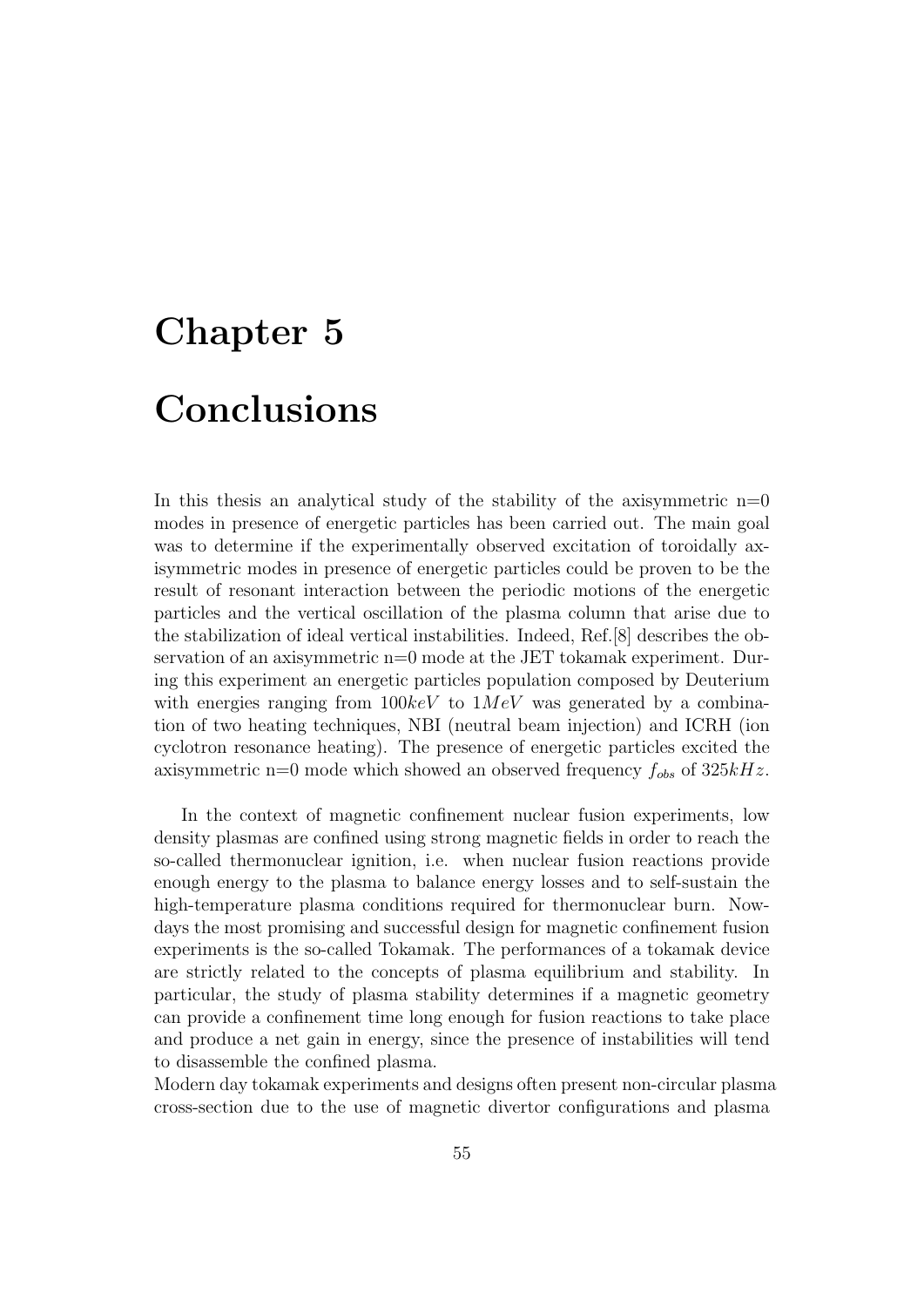# Chapter 5

# Conclusions

In this thesis an analytical study of the stability of the axisymmetric n=0 modes in presence of energetic particles has been carried out. The main goal was to determine if the experimentally observed excitation of toroidally axisymmetric modes in presence of energetic particles could be proven to be the result of resonant interaction between the periodic motions of the energetic particles and the vertical oscillation of the plasma column that arise due to the stabilization of ideal vertical instabilities. Indeed, Ref.[8] describes the observation of an axisymmetric n=0 mode at the JET tokamak experiment. During this experiment an energetic particles population composed by Deuterium with energies ranging from $100keV$ to $1MeV$ was generated by a combination of two heating techniques, NBI (neutral beam injection) and ICRH (ion cyclotron resonance heating). The presence of energetic particles excited the axisymmetric n=0 mode which showed an observed frequency $f_{obs}$ of $325kHz$.

In the context of magnetic confinement nuclear fusion experiments, low density plasmas are confined using strong magnetic fields in order to reach the so-called thermonuclear ignition, i.e. when nuclear fusion reactions provide enough energy to the plasma to balance energy losses and to self-sustain the high-temperature plasma conditions required for thermonuclear burn. Nowdays the most promising and successful design for magnetic confinement fusion experiments is the so-called Tokamak. The performances of a tokamak device are strictly related to the concepts of plasma equilibrium and stability. In particular, the study of plasma stability determines if a magnetic geometry can provide a confinement time long enough for fusion reactions to take place and produce a net gain in energy, since the presence of instabilities will tend to disassemble the confined plasma.

Modern day tokamak experiments and designs often present non-circular plasma cross-section due to the use of magnetic divertor configurations and plasma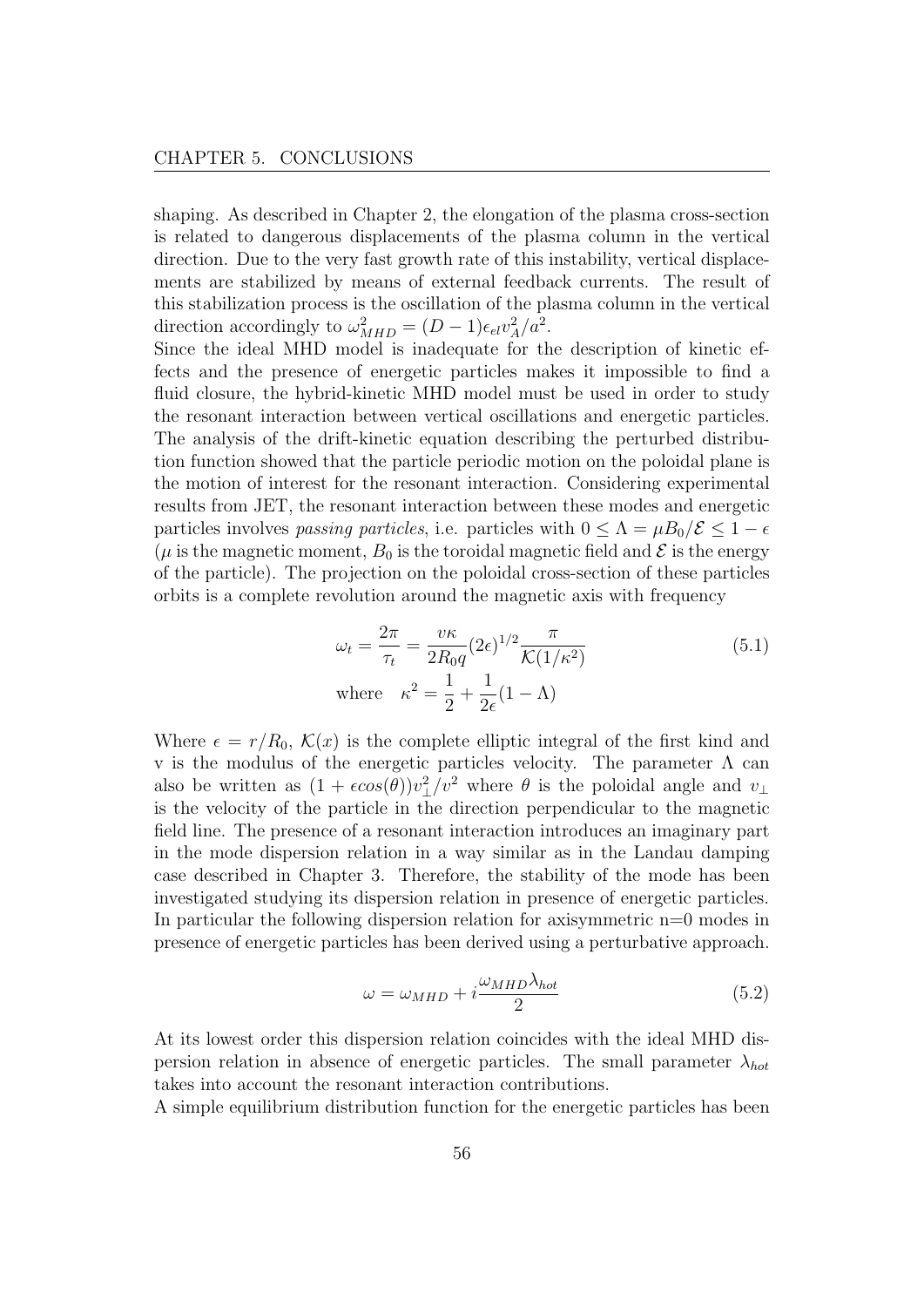shaping. As described in Chapter 2, the elongation of the plasma cross-section is related to dangerous displacements of the plasma column in the vertical direction. Due to the very fast growth rate of this instability, vertical displacements are stabilized by means of external feedback currents. The result of this stabilization process is the oscillation of the plasma column in the vertical direction accordingly to $\omega_{MHD}^2 = (D-1)\epsilon_{el} v_A^2/a^2$.

Since the ideal MHD model is inadequate for the description of kinetic effects and the presence of energetic particles makes it impossible to find a fluid closure, the hybrid-kinetic MHD model must be used in order to study the resonant interaction between vertical oscillations and energetic particles. The analysis of the drift-kinetic equation describing the perturbed distribution function showed that the particle periodic motion on the poloidal plane is the motion of interest for the resonant interaction. Considering experimental results from JET, the resonant interaction between these modes and energetic particles involves *passing particles*, i.e. particles with $0 \leq \Lambda = \mu B_0/\mathcal{E} \leq 1 - \epsilon$ ($\mu$ is the magnetic moment, $B_0$ is the toroidal magnetic field and $\mathcal{E}$ is the energy of the particle). The projection on the poloidal cross-section of these particles orbits is a complete revolution around the magnetic axis with frequency

$$\omega_t = \frac{2\pi}{\tau_t} = \frac{v\kappa}{2R_0 q}(2\epsilon)^{1/2}\frac{\pi}{\mathcal{K}(1/\kappa^2)} \qquad (5.1)$$

$$\text{where} \quad \kappa^2 = \frac{1}{2} + \frac{1}{2\epsilon}(1-\Lambda)$$

Where $\epsilon = r/R_0$, $\mathcal{K}(x)$ is the complete elliptic integral of the first kind and v is the modulus of the energetic particles velocity. The parameter $\Lambda$ can also be written as $(1+\epsilon cos(\theta))v_\perp^2/v^2$ where $\theta$ is the poloidal angle and $v_\perp$ is the velocity of the particle in the direction perpendicular to the magnetic field line. The presence of a resonant interaction introduces an imaginary part in the mode dispersion relation in a way similar as in the Landau damping case described in Chapter 3. Therefore, the stability of the mode has been investigated studying its dispersion relation in presence of energetic particles. In particular the following dispersion relation for axisymmetric n=0 modes in presence of energetic particles has been derived using a perturbative approach.

$$\omega = \omega_{MHD} + i\frac{\omega_{MHD}\lambda_{hot}}{2} \qquad (5.2)$$

At its lowest order this dispersion relation coincides with the ideal MHD dispersion relation in absence of energetic particles. The small parameter $\lambda_{hot}$ takes into account the resonant interaction contributions.

A simple equilibrium distribution function for the energetic particles has been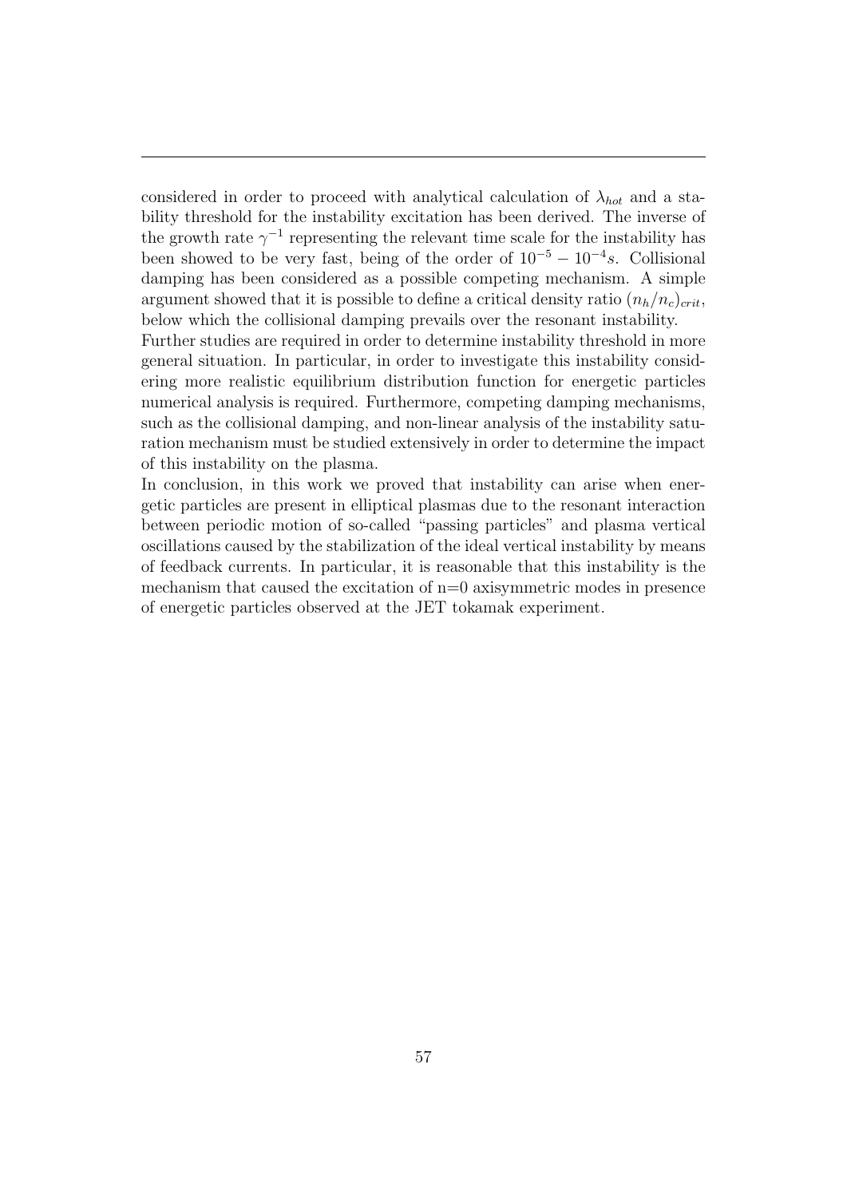considered in order to proceed with analytical calculation of $\lambda_{hot}$ and a stability threshold for the instability excitation has been derived. The inverse of the growth rate $\gamma^{-1}$ representing the relevant time scale for the instability has been showed to be very fast, being of the order of $10^{-5} - 10^{-4}s$. Collisional damping has been considered as a possible competing mechanism. A simple argument showed that it is possible to define a critical density ratio $(n_h/n_c)_{crit}$, below which the collisional damping prevails over the resonant instability.

Further studies are required in order to determine instability threshold in more general situation. In particular, in order to investigate this instability considering more realistic equilibrium distribution function for energetic particles numerical analysis is required. Furthermore, competing damping mechanisms, such as the collisional damping, and non-linear analysis of the instability saturation mechanism must be studied extensively in order to determine the impact of this instability on the plasma.

In conclusion, in this work we proved that instability can arise when energetic particles are present in elliptical plasmas due to the resonant interaction between periodic motion of so-called "passing particles" and plasma vertical oscillations caused by the stabilization of the ideal vertical instability by means of feedback currents. In particular, it is reasonable that this instability is the mechanism that caused the excitation of n=0 axisymmetric modes in presence of energetic particles observed at the JET tokamak experiment.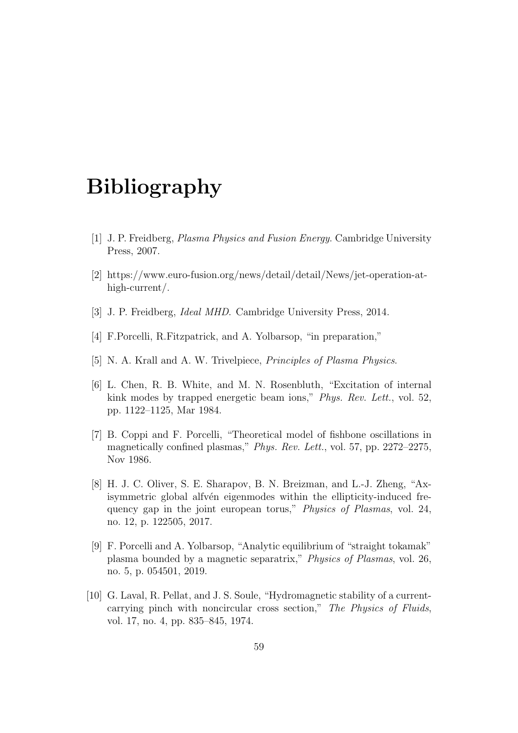# Bibliography

[1] J. P. Freidberg, *Plasma Physics and Fusion Energy*. Cambridge University Press, 2007.

[2] https://www.euro-fusion.org/news/detail/detail/News/jet-operation-at-high-current/.

[3] J. P. Freidberg, *Ideal MHD*. Cambridge University Press, 2014.

[4] F.Porcelli, R.Fitzpatrick, and A. Yolbarsop, "in preparation,"

[5] N. A. Krall and A. W. Trivelpiece, *Principles of Plasma Physics*.

[6] L. Chen, R. B. White, and M. N. Rosenbluth, "Excitation of internal kink modes by trapped energetic beam ions," *Phys. Rev. Lett.*, vol. 52, pp. 1122–1125, Mar 1984.

[7] B. Coppi and F. Porcelli, "Theoretical model of fishbone oscillations in magnetically confined plasmas," *Phys. Rev. Lett.*, vol. 57, pp. 2272–2275, Nov 1986.

[8] H. J. C. Oliver, S. E. Sharapov, B. N. Breizman, and L.-J. Zheng, "Axisymmetric global alfvén eigenmodes within the ellipticity-induced frequency gap in the joint european torus," *Physics of Plasmas*, vol. 24, no. 12, p. 122505, 2017.

[9] F. Porcelli and A. Yolbarsop, "Analytic equilibrium of "straight tokamak" plasma bounded by a magnetic separatrix," *Physics of Plasmas*, vol. 26, no. 5, p. 054501, 2019.

[10] G. Laval, R. Pellat, and J. S. Soule, "Hydromagnetic stability of a current-carrying pinch with noncircular cross section," *The Physics of Fluids*, vol. 17, no. 4, pp. 835–845, 1974.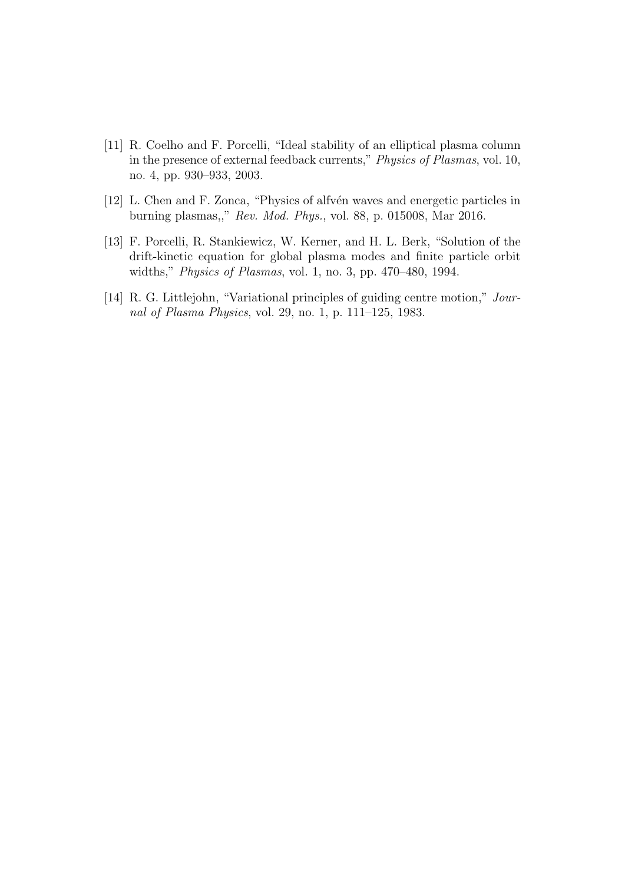[11] R. Coelho and F. Porcelli, “Ideal stability of an elliptical plasma column in the presence of external feedback currents,” *Physics of Plasmas*, vol. 10, no. 4, pp. 930–933, 2003.

[12] L. Chen and F. Zonca, “Physics of alfvén waves and energetic particles in burning plasmas,,” *Rev. Mod. Phys.*, vol. 88, p. 015008, Mar 2016.

[13] F. Porcelli, R. Stankiewicz, W. Kerner, and H. L. Berk, “Solution of the drift-kinetic equation for global plasma modes and finite particle orbit widths,” *Physics of Plasmas*, vol. 1, no. 3, pp. 470–480, 1994.

[14] R. G. Littlejohn, “Variational principles of guiding centre motion,” *Journal of Plasma Physics*, vol. 29, no. 1, p. 111–125, 1983.